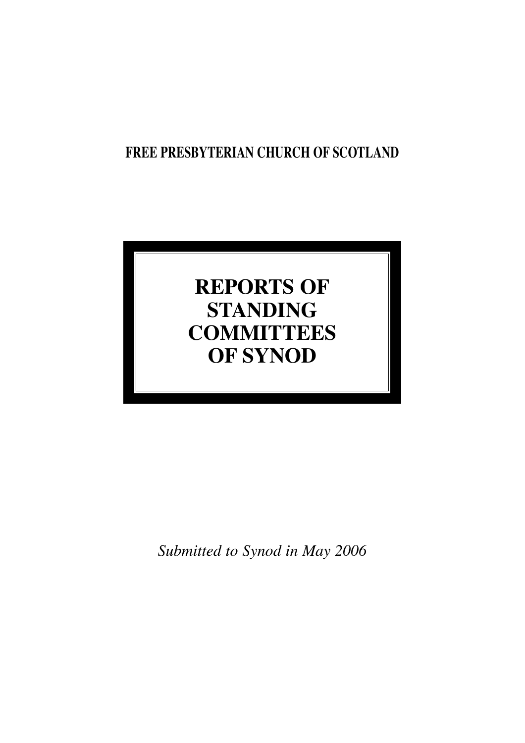**FREE PRESBYTERIAN CHURCH OF SCOTLAND**

# REPORTS OF STANDING COMMITTEES OF SYNOD

*Submitted to Synod in May 2006*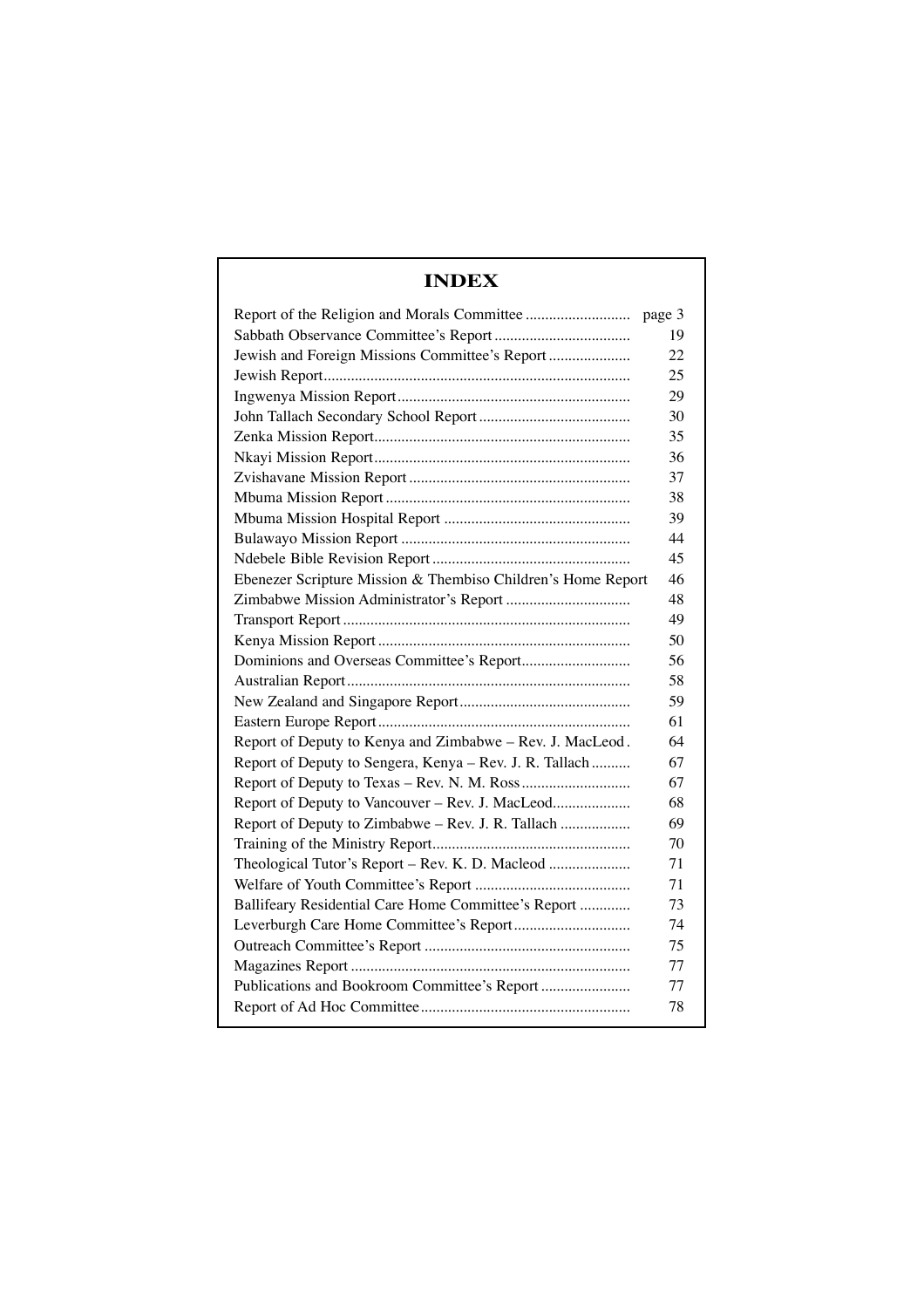# INDEX

| | |
|---|---|
| Report of the Religion and Morals Committee | page 3 |
| Sabbath Observance Committee's Report | 19 |
| Jewish and Foreign Missions Committee's Report | 22 |
| Jewish Report | 25 |
| Ingwenya Mission Report | 29 |
| John Tallach Secondary School Report | 30 |
| Zenka Mission Report | 35 |
| Nkayi Mission Report | 36 |
| Zvishavane Mission Report | 37 |
| Mbuma Mission Report | 38 |
| Mbuma Mission Hospital Report | 39 |
| Bulawayo Mission Report | 44 |
| Ndebele Bible Revision Report | 45 |
| Ebenezer Scripture Mission & Thembiso Children's Home Report | 46 |
| Zimbabwe Mission Administrator's Report | 48 |
| Transport Report | 49 |
| Kenya Mission Report | 50 |
| Dominions and Overseas Committee's Report | 56 |
| Australian Report | 58 |
| New Zealand and Singapore Report | 59 |
| Eastern Europe Report | 61 |
| Report of Deputy to Kenya and Zimbabwe – Rev. J. MacLeod | 64 |
| Report of Deputy to Sengera, Kenya – Rev. J. R. Tallach | 67 |
| Report of Deputy to Texas – Rev. N. M. Ross | 67 |
| Report of Deputy to Vancouver – Rev. J. MacLeod | 68 |
| Report of Deputy to Zimbabwe – Rev. J. R. Tallach | 69 |
| Training of the Ministry Report | 70 |
| Theological Tutor's Report – Rev. K. D. Macleod | 71 |
| Welfare of Youth Committee's Report | 71 |
| Ballifeary Residential Care Home Committee's Report | 73 |
| Leverburgh Care Home Committee's Report | 74 |
| Outreach Committee's Report | 75 |
| Magazines Report | 77 |
| Publications and Bookroom Committee's Report | 77 |
| Report of Ad Hoc Committee | 78 |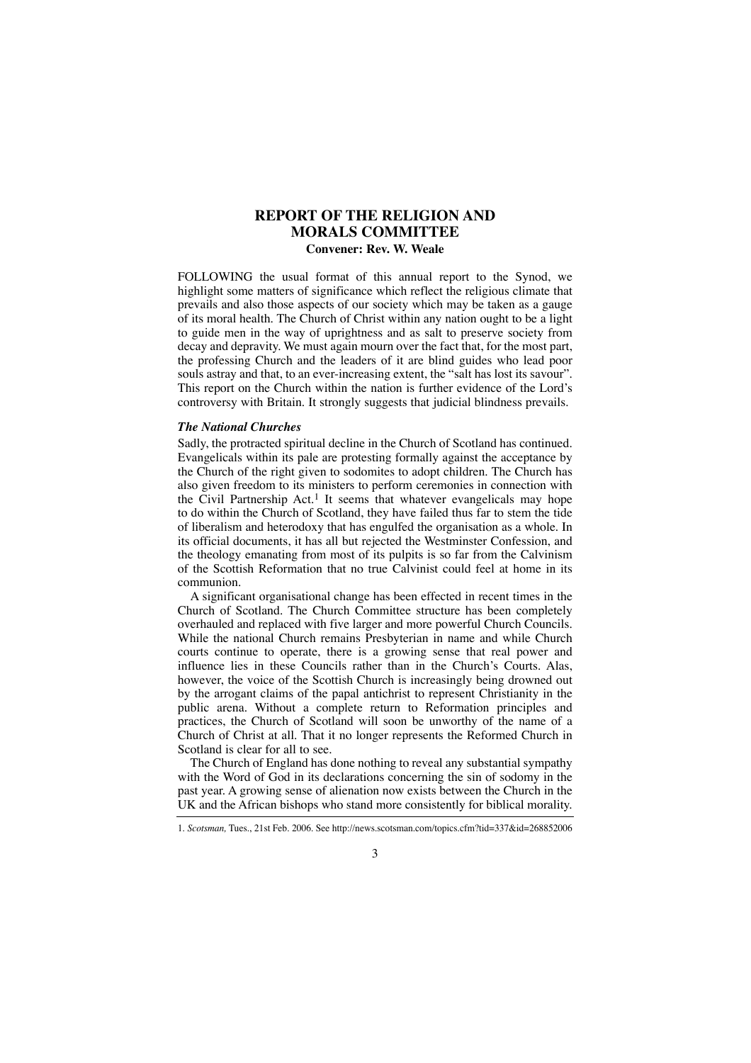# REPORT OF THE RELIGION AND MORALS COMMITTEE

**Convener: Rev. W. Weale**

FOLLOWING the usual format of this annual report to the Synod, we highlight some matters of significance which reflect the religious climate that prevails and also those aspects of our society which may be taken as a gauge of its moral health. The Church of Christ within any nation ought to be a light to guide men in the way of uprightness and as salt to preserve society from decay and depravity. We must again mourn over the fact that, for the most part, the professing Church and the leaders of it are blind guides who lead poor souls astray and that, to an ever-increasing extent, the "salt has lost its savour". This report on the Church within the nation is further evidence of the Lord's controversy with Britain. It strongly suggests that judicial blindness prevails.

### *The National Churches*

Sadly, the protracted spiritual decline in the Church of Scotland has continued. Evangelicals within its pale are protesting formally against the acceptance by the Church of the right given to sodomites to adopt children. The Church has also given freedom to its ministers to perform ceremonies in connection with the Civil Partnership Act.[1] It seems that whatever evangelicals may hope to do within the Church of Scotland, they have failed thus far to stem the tide of liberalism and heterodoxy that has engulfed the organisation as a whole. In its official documents, it has all but rejected the Westminster Confession, and the theology emanating from most of its pulpits is so far from the Calvinism of the Scottish Reformation that no true Calvinist could feel at home in its communion.

A significant organisational change has been effected in recent times in the Church of Scotland. The Church Committee structure has been completely overhauled and replaced with five larger and more powerful Church Councils. While the national Church remains Presbyterian in name and while Church courts continue to operate, there is a growing sense that real power and influence lies in these Councils rather than in the Church's Courts. Alas, however, the voice of the Scottish Church is increasingly being drowned out by the arrogant claims of the papal antichrist to represent Christianity in the public arena. Without a complete return to Reformation principles and practices, the Church of Scotland will soon be unworthy of the name of a Church of Christ at all. That it no longer represents the Reformed Church in Scotland is clear for all to see.

The Church of England has done nothing to reveal any substantial sympathy with the Word of God in its declarations concerning the sin of sodomy in the past year. A growing sense of alienation now exists between the Church in the UK and the African bishops who stand more consistently for biblical morality.

---

1. *Scotsman,* Tues., 21st Feb. 2006. See http://news.scotsman.com/topics.cfm?tid=337&id=268852006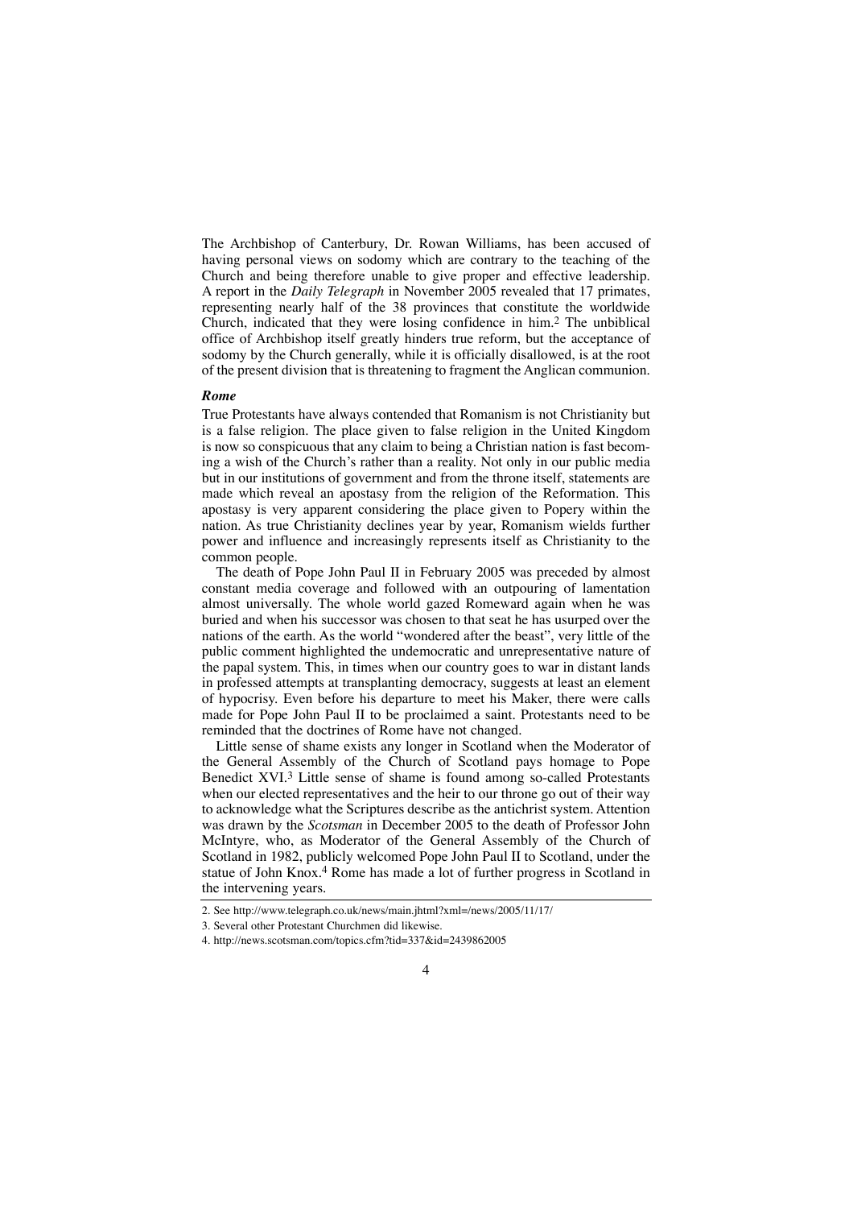The Archbishop of Canterbury, Dr. Rowan Williams, has been accused of having personal views on sodomy which are contrary to the teaching of the Church and being therefore unable to give proper and effective leadership. A report in the *Daily Telegraph* in November 2005 revealed that 17 primates, representing nearly half of the 38 provinces that constitute the worldwide Church, indicated that they were losing confidence in him.[2] The unbiblical office of Archbishop itself greatly hinders true reform, but the acceptance of sodomy by the Church generally, while it is officially disallowed, is at the root of the present division that is threatening to fragment the Anglican communion.

### *Rome*

True Protestants have always contended that Romanism is not Christianity but is a false religion. The place given to false religion in the United Kingdom is now so conspicuous that any claim to being a Christian nation is fast becoming a wish of the Church's rather than a reality. Not only in our public media but in our institutions of government and from the throne itself, statements are made which reveal an apostasy from the religion of the Reformation. This apostasy is very apparent considering the place given to Popery within the nation. As true Christianity declines year by year, Romanism wields further power and influence and increasingly represents itself as Christianity to the common people.

The death of Pope John Paul II in February 2005 was preceded by almost constant media coverage and followed with an outpouring of lamentation almost universally. The whole world gazed Romeward again when he was buried and when his successor was chosen to that seat he has usurped over the nations of the earth. As the world "wondered after the beast", very little of the public comment highlighted the undemocratic and unrepresentative nature of the papal system. This, in times when our country goes to war in distant lands in professed attempts at transplanting democracy, suggests at least an element of hypocrisy. Even before his departure to meet his Maker, there were calls made for Pope John Paul II to be proclaimed a saint. Protestants need to be reminded that the doctrines of Rome have not changed.

Little sense of shame exists any longer in Scotland when the Moderator of the General Assembly of the Church of Scotland pays homage to Pope Benedict XVI.[3] Little sense of shame is found among so-called Protestants when our elected representatives and the heir to our throne go out of their way to acknowledge what the Scriptures describe as the antichrist system. Attention was drawn by the *Scotsman* in December 2005 to the death of Professor John McIntyre, who, as Moderator of the General Assembly of the Church of Scotland in 1982, publicly welcomed Pope John Paul II to Scotland, under the statue of John Knox.[4] Rome has made a lot of further progress in Scotland in the intervening years.

---

2. See http://www.telegraph.co.uk/news/main.jhtml?xml=/news/2005/11/17/
3. Several other Protestant Churchmen did likewise.
4. http://news.scotsman.com/topics.cfm?tid=337&id=2439862005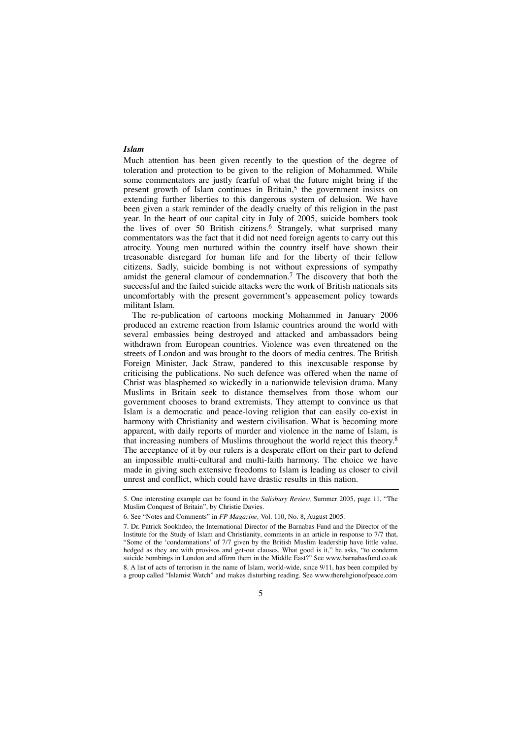### *Islam*

Much attention has been given recently to the question of the degree of toleration and protection to be given to the religion of Mohammed. While some commentators are justly fearful of what the future might bring if the present growth of Islam continues in Britain,[5] the government insists on extending further liberties to this dangerous system of delusion. We have been given a stark reminder of the deadly cruelty of this religion in the past year. In the heart of our capital city in July of 2005, suicide bombers took the lives of over 50 British citizens.[6] Strangely, what surprised many commentators was the fact that it did not need foreign agents to carry out this atrocity. Young men nurtured within the country itself have shown their treasonable disregard for human life and for the liberty of their fellow citizens. Sadly, suicide bombing is not without expressions of sympathy amidst the general clamour of condemnation.[7] The discovery that both the successful and the failed suicide attacks were the work of British nationals sits uncomfortably with the present government's appeasement policy towards militant Islam.

The re-publication of cartoons mocking Mohammed in January 2006 produced an extreme reaction from Islamic countries around the world with several embassies being destroyed and attacked and ambassadors being withdrawn from European countries. Violence was even threatened on the streets of London and was brought to the doors of media centres. The British Foreign Minister, Jack Straw, pandered to this inexcusable response by criticising the publications. No such defence was offered when the name of Christ was blasphemed so wickedly in a nationwide television drama. Many Muslims in Britain seek to distance themselves from those whom our government chooses to brand extremists. They attempt to convince us that Islam is a democratic and peace-loving religion that can easily co-exist in harmony with Christianity and western civilisation. What is becoming more apparent, with daily reports of murder and violence in the name of Islam, is that increasing numbers of Muslims throughout the world reject this theory.[8] The acceptance of it by our rulers is a desperate effort on their part to defend an impossible multi-cultural and multi-faith harmony. The choice we have made in giving such extensive freedoms to Islam is leading us closer to civil unrest and conflict, which could have drastic results in this nation.

---

5. One interesting example can be found in the *Salisbury Review,* Summer 2005, page 11, "The Muslim Conquest of Britain", by Christie Davies.

6. See "Notes and Comments" in *FP Magazine,* Vol. 110, No. 8, August 2005.

7. Dr. Patrick Sookhdeo, the International Director of the Barnabas Fund and the Director of the Institute for the Study of Islam and Christianity, comments in an article in response to 7/7 that, "Some of the 'condemnations' of 7/7 given by the British Muslim leadership have little value, hedged as they are with provisos and get-out clauses. What good is it," he asks, "to condemn suicide bombings in London and affirm them in the Middle East?" See www.barnabasfund.co.uk

8. A list of acts of terrorism in the name of Islam, world-wide, since 9/11, has been compiled by a group called "Islamist Watch" and makes disturbing reading. See www.thereligionofpeace.com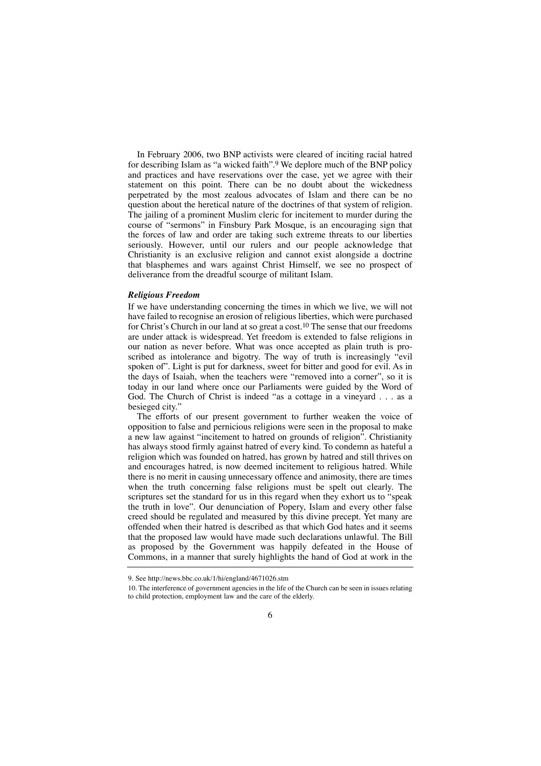In February 2006, two BNP activists were cleared of inciting racial hatred for describing Islam as "a wicked faith".[9] We deplore much of the BNP policy and practices and have reservations over the case, yet we agree with their statement on this point. There can be no doubt about the wickedness perpetrated by the most zealous advocates of Islam and there can be no question about the heretical nature of the doctrines of that system of religion. The jailing of a prominent Muslim cleric for incitement to murder during the course of "sermons" in Finsbury Park Mosque, is an encouraging sign that the forces of law and order are taking such extreme threats to our liberties seriously. However, until our rulers and our people acknowledge that Christianity is an exclusive religion and cannot exist alongside a doctrine that blasphemes and wars against Christ Himself, we see no prospect of deliverance from the dreadful scourge of militant Islam.

***Religious Freedom***

If we have understanding concerning the times in which we live, we will not have failed to recognise an erosion of religious liberties, which were purchased for Christ's Church in our land at so great a cost.[10] The sense that our freedoms are under attack is widespread. Yet freedom is extended to false religions in our nation as never before. What was once accepted as plain truth is proscribed as intolerance and bigotry. The way of truth is increasingly "evil spoken of". Light is put for darkness, sweet for bitter and good for evil. As in the days of Isaiah, when the teachers were "removed into a corner", so it is today in our land where once our Parliaments were guided by the Word of God. The Church of Christ is indeed "as a cottage in a vineyard . . . as a besieged city."

The efforts of our present government to further weaken the voice of opposition to false and pernicious religions were seen in the proposal to make a new law against "incitement to hatred on grounds of religion". Christianity has always stood firmly against hatred of every kind. To condemn as hateful a religion which was founded on hatred, has grown by hatred and still thrives on and encourages hatred, is now deemed incitement to religious hatred. While there is no merit in causing unnecessary offence and animosity, there are times when the truth concerning false religions must be spelt out clearly. The scriptures set the standard for us in this regard when they exhort us to "speak the truth in love". Our denunciation of Popery, Islam and every other false creed should be regulated and measured by this divine precept. Yet many are offended when their hatred is described as that which God hates and it seems that the proposed law would have made such declarations unlawful. The Bill as proposed by the Government was happily defeated in the House of Commons, in a manner that surely highlights the hand of God at work in the

---

9. See http://news.bbc.co.uk/1/hi/england/4671026.stm

10. The interference of government agencies in the life of the Church can be seen in issues relating to child protection, employment law and the care of the elderly.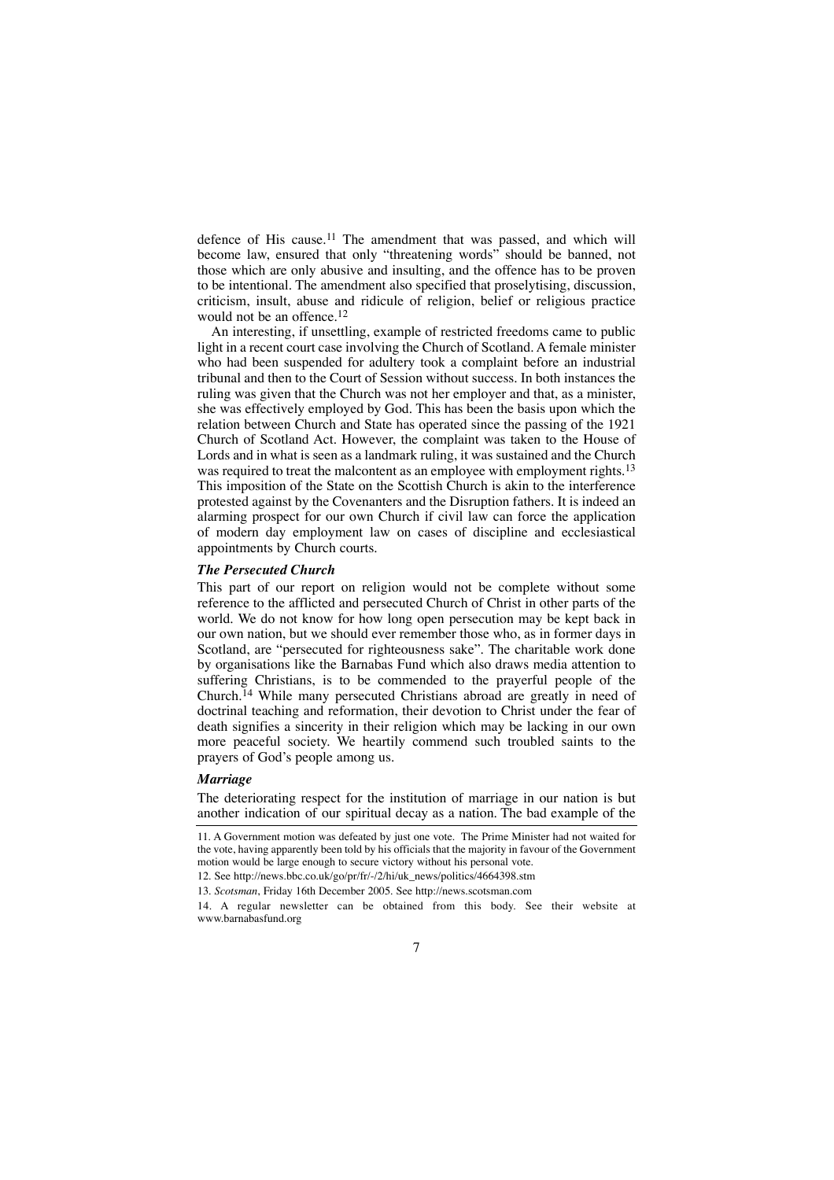defence of His cause.[11] The amendment that was passed, and which will become law, ensured that only "threatening words" should be banned, not those which are only abusive and insulting, and the offence has to be proven to be intentional. The amendment also specified that proselytising, discussion, criticism, insult, abuse and ridicule of religion, belief or religious practice would not be an offence.[12]

An interesting, if unsettling, example of restricted freedoms came to public light in a recent court case involving the Church of Scotland. A female minister who had been suspended for adultery took a complaint before an industrial tribunal and then to the Court of Session without success. In both instances the ruling was given that the Church was not her employer and that, as a minister, she was effectively employed by God. This has been the basis upon which the relation between Church and State has operated since the passing of the 1921 Church of Scotland Act. However, the complaint was taken to the House of Lords and in what is seen as a landmark ruling, it was sustained and the Church was required to treat the malcontent as an employee with employment rights.[13] This imposition of the State on the Scottish Church is akin to the interference protested against by the Covenanters and the Disruption fathers. It is indeed an alarming prospect for our own Church if civil law can force the application of modern day employment law on cases of discipline and ecclesiastical appointments by Church courts.

### *The Persecuted Church*

This part of our report on religion would not be complete without some reference to the afflicted and persecuted Church of Christ in other parts of the world. We do not know for how long open persecution may be kept back in our own nation, but we should ever remember those who, as in former days in Scotland, are "persecuted for righteousness sake". The charitable work done by organisations like the Barnabas Fund which also draws media attention to suffering Christians, is to be commended to the prayerful people of the Church.[14] While many persecuted Christians abroad are greatly in need of doctrinal teaching and reformation, their devotion to Christ under the fear of death signifies a sincerity in their religion which may be lacking in our own more peaceful society. We heartily commend such troubled saints to the prayers of God's people among us.

### *Marriage*

The deteriorating respect for the institution of marriage in our nation is but another indication of our spiritual decay as a nation. The bad example of the

---

11. A Government motion was defeated by just one vote. The Prime Minister had not waited for the vote, having apparently been told by his officials that the majority in favour of the Government motion would be large enough to secure victory without his personal vote.

12. See http://news.bbc.co.uk/go/pr/fr/-/2/hi/uk_news/politics/4664398.stm

13. *Scotsman*, Friday 16th December 2005. See http://news.scotsman.com

14. A regular newsletter can be obtained from this body. See their website at www.barnabasfund.org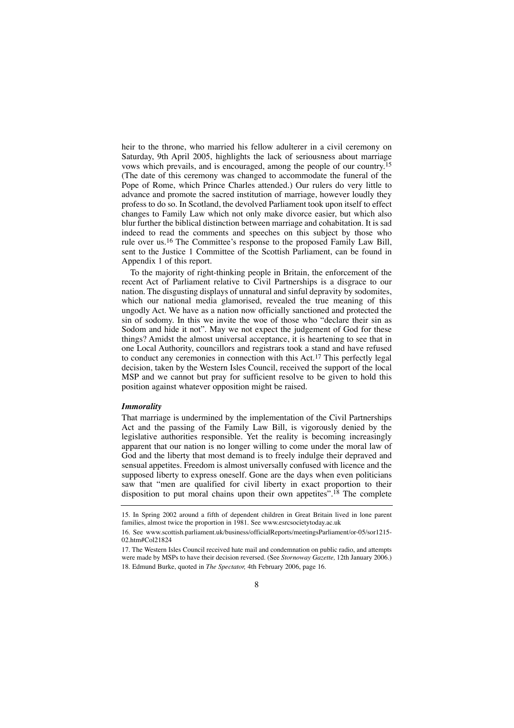heir to the throne, who married his fellow adulterer in a civil ceremony on Saturday, 9th April 2005, highlights the lack of seriousness about marriage vows which prevails, and is encouraged, among the people of our country.[15] (The date of this ceremony was changed to accommodate the funeral of the Pope of Rome, which Prince Charles attended.) Our rulers do very little to advance and promote the sacred institution of marriage, however loudly they profess to do so. In Scotland, the devolved Parliament took upon itself to effect changes to Family Law which not only make divorce easier, but which also blur further the biblical distinction between marriage and cohabitation. It is sad indeed to read the comments and speeches on this subject by those who rule over us.[16] The Committee's response to the proposed Family Law Bill, sent to the Justice 1 Committee of the Scottish Parliament, can be found in Appendix 1 of this report.

To the majority of right-thinking people in Britain, the enforcement of the recent Act of Parliament relative to Civil Partnerships is a disgrace to our nation. The disgusting displays of unnatural and sinful depravity by sodomites, which our national media glamorised, revealed the true meaning of this ungodly Act. We have as a nation now officially sanctioned and protected the sin of sodomy. In this we invite the woe of those who "declare their sin as Sodom and hide it not". May we not expect the judgement of God for these things? Amidst the almost universal acceptance, it is heartening to see that in one Local Authority, councillors and registrars took a stand and have refused to conduct any ceremonies in connection with this Act.[17] This perfectly legal decision, taken by the Western Isles Council, received the support of the local MSP and we cannot but pray for sufficient resolve to be given to hold this position against whatever opposition might be raised.

### *Immorality*

That marriage is undermined by the implementation of the Civil Partnerships Act and the passing of the Family Law Bill, is vigorously denied by the legislative authorities responsible. Yet the reality is becoming increasingly apparent that our nation is no longer willing to come under the moral law of God and the liberty that most demand is to freely indulge their depraved and sensual appetites. Freedom is almost universally confused with licence and the supposed liberty to express oneself. Gone are the days when even politicians saw that "men are qualified for civil liberty in exact proportion to their disposition to put moral chains upon their own appetites".[18] The complete

---

15. In Spring 2002 around a fifth of dependent children in Great Britain lived in lone parent families, almost twice the proportion in 1981. See www.esrcsocietytoday.ac.uk

16. See www.scottish.parliament.uk/business/officialReports/meetingsParliament/or-05/sor1215-02.htm#Col21824

17. The Western Isles Council received hate mail and condemnation on public radio, and attempts were made by MSPs to have their decision reversed. (See *Stornoway Gazette,* 12th January 2006.)

18. Edmund Burke, quoted in *The Spectator,* 4th February 2006, page 16.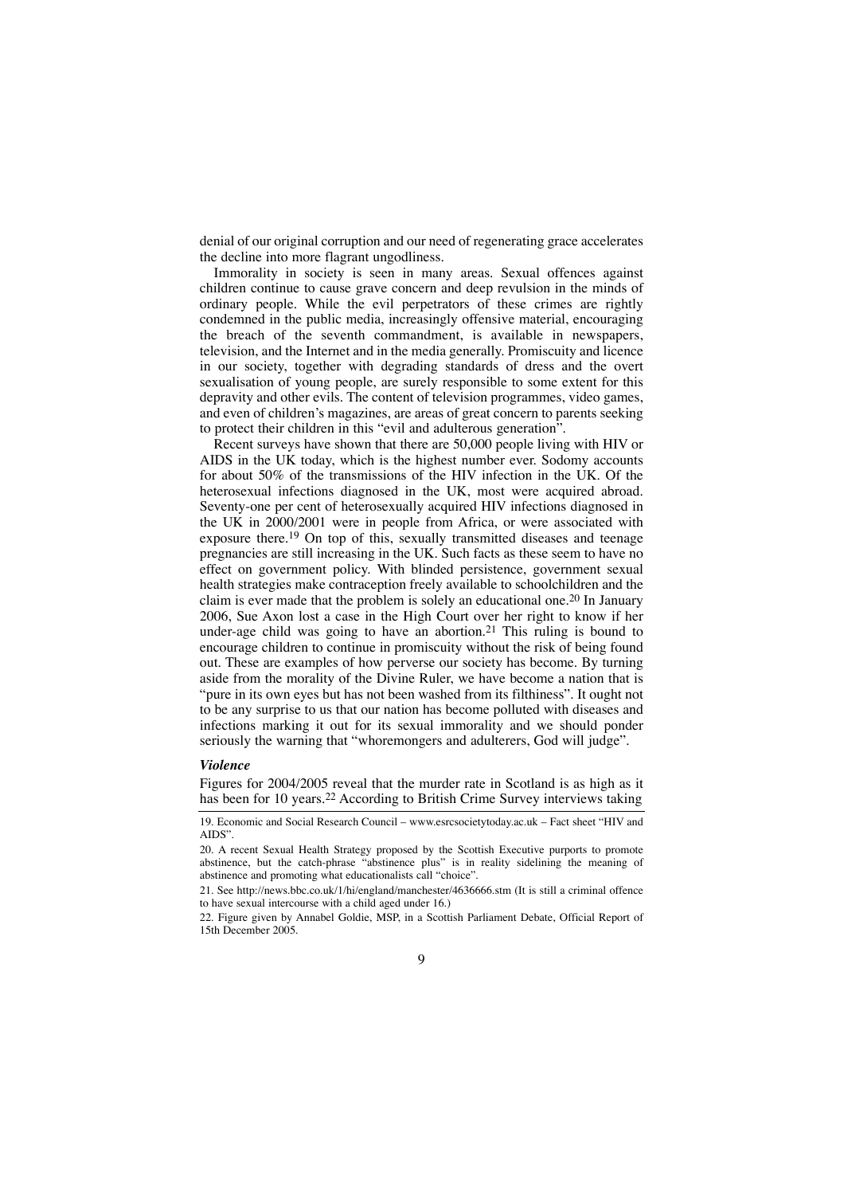denial of our original corruption and our need of regenerating grace accelerates the decline into more flagrant ungodliness.

Immorality in society is seen in many areas. Sexual offences against children continue to cause grave concern and deep revulsion in the minds of ordinary people. While the evil perpetrators of these crimes are rightly condemned in the public media, increasingly offensive material, encouraging the breach of the seventh commandment, is available in newspapers, television, and the Internet and in the media generally. Promiscuity and licence in our society, together with degrading standards of dress and the overt sexualisation of young people, are surely responsible to some extent for this depravity and other evils. The content of television programmes, video games, and even of children's magazines, are areas of great concern to parents seeking to protect their children in this "evil and adulterous generation".

Recent surveys have shown that there are 50,000 people living with HIV or AIDS in the UK today, which is the highest number ever. Sodomy accounts for about 50% of the transmissions of the HIV infection in the UK. Of the heterosexual infections diagnosed in the UK, most were acquired abroad. Seventy-one per cent of heterosexually acquired HIV infections diagnosed in the UK in 2000/2001 were in people from Africa, or were associated with exposure there.[19] On top of this, sexually transmitted diseases and teenage pregnancies are still increasing in the UK. Such facts as these seem to have no effect on government policy. With blinded persistence, government sexual health strategies make contraception freely available to schoolchildren and the claim is ever made that the problem is solely an educational one.[20] In January 2006, Sue Axon lost a case in the High Court over her right to know if her under-age child was going to have an abortion.[21] This ruling is bound to encourage children to continue in promiscuity without the risk of being found out. These are examples of how perverse our society has become. By turning aside from the morality of the Divine Ruler, we have become a nation that is "pure in its own eyes but has not been washed from its filthiness". It ought not to be any surprise to us that our nation has become polluted with diseases and infections marking it out for its sexual immorality and we should ponder seriously the warning that "whoremongers and adulterers, God will judge".

***Violence***

Figures for 2004/2005 reveal that the murder rate in Scotland is as high as it has been for 10 years.[22] According to British Crime Survey interviews taking

19. Economic and Social Research Council – www.esrcsocietytoday.ac.uk – Fact sheet "HIV and AIDS".

20. A recent Sexual Health Strategy proposed by the Scottish Executive purports to promote abstinence, but the catch-phrase "abstinence plus" is in reality sidelining the meaning of abstinence and promoting what educationalists call "choice".

21. See http://news.bbc.co.uk/1/hi/england/manchester/4636666.stm (It is still a criminal offence to have sexual intercourse with a child aged under 16.)

22. Figure given by Annabel Goldie, MSP, in a Scottish Parliament Debate, Official Report of 15th December 2005.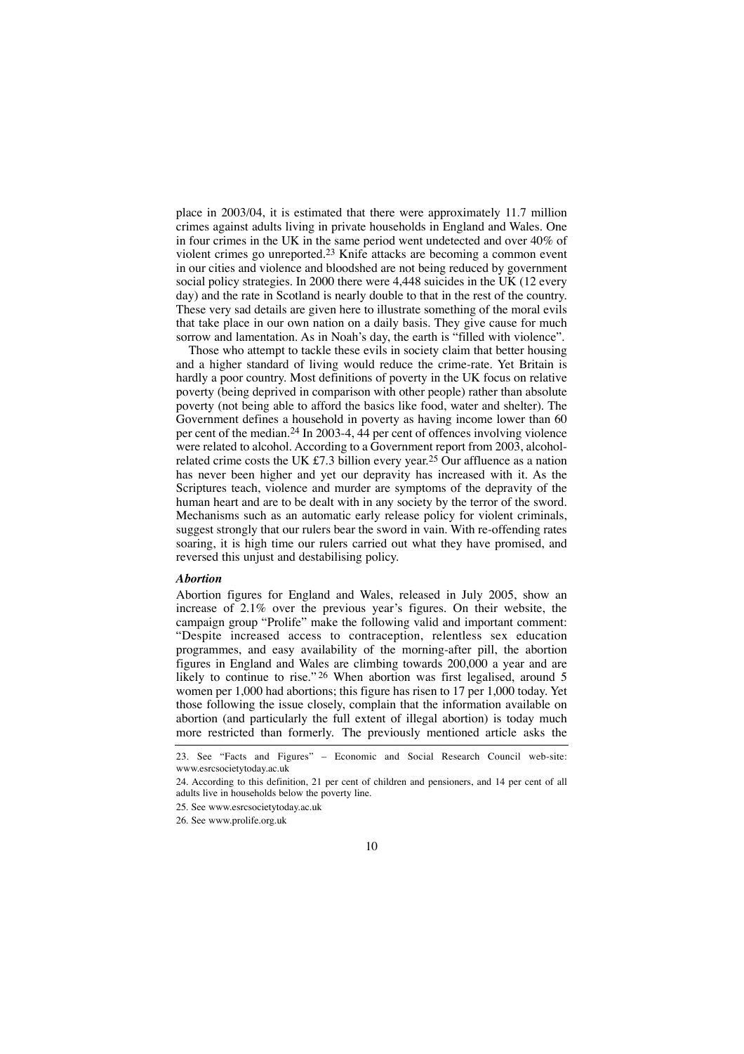place in 2003/04, it is estimated that there were approximately 11.7 million crimes against adults living in private households in England and Wales. One in four crimes in the UK in the same period went undetected and over 40% of violent crimes go unreported.[23] Knife attacks are becoming a common event in our cities and violence and bloodshed are not being reduced by government social policy strategies. In 2000 there were 4,448 suicides in the UK (12 every day) and the rate in Scotland is nearly double to that in the rest of the country. These very sad details are given here to illustrate something of the moral evils that take place in our own nation on a daily basis. They give cause for much sorrow and lamentation. As in Noah's day, the earth is "filled with violence".

Those who attempt to tackle these evils in society claim that better housing and a higher standard of living would reduce the crime-rate. Yet Britain is hardly a poor country. Most definitions of poverty in the UK focus on relative poverty (being deprived in comparison with other people) rather than absolute poverty (not being able to afford the basics like food, water and shelter). The Government defines a household in poverty as having income lower than 60 per cent of the median.[24] In 2003-4, 44 per cent of offences involving violence were related to alcohol. According to a Government report from 2003, alcohol-related crime costs the UK £7.3 billion every year.[25] Our affluence as a nation has never been higher and yet our depravity has increased with it. As the Scriptures teach, violence and murder are symptoms of the depravity of the human heart and are to be dealt with in any society by the terror of the sword. Mechanisms such as an automatic early release policy for violent criminals, suggest strongly that our rulers bear the sword in vain. With re-offending rates soaring, it is high time our rulers carried out what they have promised, and reversed this unjust and destabilising policy.

### *Abortion*

Abortion figures for England and Wales, released in July 2005, show an increase of 2.1% over the previous year's figures. On their website, the campaign group "Prolife" make the following valid and important comment: "Despite increased access to contraception, relentless sex education programmes, and easy availability of the morning-after pill, the abortion figures in England and Wales are climbing towards 200,000 a year and are likely to continue to rise."[26] When abortion was first legalised, around 5 women per 1,000 had abortions; this figure has risen to 17 per 1,000 today. Yet those following the issue closely, complain that the information available on abortion (and particularly the full extent of illegal abortion) is today much more restricted than formerly. The previously mentioned article asks the

---

23. See "Facts and Figures" – Economic and Social Research Council web-site: www.esrcsocietytoday.ac.uk

24. According to this definition, 21 per cent of children and pensioners, and 14 per cent of all adults live in households below the poverty line.

25. See www.esrcsocietytoday.ac.uk

26. See www.prolife.org.uk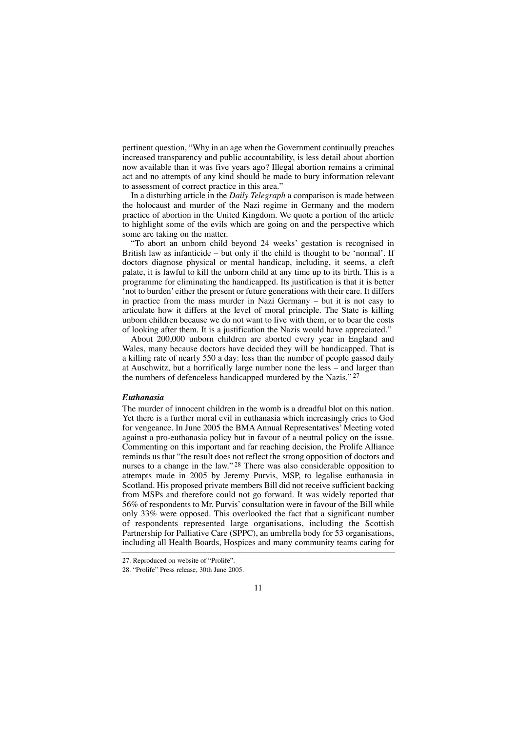pertinent question, "Why in an age when the Government continually preaches increased transparency and public accountability, is less detail about abortion now available than it was five years ago? Illegal abortion remains a criminal act and no attempts of any kind should be made to bury information relevant to assessment of correct practice in this area."

In a disturbing article in the *Daily Telegraph* a comparison is made between the holocaust and murder of the Nazi regime in Germany and the modern practice of abortion in the United Kingdom. We quote a portion of the article to highlight some of the evils which are going on and the perspective which some are taking on the matter.

"To abort an unborn child beyond 24 weeks' gestation is recognised in British law as infanticide – but only if the child is thought to be 'normal'. If doctors diagnose physical or mental handicap, including, it seems, a cleft palate, it is lawful to kill the unborn child at any time up to its birth. This is a programme for eliminating the handicapped. Its justification is that it is better 'not to burden' either the present or future generations with their care. It differs in practice from the mass murder in Nazi Germany – but it is not easy to articulate how it differs at the level of moral principle. The State is killing unborn children because we do not want to live with them, or to bear the costs of looking after them. It is a justification the Nazis would have appreciated."

About 200,000 unborn children are aborted every year in England and Wales, many because doctors have decided they will be handicapped. That is a killing rate of nearly 550 a day: less than the number of people gassed daily at Auschwitz, but a horrifically large number none the less – and larger than the numbers of defenceless handicapped murdered by the Nazis." [27]

### *Euthanasia*

The murder of innocent children in the womb is a dreadful blot on this nation. Yet there is a further moral evil in euthanasia which increasingly cries to God for vengeance. In June 2005 the BMA Annual Representatives' Meeting voted against a pro-euthanasia policy but in favour of a neutral policy on the issue. Commenting on this important and far reaching decision, the Prolife Alliance reminds us that "the result does not reflect the strong opposition of doctors and nurses to a change in the law." [28] There was also considerable opposition to attempts made in 2005 by Jeremy Purvis, MSP, to legalise euthanasia in Scotland. His proposed private members Bill did not receive sufficient backing from MSPs and therefore could not go forward. It was widely reported that 56% of respondents to Mr. Purvis' consultation were in favour of the Bill while only 33% were opposed. This overlooked the fact that a significant number of respondents represented large organisations, including the Scottish Partnership for Palliative Care (SPPC), an umbrella body for 53 organisations, including all Health Boards, Hospices and many community teams caring for

---

27. Reproduced on website of "Prolife".

28. "Prolife" Press release, 30th June 2005.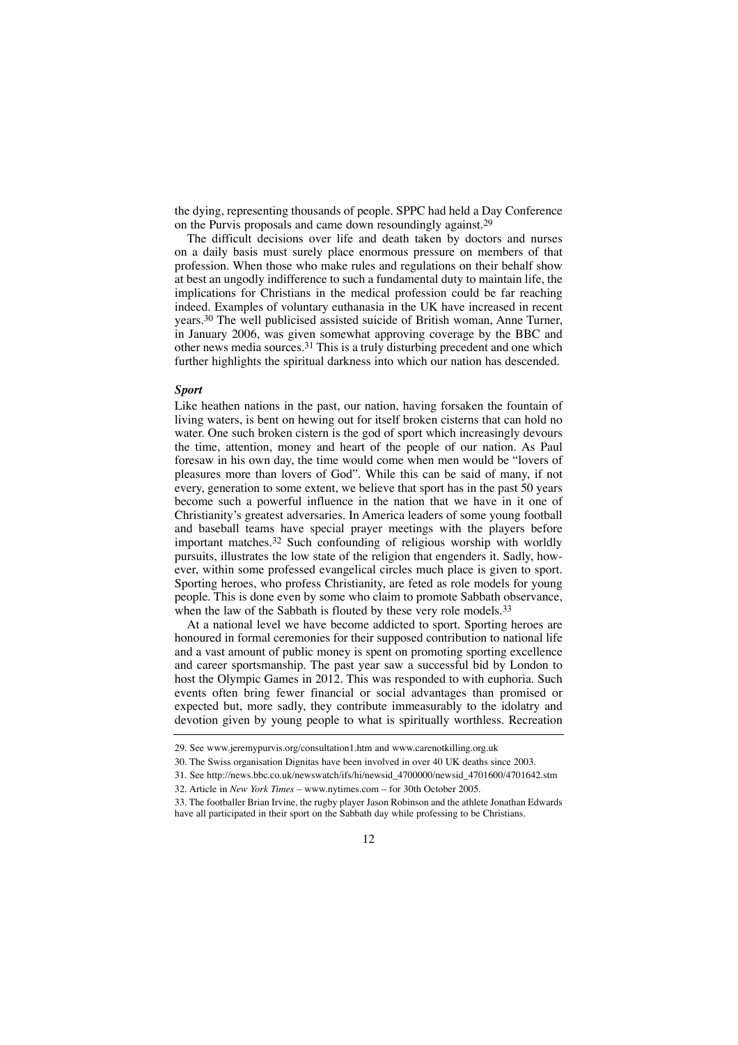the dying, representing thousands of people. SPPC had held a Day Conference on the Purvis proposals and came down resoundingly against.[29]

The difficult decisions over life and death taken by doctors and nurses on a daily basis must surely place enormous pressure on members of that profession. When those who make rules and regulations on their behalf show at best an ungodly indifference to such a fundamental duty to maintain life, the implications for Christians in the medical profession could be far reaching indeed. Examples of voluntary euthanasia in the UK have increased in recent years.[30] The well publicised assisted suicide of British woman, Anne Turner, in January 2006, was given somewhat approving coverage by the BBC and other news media sources.[31] This is a truly disturbing precedent and one which further highlights the spiritual darkness into which our nation has descended.

***Sport***

Like heathen nations in the past, our nation, having forsaken the fountain of living waters, is bent on hewing out for itself broken cisterns that can hold no water. One such broken cistern is the god of sport which increasingly devours the time, attention, money and heart of the people of our nation. As Paul foresaw in his own day, the time would come when men would be "lovers of pleasures more than lovers of God". While this can be said of many, if not every, generation to some extent, we believe that sport has in the past 50 years become such a powerful influence in the nation that we have in it one of Christianity's greatest adversaries. In America leaders of some young football and baseball teams have special prayer meetings with the players before important matches.[32] Such confounding of religious worship with worldly pursuits, illustrates the low state of the religion that engenders it. Sadly, however, within some professed evangelical circles much place is given to sport. Sporting heroes, who profess Christianity, are feted as role models for young people. This is done even by some who claim to promote Sabbath observance, when the law of the Sabbath is flouted by these very role models.[33]

At a national level we have become addicted to sport. Sporting heroes are honoured in formal ceremonies for their supposed contribution to national life and a vast amount of public money is spent on promoting sporting excellence and career sportsmanship. The past year saw a successful bid by London to host the Olympic Games in 2012. This was responded to with euphoria. Such events often bring fewer financial or social advantages than promised or expected but, more sadly, they contribute immeasurably to the idolatry and devotion given by young people to what is spiritually worthless. Recreation

---

29. See www.jeremypurvis.org/consultation1.htm and www.carenotkilling.org.uk

30. The Swiss organisation Dignitas have been involved in over 40 UK deaths since 2003.

31. See http://news.bbc.co.uk/newswatch/ifs/hi/newsid_4700000/newsid_4701600/4701642.stm

32. Article in *New York Times* – www.nytimes.com – for 30th October 2005.

33. The footballer Brian Irvine, the rugby player Jason Robinson and the athlete Jonathan Edwards have all participated in their sport on the Sabbath day while professing to be Christians.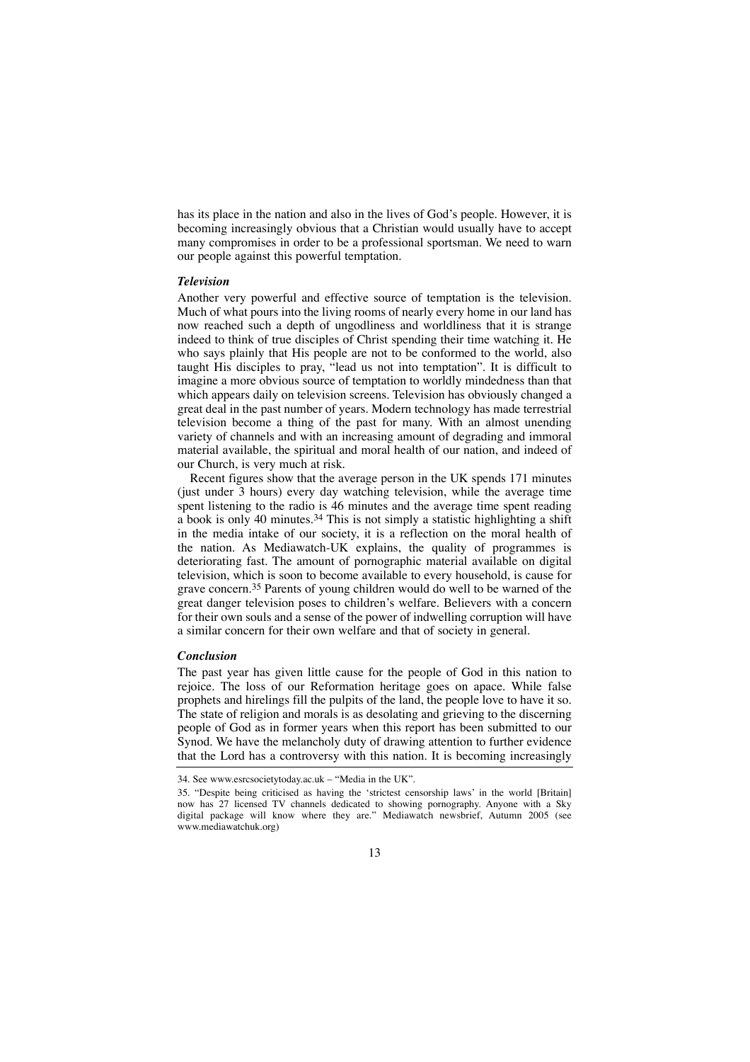has its place in the nation and also in the lives of God's people. However, it is becoming increasingly obvious that a Christian would usually have to accept many compromises in order to be a professional sportsman. We need to warn our people against this powerful temptation.

### *Television*

Another very powerful and effective source of temptation is the television. Much of what pours into the living rooms of nearly every home in our land has now reached such a depth of ungodliness and worldliness that it is strange indeed to think of true disciples of Christ spending their time watching it. He who says plainly that His people are not to be conformed to the world, also taught His disciples to pray, "lead us not into temptation". It is difficult to imagine a more obvious source of temptation to worldly mindedness than that which appears daily on television screens. Television has obviously changed a great deal in the past number of years. Modern technology has made terrestrial television become a thing of the past for many. With an almost unending variety of channels and with an increasing amount of degrading and immoral material available, the spiritual and moral health of our nation, and indeed of our Church, is very much at risk.

Recent figures show that the average person in the UK spends 171 minutes (just under 3 hours) every day watching television, while the average time spent listening to the radio is 46 minutes and the average time spent reading a book is only 40 minutes.[34] This is not simply a statistic highlighting a shift in the media intake of our society, it is a reflection on the moral health of the nation. As Mediawatch-UK explains, the quality of programmes is deteriorating fast. The amount of pornographic material available on digital television, which is soon to become available to every household, is cause for grave concern.[35] Parents of young children would do well to be warned of the great danger television poses to children's welfare. Believers with a concern for their own souls and a sense of the power of indwelling corruption will have a similar concern for their own welfare and that of society in general.

### *Conclusion*

The past year has given little cause for the people of God in this nation to rejoice. The loss of our Reformation heritage goes on apace. While false prophets and hirelings fill the pulpits of the land, the people love to have it so. The state of religion and morals is as desolating and grieving to the discerning people of God as in former years when this report has been submitted to our Synod. We have the melancholy duty of drawing attention to further evidence that the Lord has a controversy with this nation. It is becoming increasingly

---

34. See www.esrcsocietytoday.ac.uk – "Media in the UK".

35. "Despite being criticised as having the 'strictest censorship laws' in the world [Britain] now has 27 licensed TV channels dedicated to showing pornography. Anyone with a Sky digital package will know where they are." Mediawatch newsbrief, Autumn 2005 (see www.mediawatchuk.org)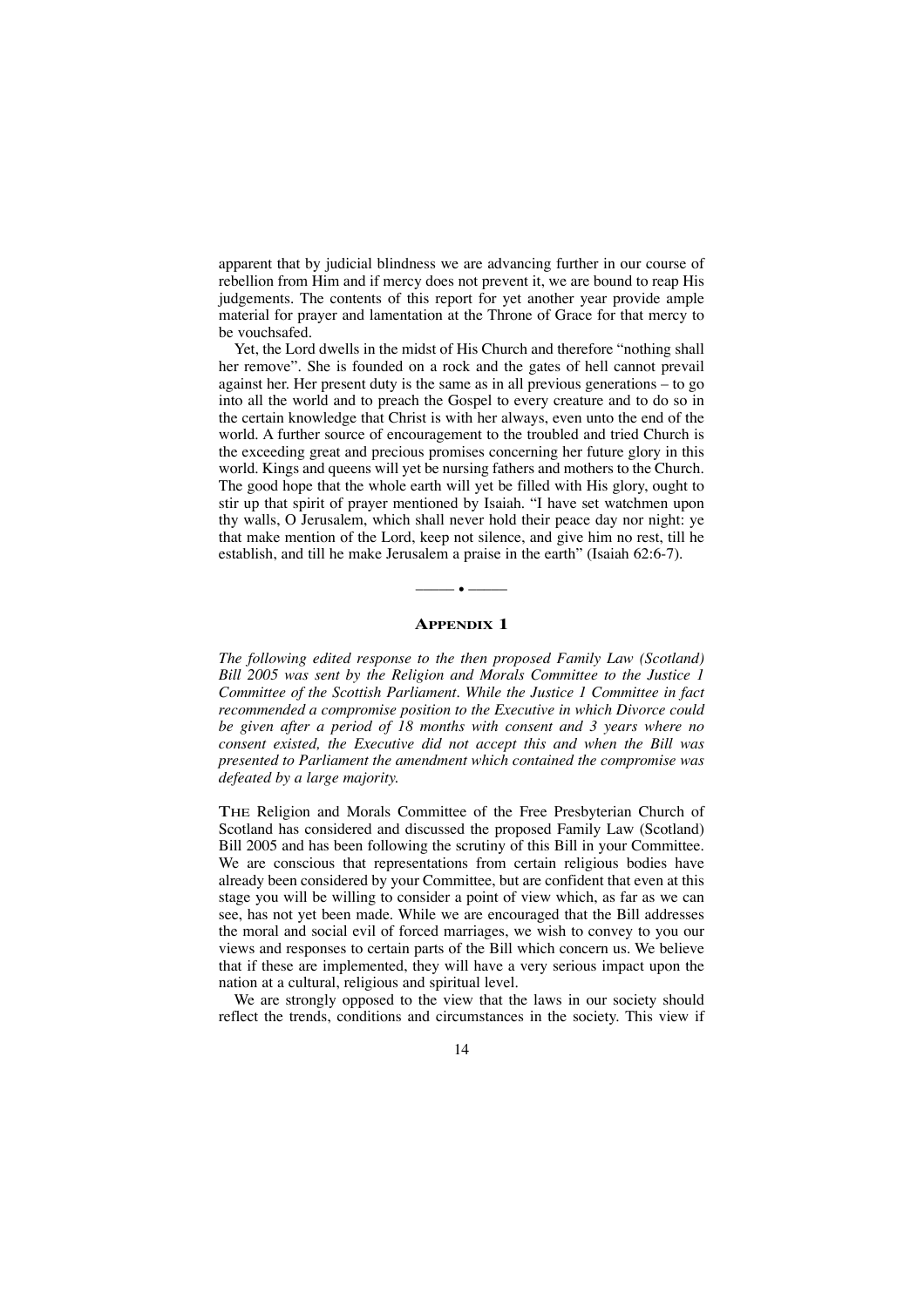apparent that by judicial blindness we are advancing further in our course of rebellion from Him and if mercy does not prevent it, we are bound to reap His judgements. The contents of this report for yet another year provide ample material for prayer and lamentation at the Throne of Grace for that mercy to be vouchsafed.

Yet, the Lord dwells in the midst of His Church and therefore "nothing shall her remove". She is founded on a rock and the gates of hell cannot prevail against her. Her present duty is the same as in all previous generations – to go into all the world and to preach the Gospel to every creature and to do so in the certain knowledge that Christ is with her always, even unto the end of the world. A further source of encouragement to the troubled and tried Church is the exceeding great and precious promises concerning her future glory in this world. Kings and queens will yet be nursing fathers and mothers to the Church. The good hope that the whole earth will yet be filled with His glory, ought to stir up that spirit of prayer mentioned by Isaiah. "I have set watchmen upon thy walls, O Jerusalem, which shall never hold their peace day nor night: ye that make mention of the Lord, keep not silence, and give him no rest, till he establish, and till he make Jerusalem a praise in the earth" (Isaiah 62:6-7).

——•——

## APPENDIX 1

*The following edited response to the then proposed Family Law (Scotland) Bill 2005 was sent by the Religion and Morals Committee to the Justice 1 Committee of the Scottish Parliament. While the Justice 1 Committee in fact recommended a compromise position to the Executive in which Divorce could be given after a period of 18 months with consent and 3 years where no consent existed, the Executive did not accept this and when the Bill was presented to Parliament the amendment which contained the compromise was defeated by a large majority.*

THE Religion and Morals Committee of the Free Presbyterian Church of Scotland has considered and discussed the proposed Family Law (Scotland) Bill 2005 and has been following the scrutiny of this Bill in your Committee. We are conscious that representations from certain religious bodies have already been considered by your Committee, but are confident that even at this stage you will be willing to consider a point of view which, as far as we can see, has not yet been made. While we are encouraged that the Bill addresses the moral and social evil of forced marriages, we wish to convey to you our views and responses to certain parts of the Bill which concern us. We believe that if these are implemented, they will have a very serious impact upon the nation at a cultural, religious and spiritual level.

We are strongly opposed to the view that the laws in our society should reflect the trends, conditions and circumstances in the society. This view if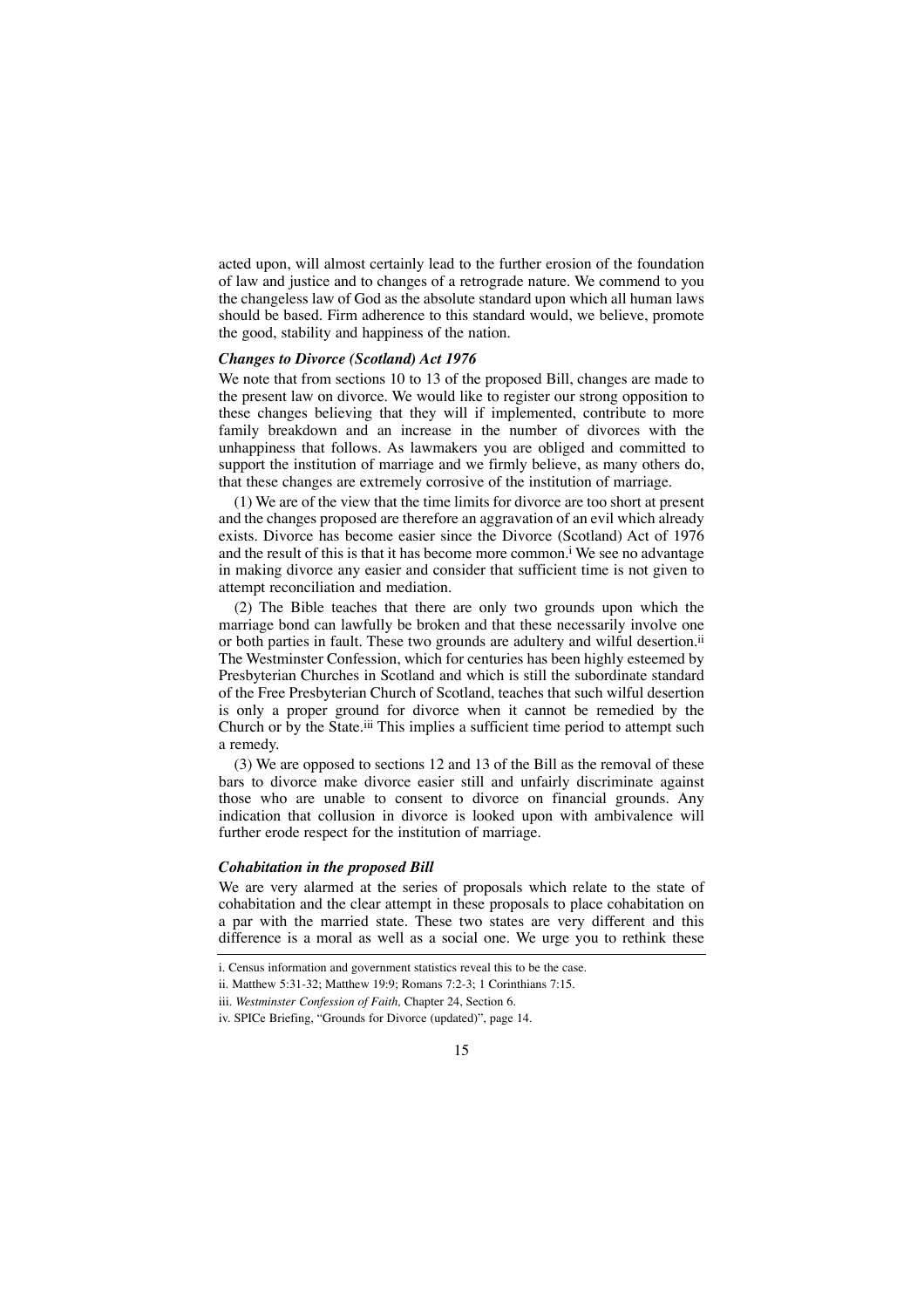acted upon, will almost certainly lead to the further erosion of the foundation of law and justice and to changes of a retrograde nature. We commend to you the changeless law of God as the absolute standard upon which all human laws should be based. Firm adherence to this standard would, we believe, promote the good, stability and happiness of the nation.

### *Changes to Divorce (Scotland) Act 1976*

We note that from sections 10 to 13 of the proposed Bill, changes are made to the present law on divorce. We would like to register our strong opposition to these changes believing that they will if implemented, contribute to more family breakdown and an increase in the number of divorces with the unhappiness that follows. As lawmakers you are obliged and committed to support the institution of marriage and we firmly believe, as many others do, that these changes are extremely corrosive of the institution of marriage.

(1) We are of the view that the time limits for divorce are too short at present and the changes proposed are therefore an aggravation of an evil which already exists. Divorce has become easier since the Divorce (Scotland) Act of 1976 and the result of this is that it has become more common.[i] We see no advantage in making divorce any easier and consider that sufficient time is not given to attempt reconciliation and mediation.

(2) The Bible teaches that there are only two grounds upon which the marriage bond can lawfully be broken and that these necessarily involve one or both parties in fault. These two grounds are adultery and wilful desertion.[ii] The Westminster Confession, which for centuries has been highly esteemed by Presbyterian Churches in Scotland and which is still the subordinate standard of the Free Presbyterian Church of Scotland, teaches that such wilful desertion is only a proper ground for divorce when it cannot be remedied by the Church or by the State.[iii] This implies a sufficient time period to attempt such a remedy.

(3) We are opposed to sections 12 and 13 of the Bill as the removal of these bars to divorce make divorce easier still and unfairly discriminate against those who are unable to consent to divorce on financial grounds. Any indication that collusion in divorce is looked upon with ambivalence will further erode respect for the institution of marriage.

### *Cohabitation in the proposed Bill*

We are very alarmed at the series of proposals which relate to the state of cohabitation and the clear attempt in these proposals to place cohabitation on a par with the married state. These two states are very different and this difference is a moral as well as a social one. We urge you to rethink these

---

i. Census information and government statistics reveal this to be the case.

ii. Matthew 5:31-32; Matthew 19:9; Romans 7:2-3; 1 Corinthians 7:15.

iii. *Westminster Confession of Faith,* Chapter 24, Section 6.

iv. SPICe Briefing, "Grounds for Divorce (updated)", page 14.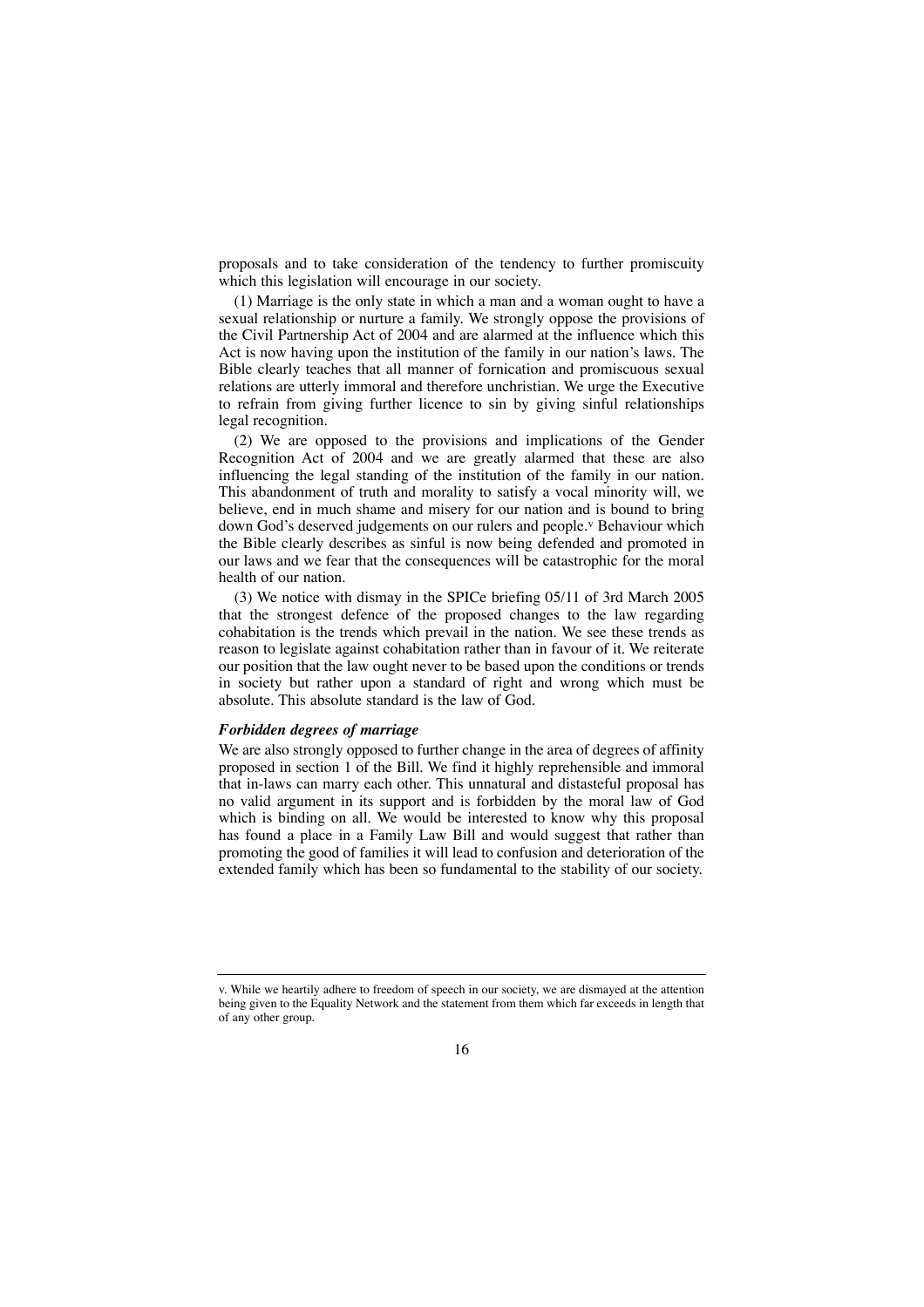proposals and to take consideration of the tendency to further promiscuity which this legislation will encourage in our society.

(1) Marriage is the only state in which a man and a woman ought to have a sexual relationship or nurture a family. We strongly oppose the provisions of the Civil Partnership Act of 2004 and are alarmed at the influence which this Act is now having upon the institution of the family in our nation's laws. The Bible clearly teaches that all manner of fornication and promiscuous sexual relations are utterly immoral and therefore unchristian. We urge the Executive to refrain from giving further licence to sin by giving sinful relationships legal recognition.

(2) We are opposed to the provisions and implications of the Gender Recognition Act of 2004 and we are greatly alarmed that these are also influencing the legal standing of the institution of the family in our nation. This abandonment of truth and morality to satisfy a vocal minority will, we believe, end in much shame and misery for our nation and is bound to bring down God's deserved judgements on our rulers and people.[v] Behaviour which the Bible clearly describes as sinful is now being defended and promoted in our laws and we fear that the consequences will be catastrophic for the moral health of our nation.

(3) We notice with dismay in the SPICe briefing 05/11 of 3rd March 2005 that the strongest defence of the proposed changes to the law regarding cohabitation is the trends which prevail in the nation. We see these trends as reason to legislate against cohabitation rather than in favour of it. We reiterate our position that the law ought never to be based upon the conditions or trends in society but rather upon a standard of right and wrong which must be absolute. This absolute standard is the law of God.

### *Forbidden degrees of marriage*

We are also strongly opposed to further change in the area of degrees of affinity proposed in section 1 of the Bill. We find it highly reprehensible and immoral that in-laws can marry each other. This unnatural and distasteful proposal has no valid argument in its support and is forbidden by the moral law of God which is binding on all. We would be interested to know why this proposal has found a place in a Family Law Bill and would suggest that rather than promoting the good of families it will lead to confusion and deterioration of the extended family which has been so fundamental to the stability of our society.

---

v. While we heartily adhere to freedom of speech in our society, we are dismayed at the attention being given to the Equality Network and the statement from them which far exceeds in length that of any other group.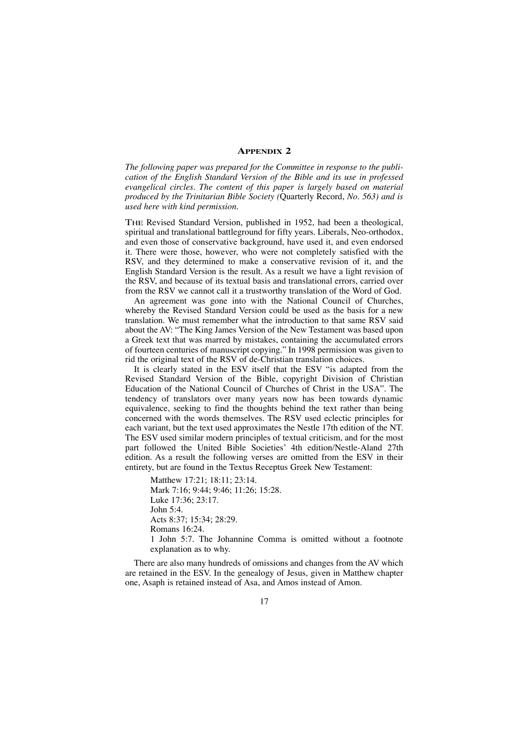## Appendix 2

*The following paper was prepared for the Committee in response to the publication of the English Standard Version of the Bible and its use in professed evangelical circles. The content of this paper is largely based on material produced by the Trinitarian Bible Society (*Quarterly Record, *No. 563) and is used here with kind permission.*

THE Revised Standard Version, published in 1952, had been a theological, spiritual and translational battleground for fifty years. Liberals, Neo-orthodox, and even those of conservative background, have used it, and even endorsed it. There were those, however, who were not completely satisfied with the RSV, and they determined to make a conservative revision of it, and the English Standard Version is the result. As a result we have a light revision of the RSV, and because of its textual basis and translational errors, carried over from the RSV we cannot call it a trustworthy translation of the Word of God.

An agreement was gone into with the National Council of Churches, whereby the Revised Standard Version could be used as the basis for a new translation. We must remember what the introduction to that same RSV said about the AV: "The King James Version of the New Testament was based upon a Greek text that was marred by mistakes, containing the accumulated errors of fourteen centuries of manuscript copying." In 1998 permission was given to rid the original text of the RSV of de-Christian translation choices.

It is clearly stated in the ESV itself that the ESV "is adapted from the Revised Standard Version of the Bible, copyright Division of Christian Education of the National Council of Churches of Christ in the USA". The tendency of translators over many years now has been towards dynamic equivalence, seeking to find the thoughts behind the text rather than being concerned with the words themselves. The RSV used eclectic principles for each variant, but the text used approximates the Nestle 17th edition of the NT. The ESV used similar modern principles of textual criticism, and for the most part followed the United Bible Societies' 4th edition/Nestle-Aland 27th edition. As a result the following verses are omitted from the ESV in their entirety, but are found in the Textus Receptus Greek New Testament:

> Matthew 17:21; 18:11; 23:14.
> Mark 7:16; 9:44; 9:46; 11:26; 15:28.
> Luke 17:36; 23:17.
> John 5:4.
> Acts 8:37; 15:34; 28:29.
> Romans 16:24.
> 1 John 5:7. The Johannine Comma is omitted without a footnote explanation as to why.

There are also many hundreds of omissions and changes from the AV which are retained in the ESV. In the genealogy of Jesus, given in Matthew chapter one, Asaph is retained instead of Asa, and Amos instead of Amon.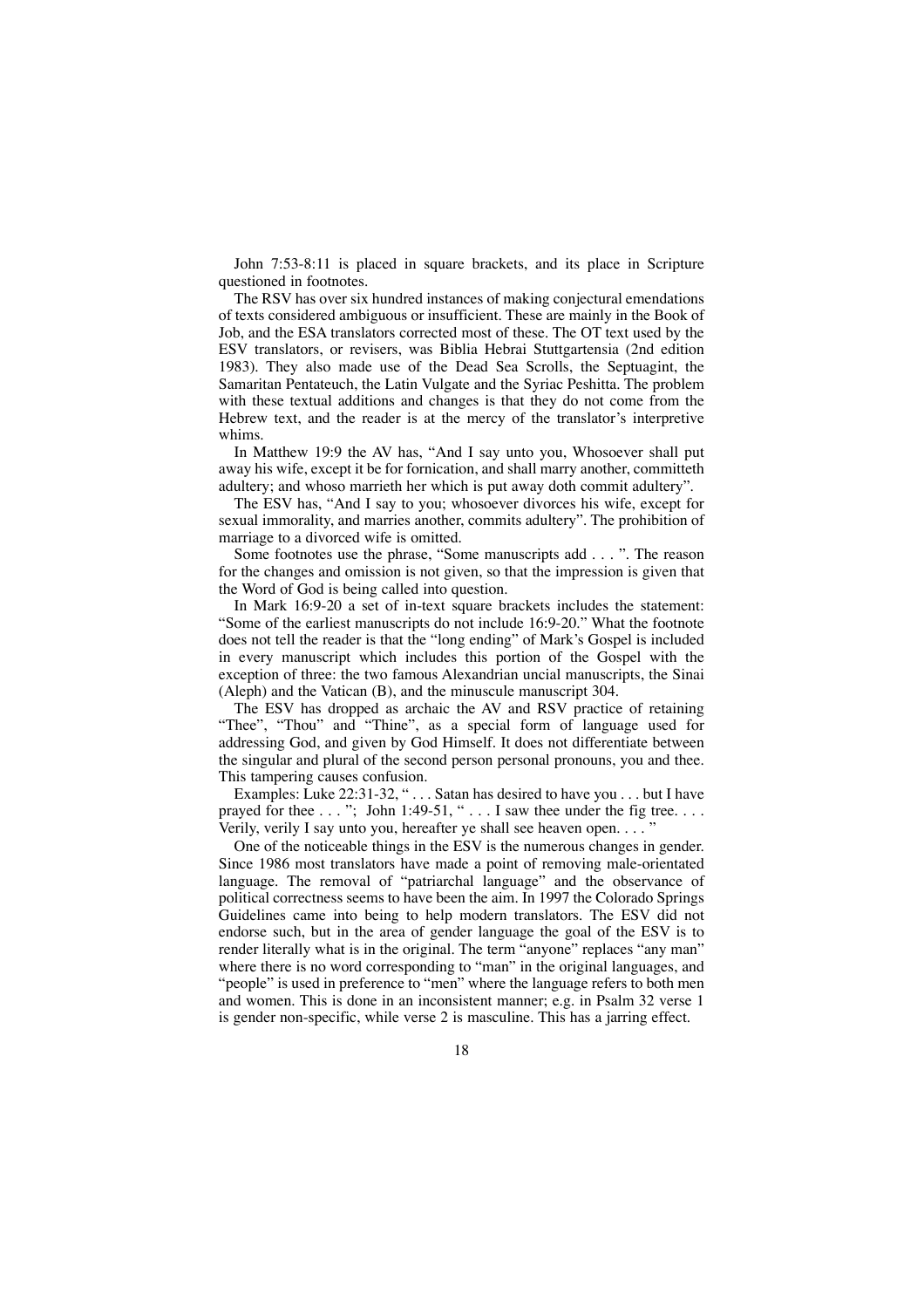John 7:53-8:11 is placed in square brackets, and its place in Scripture questioned in footnotes.

The RSV has over six hundred instances of making conjectural emendations of texts considered ambiguous or insufficient. These are mainly in the Book of Job, and the ESA translators corrected most of these. The OT text used by the ESV translators, or revisers, was Biblia Hebrai Stuttgartensia (2nd edition 1983). They also made use of the Dead Sea Scrolls, the Septuagint, the Samaritan Pentateuch, the Latin Vulgate and the Syriac Peshitta. The problem with these textual additions and changes is that they do not come from the Hebrew text, and the reader is at the mercy of the translator's interpretive whims.

In Matthew 19:9 the AV has, "And I say unto you, Whosoever shall put away his wife, except it be for fornication, and shall marry another, committeth adultery; and whoso marrieth her which is put away doth commit adultery".

The ESV has, "And I say to you; whosoever divorces his wife, except for sexual immorality, and marries another, commits adultery". The prohibition of marriage to a divorced wife is omitted.

Some footnotes use the phrase, "Some manuscripts add . . . ". The reason for the changes and omission is not given, so that the impression is given that the Word of God is being called into question.

In Mark 16:9-20 a set of in-text square brackets includes the statement: "Some of the earliest manuscripts do not include 16:9-20." What the footnote does not tell the reader is that the "long ending" of Mark's Gospel is included in every manuscript which includes this portion of the Gospel with the exception of three: the two famous Alexandrian uncial manuscripts, the Sinai (Aleph) and the Vatican (B), and the minuscule manuscript 304.

The ESV has dropped as archaic the AV and RSV practice of retaining "Thee", "Thou" and "Thine", as a special form of language used for addressing God, and given by God Himself. It does not differentiate between the singular and plural of the second person personal pronouns, you and thee. This tampering causes confusion.

Examples: Luke 22:31-32, " . . . Satan has desired to have you . . . but I have prayed for thee . . . "; John 1:49-51, " . . . I saw thee under the fig tree. . . . Verily, verily I say unto you, hereafter ye shall see heaven open. . . . "

One of the noticeable things in the ESV is the numerous changes in gender. Since 1986 most translators have made a point of removing male-orientated language. The removal of "patriarchal language" and the observance of political correctness seems to have been the aim. In 1997 the Colorado Springs Guidelines came into being to help modern translators. The ESV did not endorse such, but in the area of gender language the goal of the ESV is to render literally what is in the original. The term "anyone" replaces "any man" where there is no word corresponding to "man" in the original languages, and "people" is used in preference to "men" where the language refers to both men and women. This is done in an inconsistent manner; e.g. in Psalm 32 verse 1 is gender non-specific, while verse 2 is masculine. This has a jarring effect.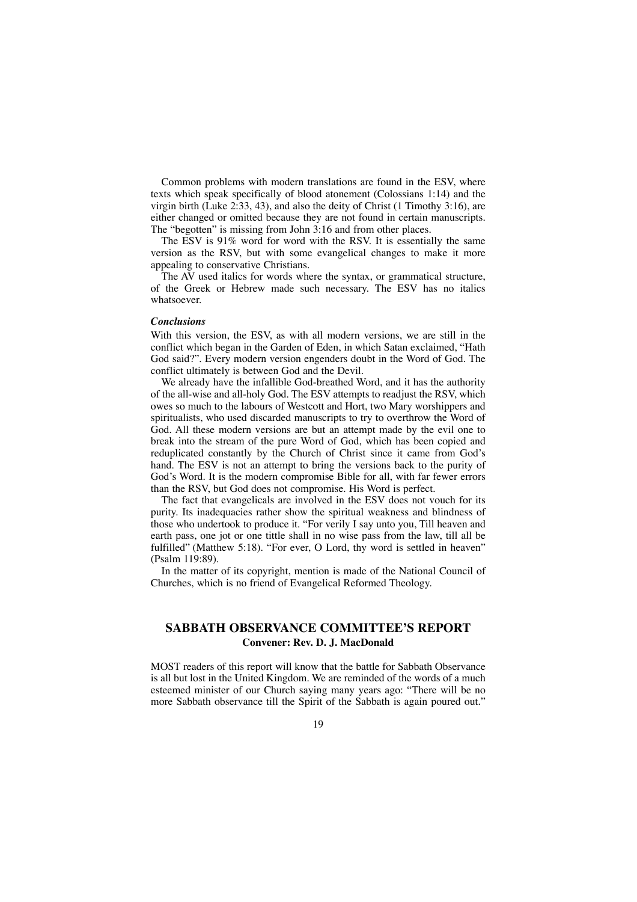Common problems with modern translations are found in the ESV, where texts which speak specifically of blood atonement (Colossians 1:14) and the virgin birth (Luke 2:33, 43), and also the deity of Christ (1 Timothy 3:16), are either changed or omitted because they are not found in certain manuscripts. The "begotten" is missing from John 3:16 and from other places.

The ESV is 91% word for word with the RSV. It is essentially the same version as the RSV, but with some evangelical changes to make it more appealing to conservative Christians.

The AV used italics for words where the syntax, or grammatical structure, of the Greek or Hebrew made such necessary. The ESV has no italics whatsoever.

### *Conclusions*

With this version, the ESV, as with all modern versions, we are still in the conflict which began in the Garden of Eden, in which Satan exclaimed, "Hath God said?". Every modern version engenders doubt in the Word of God. The conflict ultimately is between God and the Devil.

We already have the infallible God-breathed Word, and it has the authority of the all-wise and all-holy God. The ESV attempts to readjust the RSV, which owes so much to the labours of Westcott and Hort, two Mary worshippers and spiritualists, who used discarded manuscripts to try to overthrow the Word of God. All these modern versions are but an attempt made by the evil one to break into the stream of the pure Word of God, which has been copied and reduplicated constantly by the Church of Christ since it came from God's hand. The ESV is not an attempt to bring the versions back to the purity of God's Word. It is the modern compromise Bible for all, with far fewer errors than the RSV, but God does not compromise. His Word is perfect.

The fact that evangelicals are involved in the ESV does not vouch for its purity. Its inadequacies rather show the spiritual weakness and blindness of those who undertook to produce it. "For verily I say unto you, Till heaven and earth pass, one jot or one tittle shall in no wise pass from the law, till all be fulfilled" (Matthew 5:18). "For ever, O Lord, thy word is settled in heaven" (Psalm 119:89).

In the matter of its copyright, mention is made of the National Council of Churches, which is no friend of Evangelical Reformed Theology.

## SABBATH OBSERVANCE COMMITTEE'S REPORT

**Convener: Rev. D. J. MacDonald**

MOST readers of this report will know that the battle for Sabbath Observance is all but lost in the United Kingdom. We are reminded of the words of a much esteemed minister of our Church saying many years ago: "There will be no more Sabbath observance till the Spirit of the Sabbath is again poured out."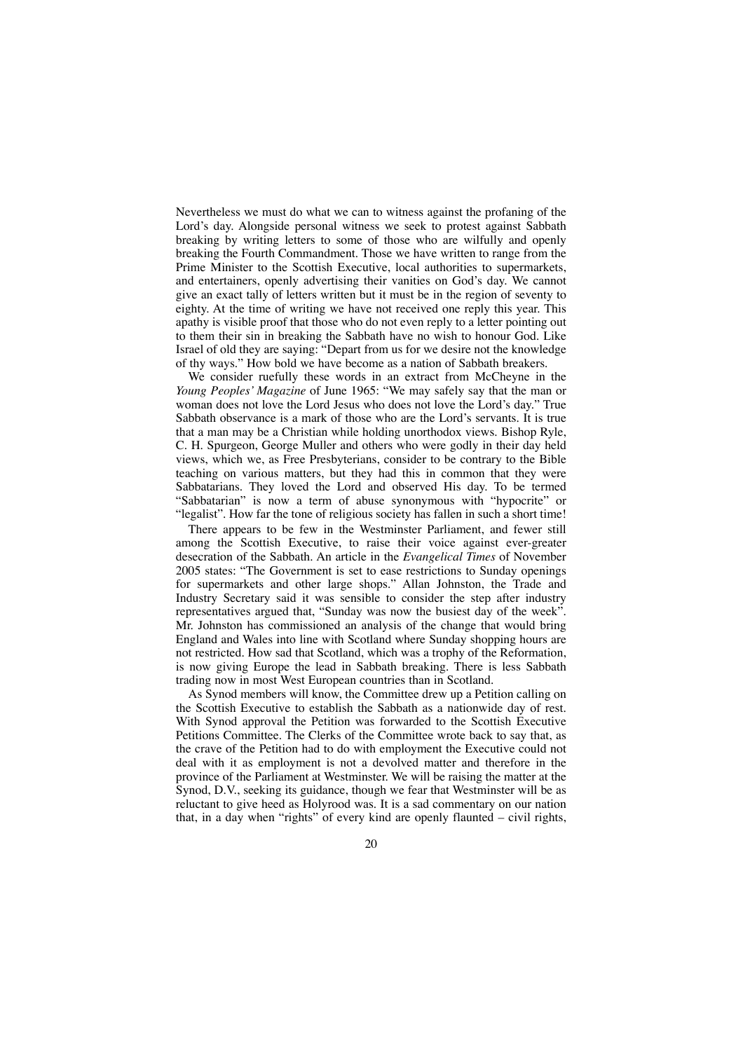Nevertheless we must do what we can to witness against the profaning of the Lord's day. Alongside personal witness we seek to protest against Sabbath breaking by writing letters to some of those who are wilfully and openly breaking the Fourth Commandment. Those we have written to range from the Prime Minister to the Scottish Executive, local authorities to supermarkets, and entertainers, openly advertising their vanities on God's day. We cannot give an exact tally of letters written but it must be in the region of seventy to eighty. At the time of writing we have not received one reply this year. This apathy is visible proof that those who do not even reply to a letter pointing out to them their sin in breaking the Sabbath have no wish to honour God. Like Israel of old they are saying: "Depart from us for we desire not the knowledge of thy ways." How bold we have become as a nation of Sabbath breakers.

We consider ruefully these words in an extract from McCheyne in the *Young Peoples' Magazine* of June 1965: "We may safely say that the man or woman does not love the Lord Jesus who does not love the Lord's day." True Sabbath observance is a mark of those who are the Lord's servants. It is true that a man may be a Christian while holding unorthodox views. Bishop Ryle, C. H. Spurgeon, George Muller and others who were godly in their day held views, which we, as Free Presbyterians, consider to be contrary to the Bible teaching on various matters, but they had this in common that they were Sabbatarians. They loved the Lord and observed His day. To be termed "Sabbatarian" is now a term of abuse synonymous with "hypocrite" or "legalist". How far the tone of religious society has fallen in such a short time!

There appears to be few in the Westminster Parliament, and fewer still among the Scottish Executive, to raise their voice against ever-greater desecration of the Sabbath. An article in the *Evangelical Times* of November 2005 states: "The Government is set to ease restrictions to Sunday openings for supermarkets and other large shops." Allan Johnston, the Trade and Industry Secretary said it was sensible to consider the step after industry representatives argued that, "Sunday was now the busiest day of the week". Mr. Johnston has commissioned an analysis of the change that would bring England and Wales into line with Scotland where Sunday shopping hours are not restricted. How sad that Scotland, which was a trophy of the Reformation, is now giving Europe the lead in Sabbath breaking. There is less Sabbath trading now in most West European countries than in Scotland.

As Synod members will know, the Committee drew up a Petition calling on the Scottish Executive to establish the Sabbath as a nationwide day of rest. With Synod approval the Petition was forwarded to the Scottish Executive Petitions Committee. The Clerks of the Committee wrote back to say that, as the crave of the Petition had to do with employment the Executive could not deal with it as employment is not a devolved matter and therefore in the province of the Parliament at Westminster. We will be raising the matter at the Synod, D.V., seeking its guidance, though we fear that Westminster will be as reluctant to give heed as Holyrood was. It is a sad commentary on our nation that, in a day when "rights" of every kind are openly flaunted – civil rights,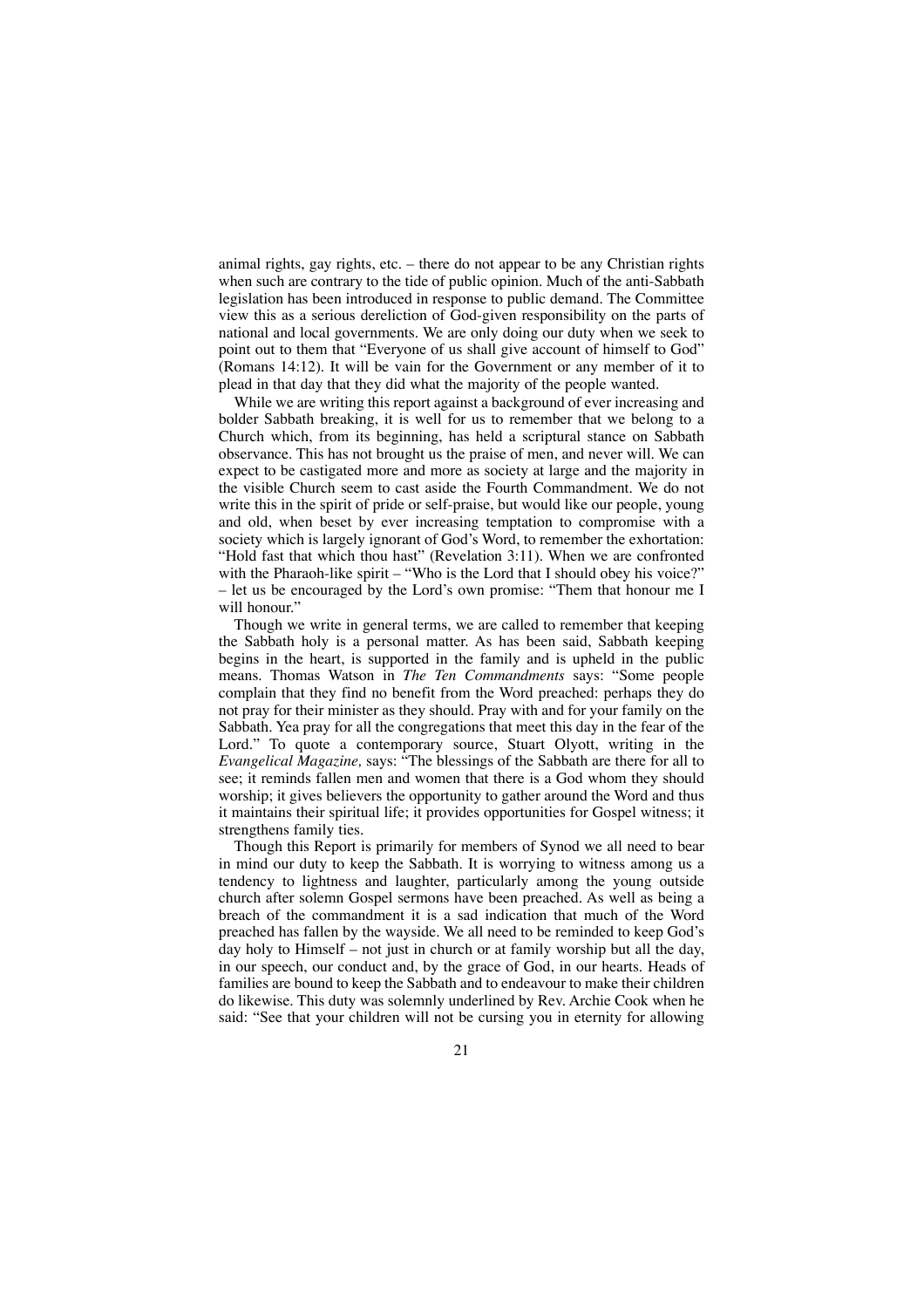animal rights, gay rights, etc. – there do not appear to be any Christian rights when such are contrary to the tide of public opinion. Much of the anti-Sabbath legislation has been introduced in response to public demand. The Committee view this as a serious dereliction of God-given responsibility on the parts of national and local governments. We are only doing our duty when we seek to point out to them that "Everyone of us shall give account of himself to God" (Romans 14:12). It will be vain for the Government or any member of it to plead in that day that they did what the majority of the people wanted.

While we are writing this report against a background of ever increasing and bolder Sabbath breaking, it is well for us to remember that we belong to a Church which, from its beginning, has held a scriptural stance on Sabbath observance. This has not brought us the praise of men, and never will. We can expect to be castigated more and more as society at large and the majority in the visible Church seem to cast aside the Fourth Commandment. We do not write this in the spirit of pride or self-praise, but would like our people, young and old, when beset by ever increasing temptation to compromise with a society which is largely ignorant of God's Word, to remember the exhortation: "Hold fast that which thou hast" (Revelation 3:11). When we are confronted with the Pharaoh-like spirit – "Who is the Lord that I should obey his voice?" – let us be encouraged by the Lord's own promise: "Them that honour me I will honour."

Though we write in general terms, we are called to remember that keeping the Sabbath holy is a personal matter. As has been said, Sabbath keeping begins in the heart, is supported in the family and is upheld in the public means. Thomas Watson in *The Ten Commandments* says: "Some people complain that they find no benefit from the Word preached: perhaps they do not pray for their minister as they should. Pray with and for your family on the Sabbath. Yea pray for all the congregations that meet this day in the fear of the Lord." To quote a contemporary source, Stuart Olyott, writing in the *Evangelical Magazine,* says: "The blessings of the Sabbath are there for all to see; it reminds fallen men and women that there is a God whom they should worship; it gives believers the opportunity to gather around the Word and thus it maintains their spiritual life; it provides opportunities for Gospel witness; it strengthens family ties.

Though this Report is primarily for members of Synod we all need to bear in mind our duty to keep the Sabbath. It is worrying to witness among us a tendency to lightness and laughter, particularly among the young outside church after solemn Gospel sermons have been preached. As well as being a breach of the commandment it is a sad indication that much of the Word preached has fallen by the wayside. We all need to be reminded to keep God's day holy to Himself – not just in church or at family worship but all the day, in our speech, our conduct and, by the grace of God, in our hearts. Heads of families are bound to keep the Sabbath and to endeavour to make their children do likewise. This duty was solemnly underlined by Rev. Archie Cook when he said: "See that your children will not be cursing you in eternity for allowing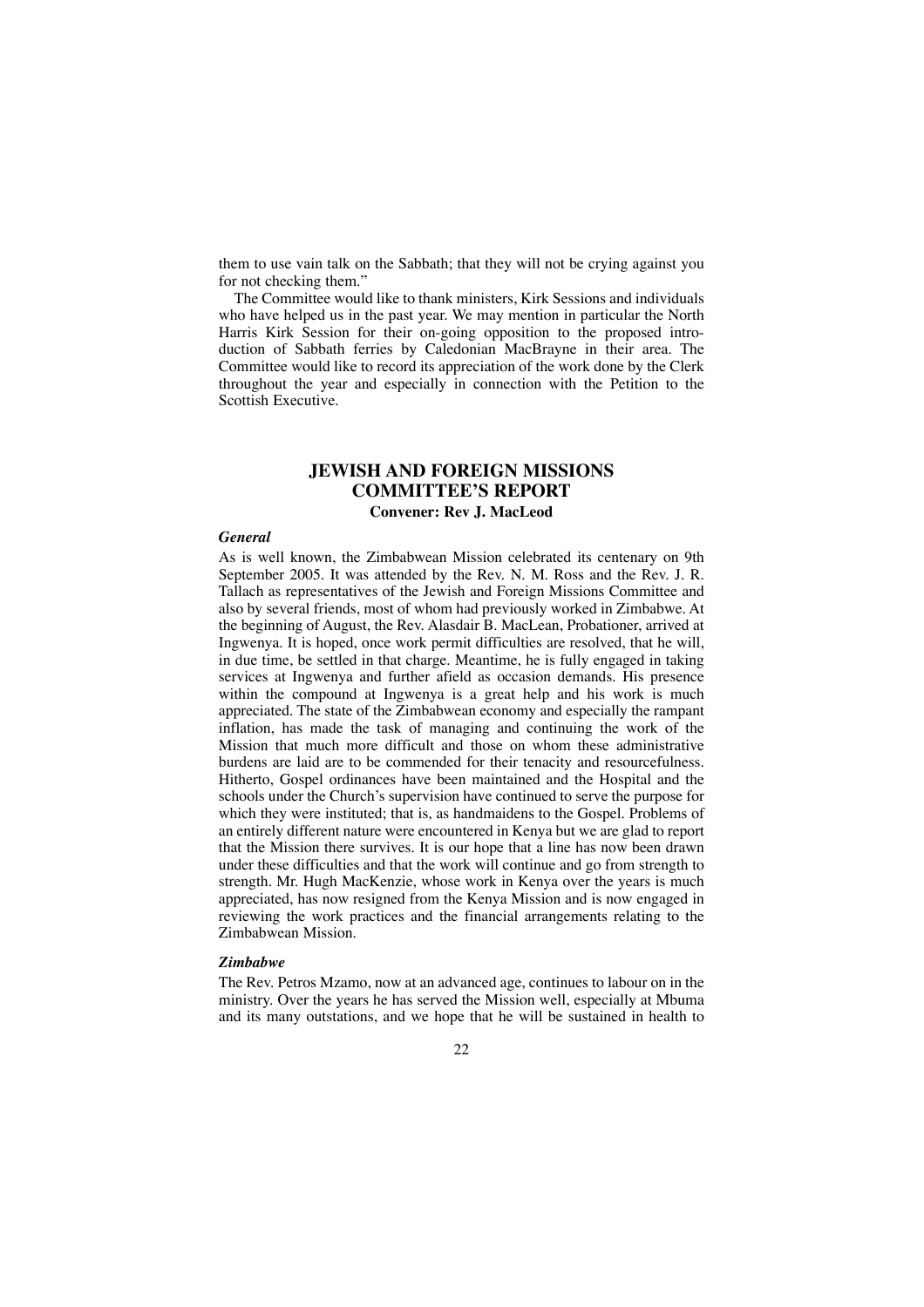them to use vain talk on the Sabbath; that they will not be crying against you for not checking them."

The Committee would like to thank ministers, Kirk Sessions and individuals who have helped us in the past year. We may mention in particular the North Harris Kirk Session for their on-going opposition to the proposed introduction of Sabbath ferries by Caledonian MacBrayne in their area. The Committee would like to record its appreciation of the work done by the Clerk throughout the year and especially in connection with the Petition to the Scottish Executive.

## JEWISH AND FOREIGN MISSIONS COMMITTEE'S REPORT

**Convener: Rev J. MacLeod**

### *General*

As is well known, the Zimbabwean Mission celebrated its centenary on 9th September 2005. It was attended by the Rev. N. M. Ross and the Rev. J. R. Tallach as representatives of the Jewish and Foreign Missions Committee and also by several friends, most of whom had previously worked in Zimbabwe. At the beginning of August, the Rev. Alasdair B. MacLean, Probationer, arrived at Ingwenya. It is hoped, once work permit difficulties are resolved, that he will, in due time, be settled in that charge. Meantime, he is fully engaged in taking services at Ingwenya and further afield as occasion demands. His presence within the compound at Ingwenya is a great help and his work is much appreciated. The state of the Zimbabwean economy and especially the rampant inflation, has made the task of managing and continuing the work of the Mission that much more difficult and those on whom these administrative burdens are laid are to be commended for their tenacity and resourcefulness. Hitherto, Gospel ordinances have been maintained and the Hospital and the schools under the Church's supervision have continued to serve the purpose for which they were instituted; that is, as handmaidens to the Gospel. Problems of an entirely different nature were encountered in Kenya but we are glad to report that the Mission there survives. It is our hope that a line has now been drawn under these difficulties and that the work will continue and go from strength to strength. Mr. Hugh MacKenzie, whose work in Kenya over the years is much appreciated, has now resigned from the Kenya Mission and is now engaged in reviewing the work practices and the financial arrangements relating to the Zimbabwean Mission.

### *Zimbabwe*

The Rev. Petros Mzamo, now at an advanced age, continues to labour on in the ministry. Over the years he has served the Mission well, especially at Mbuma and its many outstations, and we hope that he will be sustained in health to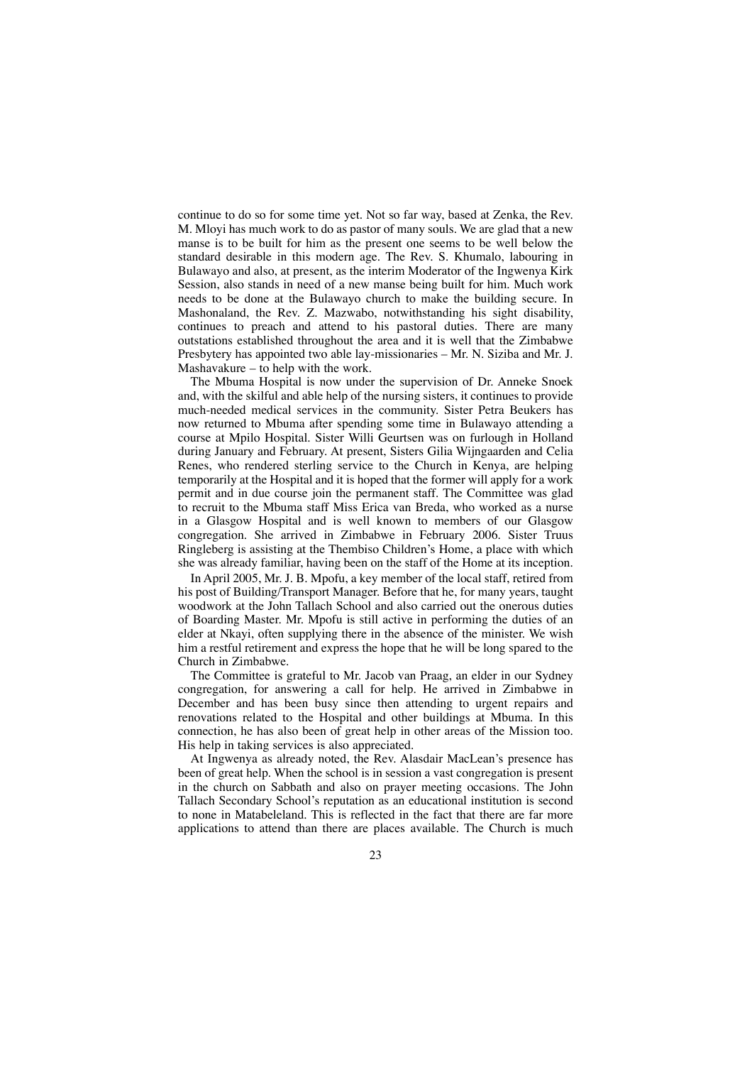continue to do so for some time yet. Not so far way, based at Zenka, the Rev. M. Mloyi has much work to do as pastor of many souls. We are glad that a new manse is to be built for him as the present one seems to be well below the standard desirable in this modern age. The Rev. S. Khumalo, labouring in Bulawayo and also, at present, as the interim Moderator of the Ingwenya Kirk Session, also stands in need of a new manse being built for him. Much work needs to be done at the Bulawayo church to make the building secure. In Mashonaland, the Rev. Z. Mazwabo, notwithstanding his sight disability, continues to preach and attend to his pastoral duties. There are many outstations established throughout the area and it is well that the Zimbabwe Presbytery has appointed two able lay-missionaries – Mr. N. Siziba and Mr. J. Mashavakure – to help with the work.

The Mbuma Hospital is now under the supervision of Dr. Anneke Snoek and, with the skilful and able help of the nursing sisters, it continues to provide much-needed medical services in the community. Sister Petra Beukers has now returned to Mbuma after spending some time in Bulawayo attending a course at Mpilo Hospital. Sister Willi Geurtsen was on furlough in Holland during January and February. At present, Sisters Gilia Wijngaarden and Celia Renes, who rendered sterling service to the Church in Kenya, are helping temporarily at the Hospital and it is hoped that the former will apply for a work permit and in due course join the permanent staff. The Committee was glad to recruit to the Mbuma staff Miss Erica van Breda, who worked as a nurse in a Glasgow Hospital and is well known to members of our Glasgow congregation. She arrived in Zimbabwe in February 2006. Sister Truus Ringleberg is assisting at the Thembiso Children's Home, a place with which she was already familiar, having been on the staff of the Home at its inception.

In April 2005, Mr. J. B. Mpofu, a key member of the local staff, retired from his post of Building/Transport Manager. Before that he, for many years, taught woodwork at the John Tallach School and also carried out the onerous duties of Boarding Master. Mr. Mpofu is still active in performing the duties of an elder at Nkayi, often supplying there in the absence of the minister. We wish him a restful retirement and express the hope that he will be long spared to the Church in Zimbabwe.

The Committee is grateful to Mr. Jacob van Praag, an elder in our Sydney congregation, for answering a call for help. He arrived in Zimbabwe in December and has been busy since then attending to urgent repairs and renovations related to the Hospital and other buildings at Mbuma. In this connection, he has also been of great help in other areas of the Mission too. His help in taking services is also appreciated.

At Ingwenya as already noted, the Rev. Alasdair MacLean's presence has been of great help. When the school is in session a vast congregation is present in the church on Sabbath and also on prayer meeting occasions. The John Tallach Secondary School's reputation as an educational institution is second to none in Matabeleland. This is reflected in the fact that there are far more applications to attend than there are places available. The Church is much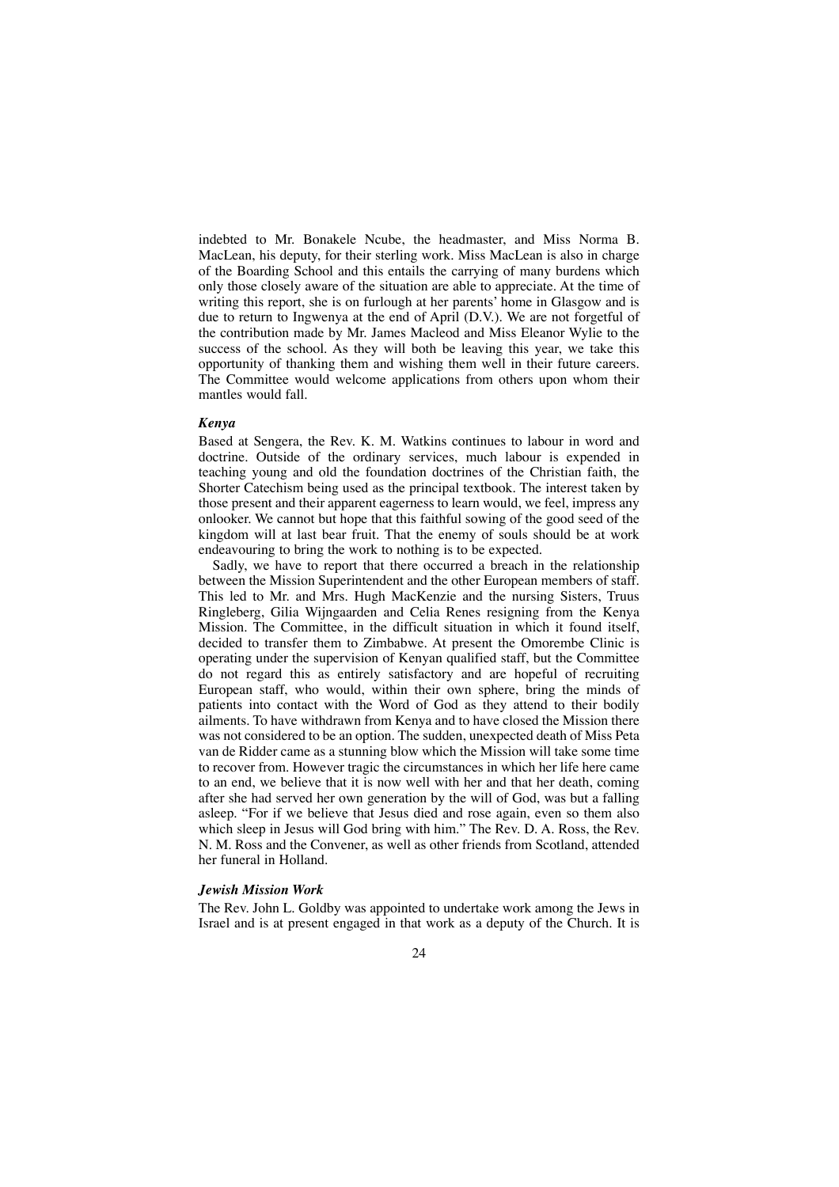indebted to Mr. Bonakele Ncube, the headmaster, and Miss Norma B. MacLean, his deputy, for their sterling work. Miss MacLean is also in charge of the Boarding School and this entails the carrying of many burdens which only those closely aware of the situation are able to appreciate. At the time of writing this report, she is on furlough at her parents' home in Glasgow and is due to return to Ingwenya at the end of April (D.V.). We are not forgetful of the contribution made by Mr. James Macleod and Miss Eleanor Wylie to the success of the school. As they will both be leaving this year, we take this opportunity of thanking them and wishing them well in their future careers. The Committee would welcome applications from others upon whom their mantles would fall.

### *Kenya*

Based at Sengera, the Rev. K. M. Watkins continues to labour in word and doctrine. Outside of the ordinary services, much labour is expended in teaching young and old the foundation doctrines of the Christian faith, the Shorter Catechism being used as the principal textbook. The interest taken by those present and their apparent eagerness to learn would, we feel, impress any onlooker. We cannot but hope that this faithful sowing of the good seed of the kingdom will at last bear fruit. That the enemy of souls should be at work endeavouring to bring the work to nothing is to be expected.

Sadly, we have to report that there occurred a breach in the relationship between the Mission Superintendent and the other European members of staff. This led to Mr. and Mrs. Hugh MacKenzie and the nursing Sisters, Truus Ringleberg, Gilia Wijngaarden and Celia Renes resigning from the Kenya Mission. The Committee, in the difficult situation in which it found itself, decided to transfer them to Zimbabwe. At present the Omorembe Clinic is operating under the supervision of Kenyan qualified staff, but the Committee do not regard this as entirely satisfactory and are hopeful of recruiting European staff, who would, within their own sphere, bring the minds of patients into contact with the Word of God as they attend to their bodily ailments. To have withdrawn from Kenya and to have closed the Mission there was not considered to be an option. The sudden, unexpected death of Miss Peta van de Ridder came as a stunning blow which the Mission will take some time to recover from. However tragic the circumstances in which her life here came to an end, we believe that it is now well with her and that her death, coming after she had served her own generation by the will of God, was but a falling asleep. "For if we believe that Jesus died and rose again, even so them also which sleep in Jesus will God bring with him." The Rev. D. A. Ross, the Rev. N. M. Ross and the Convener, as well as other friends from Scotland, attended her funeral in Holland.

### *Jewish Mission Work*

The Rev. John L. Goldby was appointed to undertake work among the Jews in Israel and is at present engaged in that work as a deputy of the Church. It is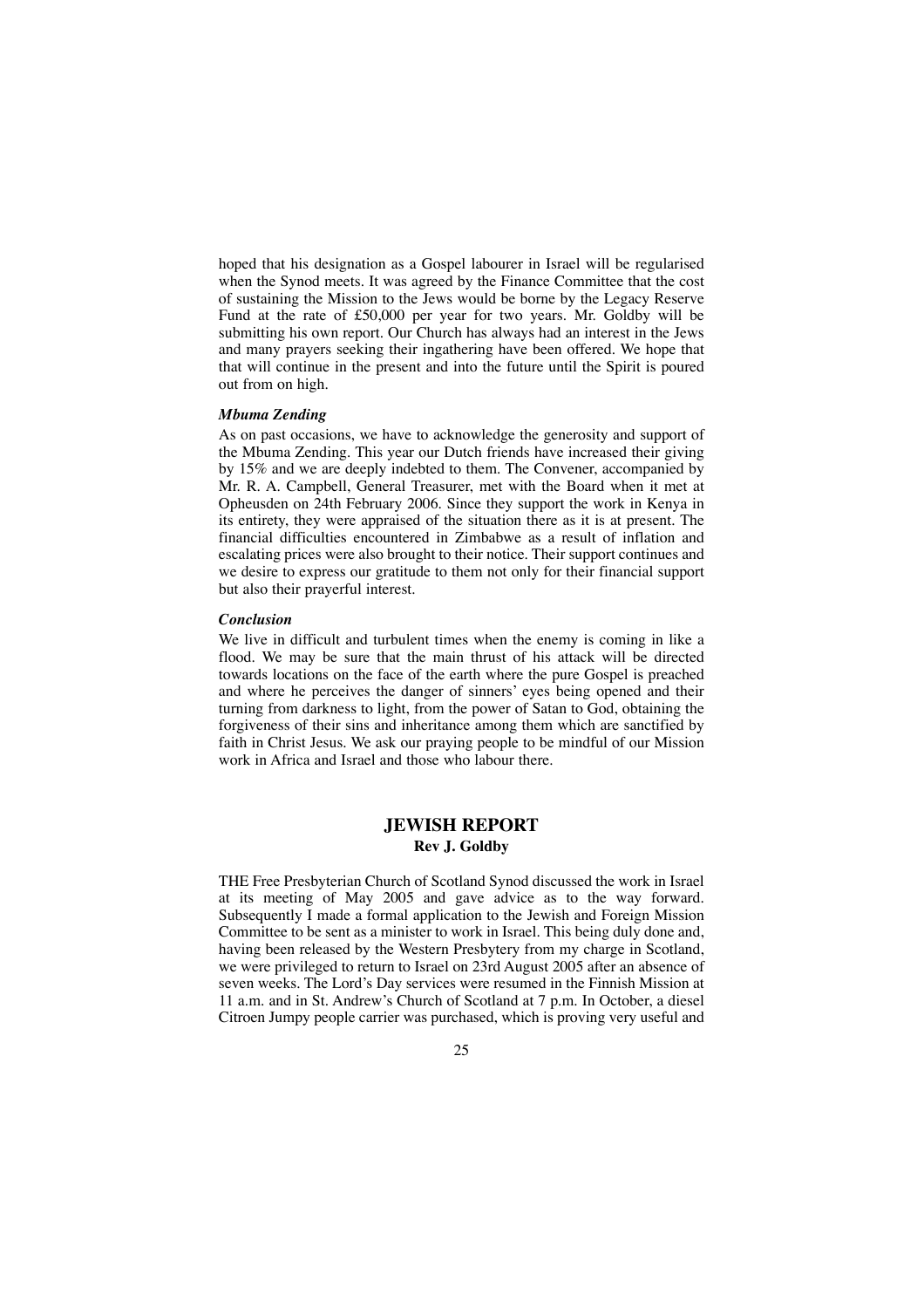hoped that his designation as a Gospel labourer in Israel will be regularised when the Synod meets. It was agreed by the Finance Committee that the cost of sustaining the Mission to the Jews would be borne by the Legacy Reserve Fund at the rate of £50,000 per year for two years. Mr. Goldby will be submitting his own report. Our Church has always had an interest in the Jews and many prayers seeking their ingathering have been offered. We hope that that will continue in the present and into the future until the Spirit is poured out from on high.

### *Mbuma Zending*

As on past occasions, we have to acknowledge the generosity and support of the Mbuma Zending. This year our Dutch friends have increased their giving by 15% and we are deeply indebted to them. The Convener, accompanied by Mr. R. A. Campbell, General Treasurer, met with the Board when it met at Opheusden on 24th February 2006. Since they support the work in Kenya in its entirety, they were appraised of the situation there as it is at present. The financial difficulties encountered in Zimbabwe as a result of inflation and escalating prices were also brought to their notice. Their support continues and we desire to express our gratitude to them not only for their financial support but also their prayerful interest.

### *Conclusion*

We live in difficult and turbulent times when the enemy is coming in like a flood. We may be sure that the main thrust of his attack will be directed towards locations on the face of the earth where the pure Gospel is preached and where he perceives the danger of sinners' eyes being opened and their turning from darkness to light, from the power of Satan to God, obtaining the forgiveness of their sins and inheritance among them which are sanctified by faith in Christ Jesus. We ask our praying people to be mindful of our Mission work in Africa and Israel and those who labour there.

## JEWISH REPORT

**Rev J. Goldby**

THE Free Presbyterian Church of Scotland Synod discussed the work in Israel at its meeting of May 2005 and gave advice as to the way forward. Subsequently I made a formal application to the Jewish and Foreign Mission Committee to be sent as a minister to work in Israel. This being duly done and, having been released by the Western Presbytery from my charge in Scotland, we were privileged to return to Israel on 23rd August 2005 after an absence of seven weeks. The Lord's Day services were resumed in the Finnish Mission at 11 a.m. and in St. Andrew's Church of Scotland at 7 p.m. In October, a diesel Citroen Jumpy people carrier was purchased, which is proving very useful and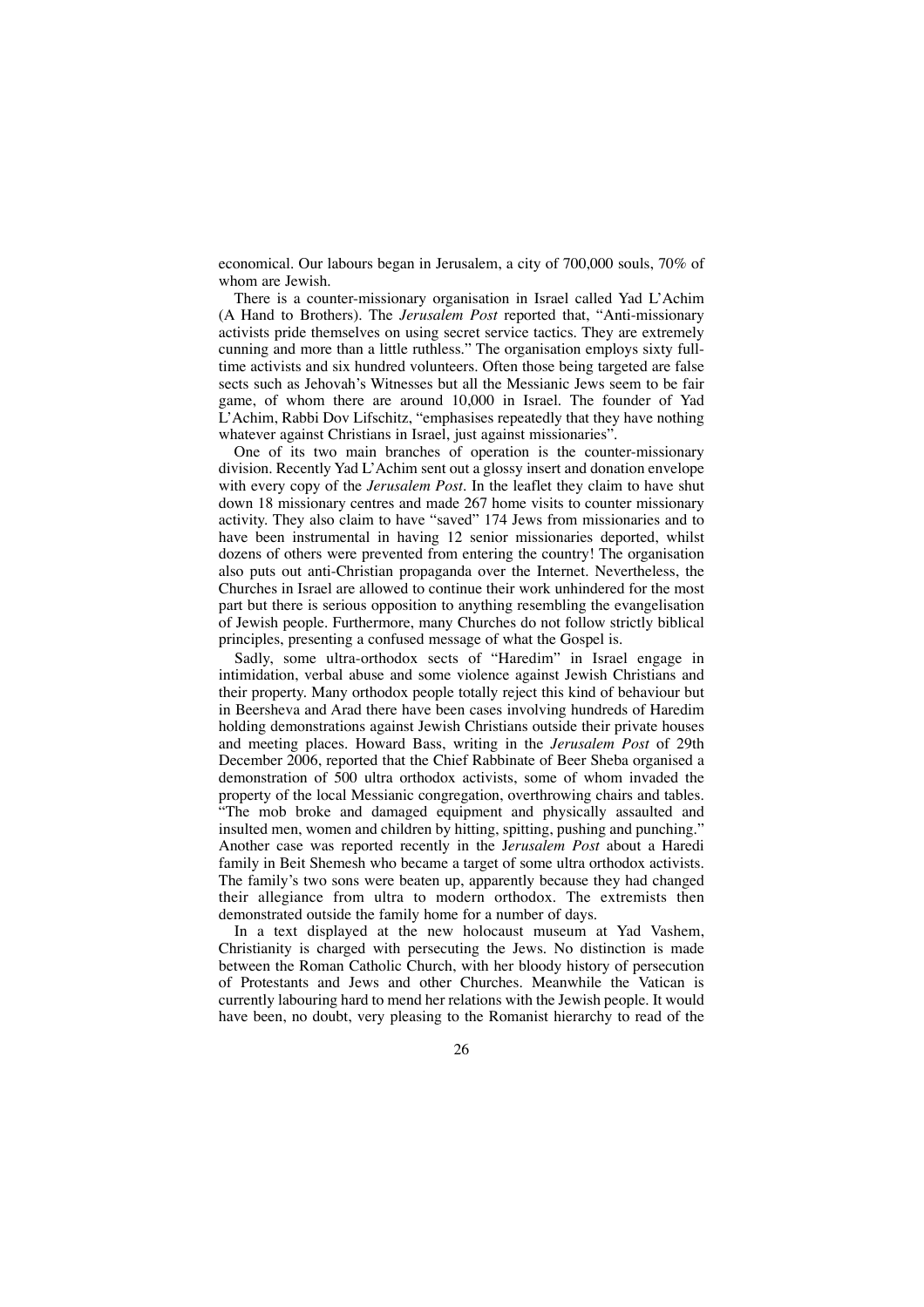economical. Our labours began in Jerusalem, a city of 700,000 souls, 70% of whom are Jewish.

There is a counter-missionary organisation in Israel called Yad L'Achim (A Hand to Brothers). The *Jerusalem Post* reported that, "Anti-missionary activists pride themselves on using secret service tactics. They are extremely cunning and more than a little ruthless." The organisation employs sixty full-time activists and six hundred volunteers. Often those being targeted are false sects such as Jehovah's Witnesses but all the Messianic Jews seem to be fair game, of whom there are around 10,000 in Israel. The founder of Yad L'Achim, Rabbi Dov Lifschitz, "emphasises repeatedly that they have nothing whatever against Christians in Israel, just against missionaries".

One of its two main branches of operation is the counter-missionary division. Recently Yad L'Achim sent out a glossy insert and donation envelope with every copy of the *Jerusalem Post*. In the leaflet they claim to have shut down 18 missionary centres and made 267 home visits to counter missionary activity. They also claim to have "saved" 174 Jews from missionaries and to have been instrumental in having 12 senior missionaries deported, whilst dozens of others were prevented from entering the country! The organisation also puts out anti-Christian propaganda over the Internet. Nevertheless, the Churches in Israel are allowed to continue their work unhindered for the most part but there is serious opposition to anything resembling the evangelisation of Jewish people. Furthermore, many Churches do not follow strictly biblical principles, presenting a confused message of what the Gospel is.

Sadly, some ultra-orthodox sects of "Haredim" in Israel engage in intimidation, verbal abuse and some violence against Jewish Christians and their property. Many orthodox people totally reject this kind of behaviour but in Beersheva and Arad there have been cases involving hundreds of Haredim holding demonstrations against Jewish Christians outside their private houses and meeting places. Howard Bass, writing in the *Jerusalem Post* of 29th December 2006, reported that the Chief Rabbinate of Beer Sheba organised a demonstration of 500 ultra orthodox activists, some of whom invaded the property of the local Messianic congregation, overthrowing chairs and tables. "The mob broke and damaged equipment and physically assaulted and insulted men, women and children by hitting, spitting, pushing and punching." Another case was reported recently in the J*erusalem Post* about a Haredi family in Beit Shemesh who became a target of some ultra orthodox activists. The family's two sons were beaten up, apparently because they had changed their allegiance from ultra to modern orthodox. The extremists then demonstrated outside the family home for a number of days.

In a text displayed at the new holocaust museum at Yad Vashem, Christianity is charged with persecuting the Jews. No distinction is made between the Roman Catholic Church, with her bloody history of persecution of Protestants and Jews and other Churches. Meanwhile the Vatican is currently labouring hard to mend her relations with the Jewish people. It would have been, no doubt, very pleasing to the Romanist hierarchy to read of the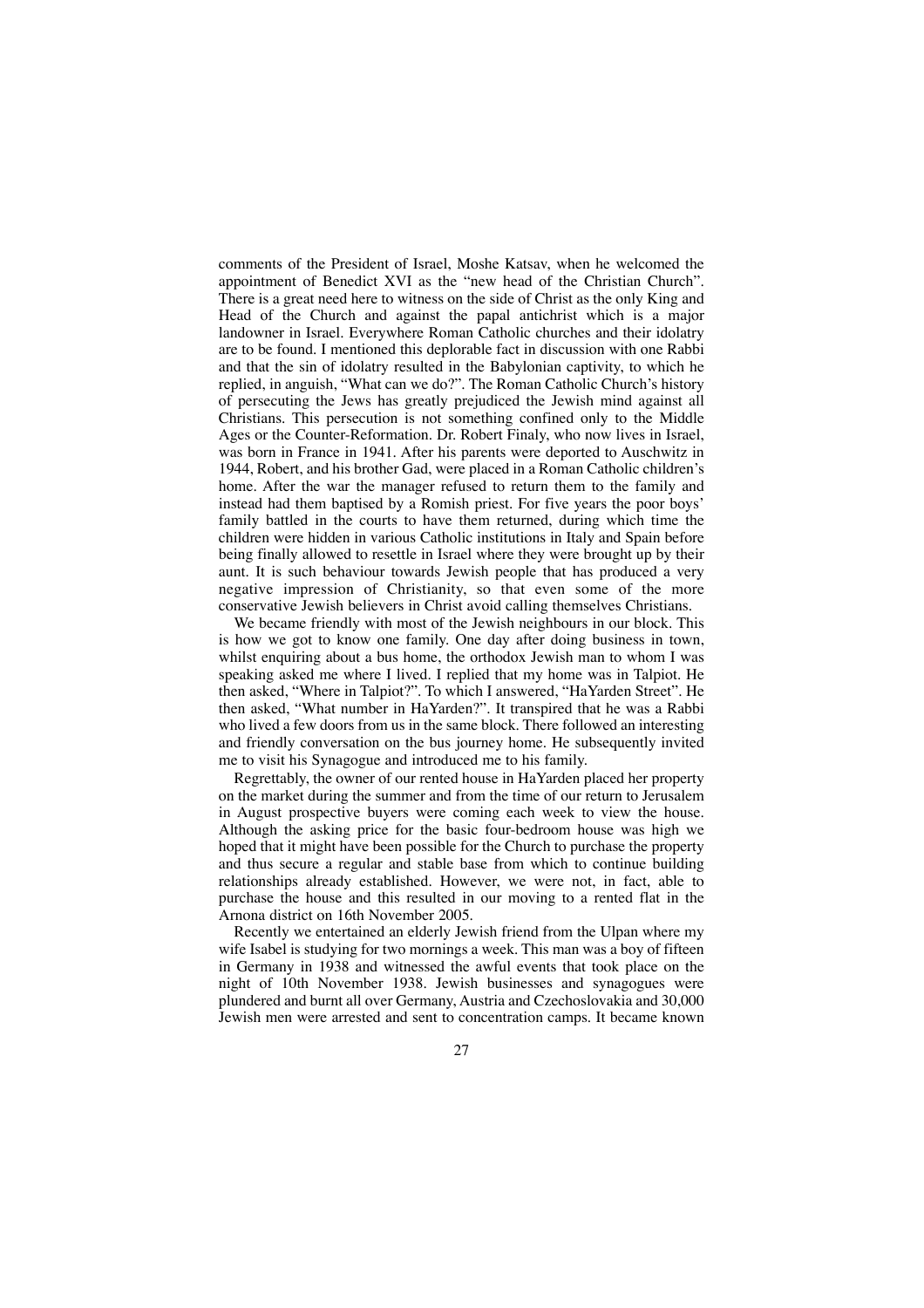comments of the President of Israel, Moshe Katsav, when he welcomed the appointment of Benedict XVI as the "new head of the Christian Church". There is a great need here to witness on the side of Christ as the only King and Head of the Church and against the papal antichrist which is a major landowner in Israel. Everywhere Roman Catholic churches and their idolatry are to be found. I mentioned this deplorable fact in discussion with one Rabbi and that the sin of idolatry resulted in the Babylonian captivity, to which he replied, in anguish, "What can we do?". The Roman Catholic Church's history of persecuting the Jews has greatly prejudiced the Jewish mind against all Christians. This persecution is not something confined only to the Middle Ages or the Counter-Reformation. Dr. Robert Finaly, who now lives in Israel, was born in France in 1941. After his parents were deported to Auschwitz in 1944, Robert, and his brother Gad, were placed in a Roman Catholic children's home. After the war the manager refused to return them to the family and instead had them baptised by a Romish priest. For five years the poor boys' family battled in the courts to have them returned, during which time the children were hidden in various Catholic institutions in Italy and Spain before being finally allowed to resettle in Israel where they were brought up by their aunt. It is such behaviour towards Jewish people that has produced a very negative impression of Christianity, so that even some of the more conservative Jewish believers in Christ avoid calling themselves Christians.

We became friendly with most of the Jewish neighbours in our block. This is how we got to know one family. One day after doing business in town, whilst enquiring about a bus home, the orthodox Jewish man to whom I was speaking asked me where I lived. I replied that my home was in Talpiot. He then asked, "Where in Talpiot?". To which I answered, "HaYarden Street". He then asked, "What number in HaYarden?". It transpired that he was a Rabbi who lived a few doors from us in the same block. There followed an interesting and friendly conversation on the bus journey home. He subsequently invited me to visit his Synagogue and introduced me to his family.

Regrettably, the owner of our rented house in HaYarden placed her property on the market during the summer and from the time of our return to Jerusalem in August prospective buyers were coming each week to view the house. Although the asking price for the basic four-bedroom house was high we hoped that it might have been possible for the Church to purchase the property and thus secure a regular and stable base from which to continue building relationships already established. However, we were not, in fact, able to purchase the house and this resulted in our moving to a rented flat in the Arnona district on 16th November 2005.

Recently we entertained an elderly Jewish friend from the Ulpan where my wife Isabel is studying for two mornings a week. This man was a boy of fifteen in Germany in 1938 and witnessed the awful events that took place on the night of 10th November 1938. Jewish businesses and synagogues were plundered and burnt all over Germany, Austria and Czechoslovakia and 30,000 Jewish men were arrested and sent to concentration camps. It became known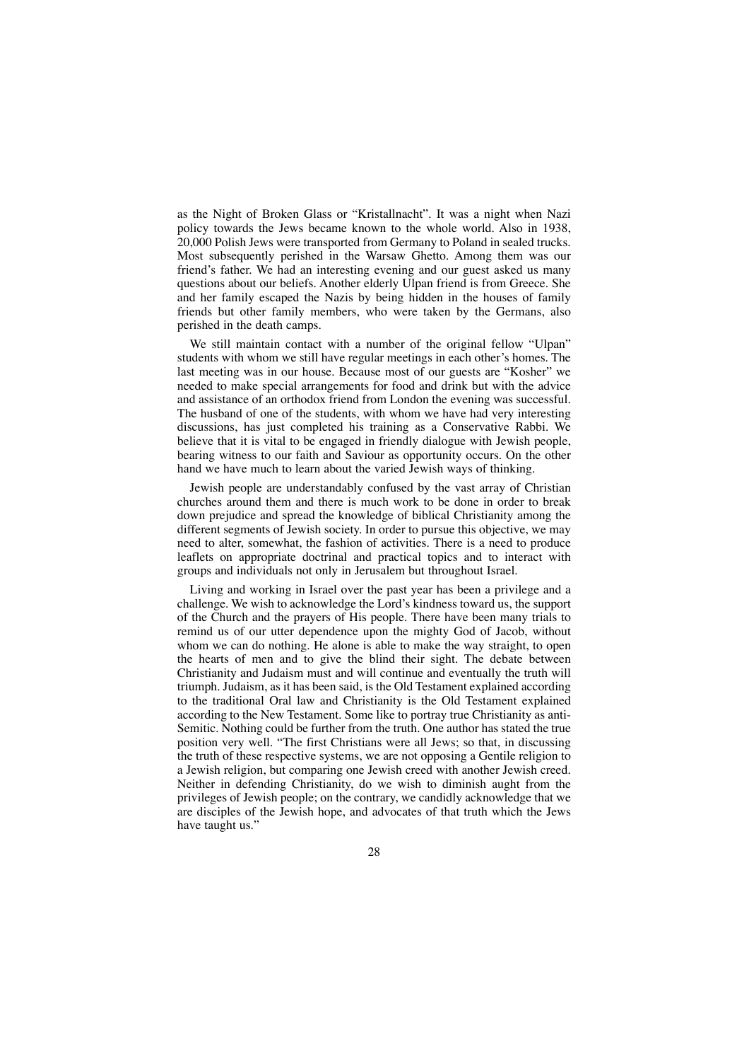as the Night of Broken Glass or "Kristallnacht". It was a night when Nazi policy towards the Jews became known to the whole world. Also in 1938, 20,000 Polish Jews were transported from Germany to Poland in sealed trucks. Most subsequently perished in the Warsaw Ghetto. Among them was our friend's father. We had an interesting evening and our guest asked us many questions about our beliefs. Another elderly Ulpan friend is from Greece. She and her family escaped the Nazis by being hidden in the houses of family friends but other family members, who were taken by the Germans, also perished in the death camps.

We still maintain contact with a number of the original fellow "Ulpan" students with whom we still have regular meetings in each other's homes. The last meeting was in our house. Because most of our guests are "Kosher" we needed to make special arrangements for food and drink but with the advice and assistance of an orthodox friend from London the evening was successful. The husband of one of the students, with whom we have had very interesting discussions, has just completed his training as a Conservative Rabbi. We believe that it is vital to be engaged in friendly dialogue with Jewish people, bearing witness to our faith and Saviour as opportunity occurs. On the other hand we have much to learn about the varied Jewish ways of thinking.

Jewish people are understandably confused by the vast array of Christian churches around them and there is much work to be done in order to break down prejudice and spread the knowledge of biblical Christianity among the different segments of Jewish society. In order to pursue this objective, we may need to alter, somewhat, the fashion of activities. There is a need to produce leaflets on appropriate doctrinal and practical topics and to interact with groups and individuals not only in Jerusalem but throughout Israel.

Living and working in Israel over the past year has been a privilege and a challenge. We wish to acknowledge the Lord's kindness toward us, the support of the Church and the prayers of His people. There have been many trials to remind us of our utter dependence upon the mighty God of Jacob, without whom we can do nothing. He alone is able to make the way straight, to open the hearts of men and to give the blind their sight. The debate between Christianity and Judaism must and will continue and eventually the truth will triumph. Judaism, as it has been said, is the Old Testament explained according to the traditional Oral law and Christianity is the Old Testament explained according to the New Testament. Some like to portray true Christianity as anti-Semitic. Nothing could be further from the truth. One author has stated the true position very well. "The first Christians were all Jews; so that, in discussing the truth of these respective systems, we are not opposing a Gentile religion to a Jewish religion, but comparing one Jewish creed with another Jewish creed. Neither in defending Christianity, do we wish to diminish aught from the privileges of Jewish people; on the contrary, we candidly acknowledge that we are disciples of the Jewish hope, and advocates of that truth which the Jews have taught us."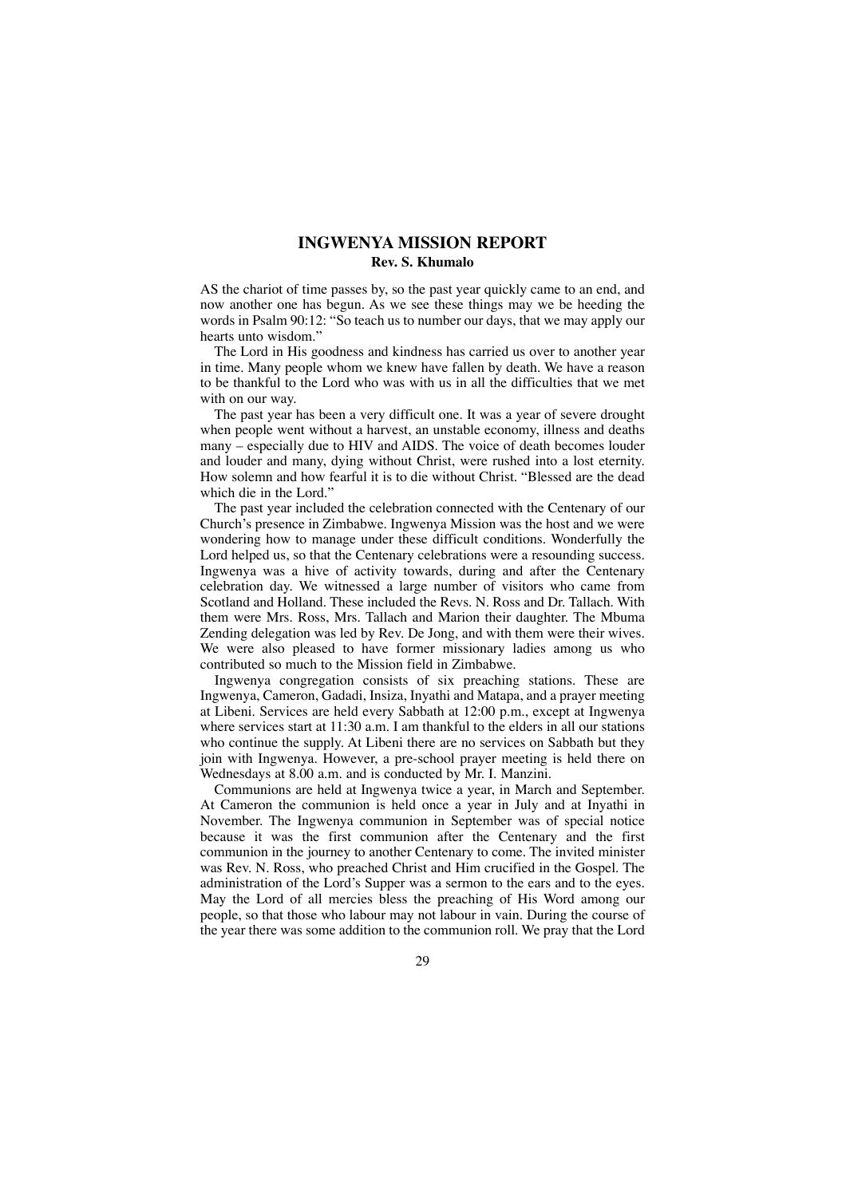## INGWENYA MISSION REPORT

**Rev. S. Khumalo**

AS the chariot of time passes by, so the past year quickly came to an end, and now another one has begun. As we see these things may we be heeding the words in Psalm 90:12: "So teach us to number our days, that we may apply our hearts unto wisdom."

The Lord in His goodness and kindness has carried us over to another year in time. Many people whom we knew have fallen by death. We have a reason to be thankful to the Lord who was with us in all the difficulties that we met with on our way.

The past year has been a very difficult one. It was a year of severe drought when people went without a harvest, an unstable economy, illness and deaths many – especially due to HIV and AIDS. The voice of death becomes louder and louder and many, dying without Christ, were rushed into a lost eternity. How solemn and how fearful it is to die without Christ. "Blessed are the dead which die in the Lord."

The past year included the celebration connected with the Centenary of our Church's presence in Zimbabwe. Ingwenya Mission was the host and we were wondering how to manage under these difficult conditions. Wonderfully the Lord helped us, so that the Centenary celebrations were a resounding success. Ingwenya was a hive of activity towards, during and after the Centenary celebration day. We witnessed a large number of visitors who came from Scotland and Holland. These included the Revs. N. Ross and Dr. Tallach. With them were Mrs. Ross, Mrs. Tallach and Marion their daughter. The Mbuma Zending delegation was led by Rev. De Jong, and with them were their wives. We were also pleased to have former missionary ladies among us who contributed so much to the Mission field in Zimbabwe.

Ingwenya congregation consists of six preaching stations. These are Ingwenya, Cameron, Gadadi, Insiza, Inyathi and Matapa, and a prayer meeting at Libeni. Services are held every Sabbath at 12:00 p.m., except at Ingwenya where services start at 11:30 a.m. I am thankful to the elders in all our stations who continue the supply. At Libeni there are no services on Sabbath but they join with Ingwenya. However, a pre-school prayer meeting is held there on Wednesdays at 8.00 a.m. and is conducted by Mr. I. Manzini.

Communions are held at Ingwenya twice a year, in March and September. At Cameron the communion is held once a year in July and at Inyathi in November. The Ingwenya communion in September was of special notice because it was the first communion after the Centenary and the first communion in the journey to another Centenary to come. The invited minister was Rev. N. Ross, who preached Christ and Him crucified in the Gospel. The administration of the Lord's Supper was a sermon to the ears and to the eyes. May the Lord of all mercies bless the preaching of His Word among our people, so that those who labour may not labour in vain. During the course of the year there was some addition to the communion roll. We pray that the Lord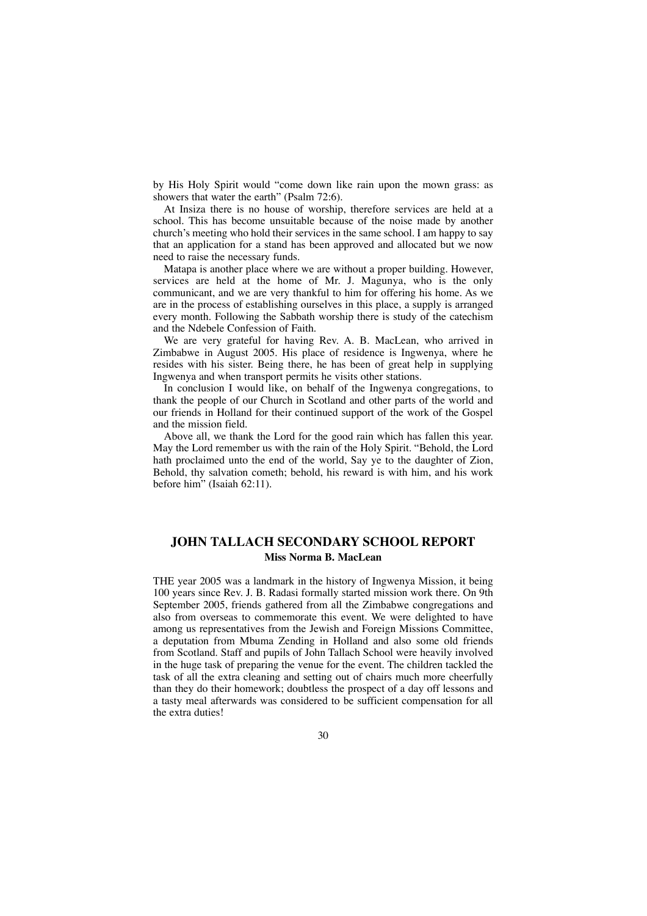by His Holy Spirit would "come down like rain upon the mown grass: as showers that water the earth" (Psalm 72:6).

At Insiza there is no house of worship, therefore services are held at a school. This has become unsuitable because of the noise made by another church's meeting who hold their services in the same school. I am happy to say that an application for a stand has been approved and allocated but we now need to raise the necessary funds.

Matapa is another place where we are without a proper building. However, services are held at the home of Mr. J. Magunya, who is the only communicant, and we are very thankful to him for offering his home. As we are in the process of establishing ourselves in this place, a supply is arranged every month. Following the Sabbath worship there is study of the catechism and the Ndebele Confession of Faith.

We are very grateful for having Rev. A. B. MacLean, who arrived in Zimbabwe in August 2005. His place of residence is Ingwenya, where he resides with his sister. Being there, he has been of great help in supplying Ingwenya and when transport permits he visits other stations.

In conclusion I would like, on behalf of the Ingwenya congregations, to thank the people of our Church in Scotland and other parts of the world and our friends in Holland for their continued support of the work of the Gospel and the mission field.

Above all, we thank the Lord for the good rain which has fallen this year. May the Lord remember us with the rain of the Holy Spirit. "Behold, the Lord hath proclaimed unto the end of the world, Say ye to the daughter of Zion, Behold, thy salvation cometh; behold, his reward is with him, and his work before him" (Isaiah 62:11).

## JOHN TALLACH SECONDARY SCHOOL REPORT

**Miss Norma B. MacLean**

THE year 2005 was a landmark in the history of Ingwenya Mission, it being 100 years since Rev. J. B. Radasi formally started mission work there. On 9th September 2005, friends gathered from all the Zimbabwe congregations and also from overseas to commemorate this event. We were delighted to have among us representatives from the Jewish and Foreign Missions Committee, a deputation from Mbuma Zending in Holland and also some old friends from Scotland. Staff and pupils of John Tallach School were heavily involved in the huge task of preparing the venue for the event. The children tackled the task of all the extra cleaning and setting out of chairs much more cheerfully than they do their homework; doubtless the prospect of a day off lessons and a tasty meal afterwards was considered to be sufficient compensation for all the extra duties!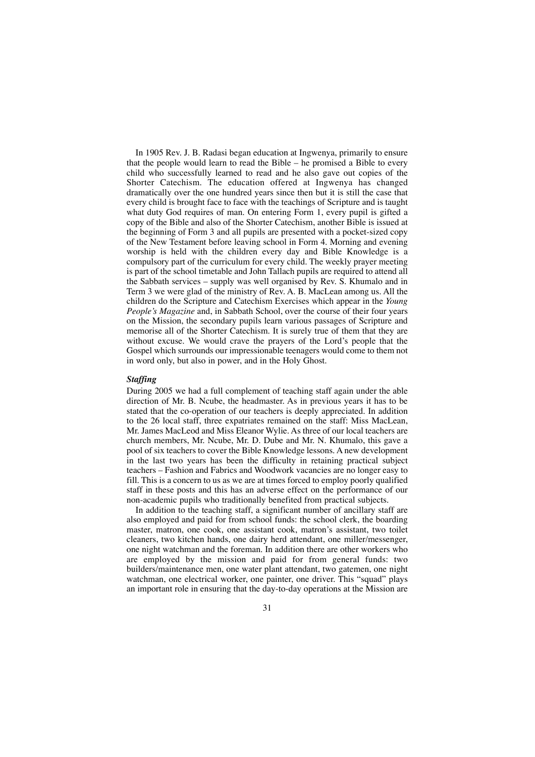In 1905 Rev. J. B. Radasi began education at Ingwenya, primarily to ensure that the people would learn to read the Bible – he promised a Bible to every child who successfully learned to read and he also gave out copies of the Shorter Catechism. The education offered at Ingwenya has changed dramatically over the one hundred years since then but it is still the case that every child is brought face to face with the teachings of Scripture and is taught what duty God requires of man. On entering Form 1, every pupil is gifted a copy of the Bible and also of the Shorter Catechism, another Bible is issued at the beginning of Form 3 and all pupils are presented with a pocket-sized copy of the New Testament before leaving school in Form 4. Morning and evening worship is held with the children every day and Bible Knowledge is a compulsory part of the curriculum for every child. The weekly prayer meeting is part of the school timetable and John Tallach pupils are required to attend all the Sabbath services – supply was well organised by Rev. S. Khumalo and in Term 3 we were glad of the ministry of Rev. A. B. MacLean among us. All the children do the Scripture and Catechism Exercises which appear in the *Young People's Magazine* and, in Sabbath School, over the course of their four years on the Mission, the secondary pupils learn various passages of Scripture and memorise all of the Shorter Catechism. It is surely true of them that they are without excuse. We would crave the prayers of the Lord's people that the Gospel which surrounds our impressionable teenagers would come to them not in word only, but also in power, and in the Holy Ghost.

***Staffing***

During 2005 we had a full complement of teaching staff again under the able direction of Mr. B. Ncube, the headmaster. As in previous years it has to be stated that the co-operation of our teachers is deeply appreciated. In addition to the 26 local staff, three expatriates remained on the staff: Miss MacLean, Mr. James MacLeod and Miss Eleanor Wylie. As three of our local teachers are church members, Mr. Ncube, Mr. D. Dube and Mr. N. Khumalo, this gave a pool of six teachers to cover the Bible Knowledge lessons. A new development in the last two years has been the difficulty in retaining practical subject teachers – Fashion and Fabrics and Woodwork vacancies are no longer easy to fill. This is a concern to us as we are at times forced to employ poorly qualified staff in these posts and this has an adverse effect on the performance of our non-academic pupils who traditionally benefited from practical subjects.

In addition to the teaching staff, a significant number of ancillary staff are also employed and paid for from school funds: the school clerk, the boarding master, matron, one cook, one assistant cook, matron's assistant, two toilet cleaners, two kitchen hands, one dairy herd attendant, one miller/messenger, one night watchman and the foreman. In addition there are other workers who are employed by the mission and paid for from general funds: two builders/maintenance men, one water plant attendant, two gatemen, one night watchman, one electrical worker, one painter, one driver. This "squad" plays an important role in ensuring that the day-to-day operations at the Mission are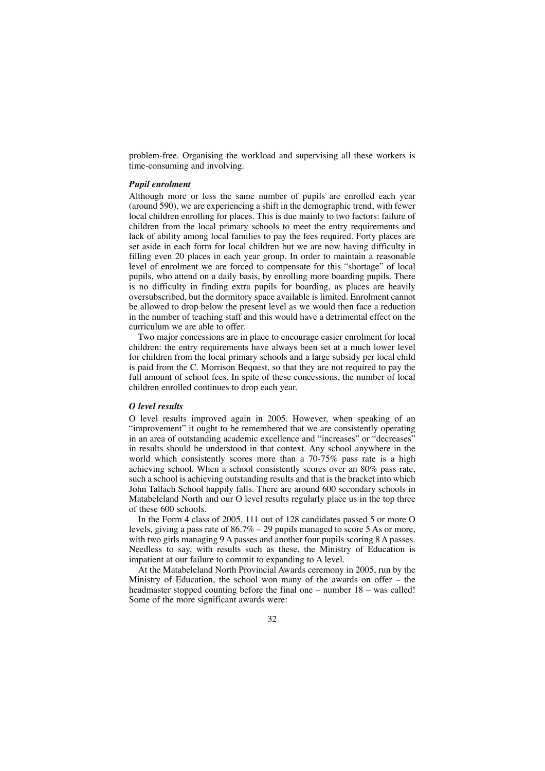problem-free. Organising the workload and supervising all these workers is time-consuming and involving.

### *Pupil enrolment*

Although more or less the same number of pupils are enrolled each year (around 590), we are experiencing a shift in the demographic trend, with fewer local children enrolling for places. This is due mainly to two factors: failure of children from the local primary schools to meet the entry requirements and lack of ability among local families to pay the fees required. Forty places are set aside in each form for local children but we are now having difficulty in filling even 20 places in each year group. In order to maintain a reasonable level of enrolment we are forced to compensate for this "shortage" of local pupils, who attend on a daily basis, by enrolling more boarding pupils. There is no difficulty in finding extra pupils for boarding, as places are heavily oversubscribed, but the dormitory space available is limited. Enrolment cannot be allowed to drop below the present level as we would then face a reduction in the number of teaching staff and this would have a detrimental effect on the curriculum we are able to offer.

Two major concessions are in place to encourage easier enrolment for local children: the entry requirements have always been set at a much lower level for children from the local primary schools and a large subsidy per local child is paid from the C. Morrison Bequest, so that they are not required to pay the full amount of school fees. In spite of these concessions, the number of local children enrolled continues to drop each year.

### *O level results*

O level results improved again in 2005. However, when speaking of an "improvement" it ought to be remembered that we are consistently operating in an area of outstanding academic excellence and "increases" or "decreases" in results should be understood in that context. Any school anywhere in the world which consistently scores more than a 70-75% pass rate is a high achieving school. When a school consistently scores over an 80% pass rate, such a school is achieving outstanding results and that is the bracket into which John Tallach School happily falls. There are around 600 secondary schools in Matabeleland North and our O level results regularly place us in the top three of these 600 schools.

In the Form 4 class of 2005, 111 out of 128 candidates passed 5 or more O levels, giving a pass rate of 86.7% – 29 pupils managed to score 5 As or more, with two girls managing 9 A passes and another four pupils scoring 8 A passes. Needless to say, with results such as these, the Ministry of Education is impatient at our failure to commit to expanding to A level.

At the Matabeleland North Provincial Awards ceremony in 2005, run by the Ministry of Education, the school won many of the awards on offer – the headmaster stopped counting before the final one – number 18 – was called! Some of the more significant awards were: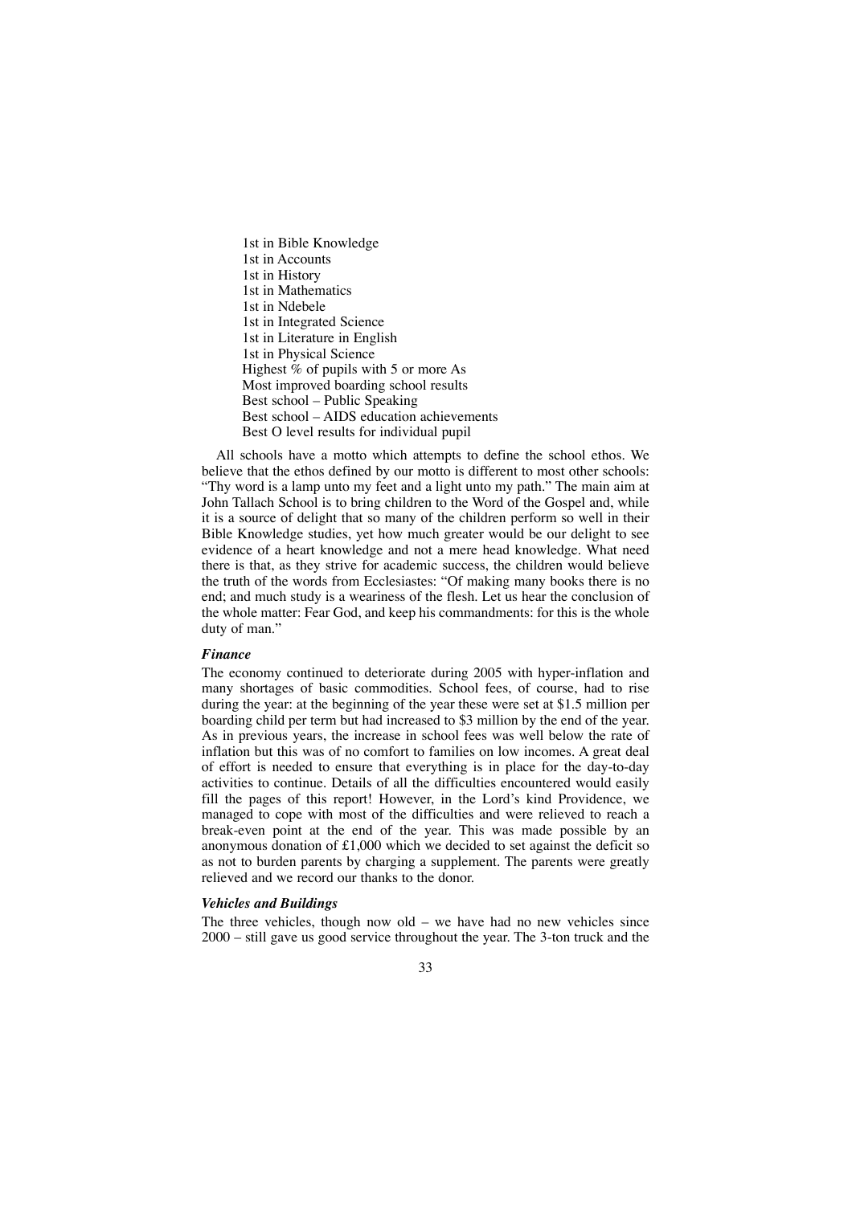1st in Bible Knowledge
1st in Accounts
1st in History
1st in Mathematics
1st in Ndebele
1st in Integrated Science
1st in Literature in English
1st in Physical Science
Highest % of pupils with 5 or more As
Most improved boarding school results
Best school – Public Speaking
Best school – AIDS education achievements
Best O level results for individual pupil

All schools have a motto which attempts to define the school ethos. We believe that the ethos defined by our motto is different to most other schools: "Thy word is a lamp unto my feet and a light unto my path." The main aim at John Tallach School is to bring children to the Word of the Gospel and, while it is a source of delight that so many of the children perform so well in their Bible Knowledge studies, yet how much greater would be our delight to see evidence of a heart knowledge and not a mere head knowledge. What need there is that, as they strive for academic success, the children would believe the truth of the words from Ecclesiastes: "Of making many books there is no end; and much study is a weariness of the flesh. Let us hear the conclusion of the whole matter: Fear God, and keep his commandments: for this is the whole duty of man."

***Finance***

The economy continued to deteriorate during 2005 with hyper-inflation and many shortages of basic commodities. School fees, of course, had to rise during the year: at the beginning of the year these were set at $1.5 million per boarding child per term but had increased to $3 million by the end of the year. As in previous years, the increase in school fees was well below the rate of inflation but this was of no comfort to families on low incomes. A great deal of effort is needed to ensure that everything is in place for the day-to-day activities to continue. Details of all the difficulties encountered would easily fill the pages of this report! However, in the Lord's kind Providence, we managed to cope with most of the difficulties and were relieved to reach a break-even point at the end of the year. This was made possible by an anonymous donation of £1,000 which we decided to set against the deficit so as not to burden parents by charging a supplement. The parents were greatly relieved and we record our thanks to the donor.

***Vehicles and Buildings***

The three vehicles, though now old – we have had no new vehicles since 2000 – still gave us good service throughout the year. The 3-ton truck and the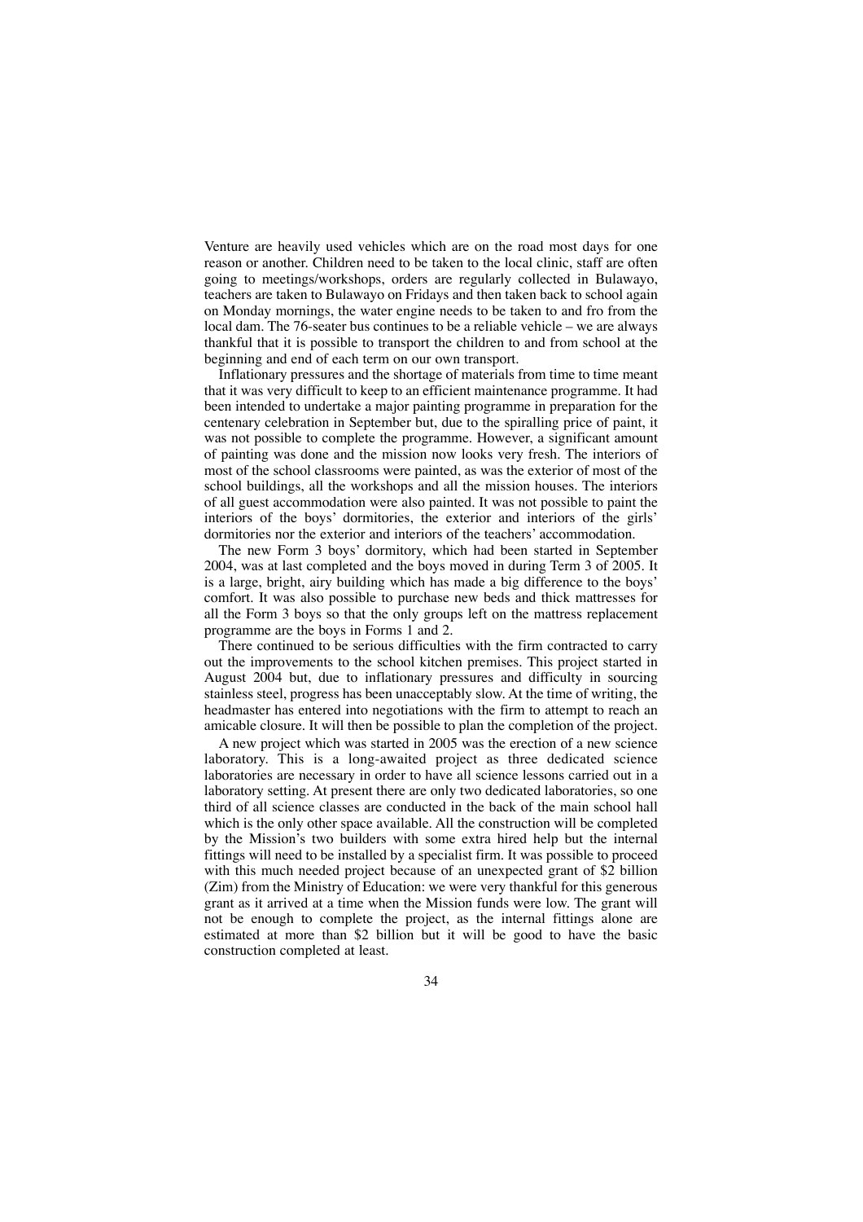Venture are heavily used vehicles which are on the road most days for one reason or another. Children need to be taken to the local clinic, staff are often going to meetings/workshops, orders are regularly collected in Bulawayo, teachers are taken to Bulawayo on Fridays and then taken back to school again on Monday mornings, the water engine needs to be taken to and fro from the local dam. The 76-seater bus continues to be a reliable vehicle – we are always thankful that it is possible to transport the children to and from school at the beginning and end of each term on our own transport.

Inflationary pressures and the shortage of materials from time to time meant that it was very difficult to keep to an efficient maintenance programme. It had been intended to undertake a major painting programme in preparation for the centenary celebration in September but, due to the spiralling price of paint, it was not possible to complete the programme. However, a significant amount of painting was done and the mission now looks very fresh. The interiors of most of the school classrooms were painted, as was the exterior of most of the school buildings, all the workshops and all the mission houses. The interiors of all guest accommodation were also painted. It was not possible to paint the interiors of the boys' dormitories, the exterior and interiors of the girls' dormitories nor the exterior and interiors of the teachers' accommodation.

The new Form 3 boys' dormitory, which had been started in September 2004, was at last completed and the boys moved in during Term 3 of 2005. It is a large, bright, airy building which has made a big difference to the boys' comfort. It was also possible to purchase new beds and thick mattresses for all the Form 3 boys so that the only groups left on the mattress replacement programme are the boys in Forms 1 and 2.

There continued to be serious difficulties with the firm contracted to carry out the improvements to the school kitchen premises. This project started in August 2004 but, due to inflationary pressures and difficulty in sourcing stainless steel, progress has been unacceptably slow. At the time of writing, the headmaster has entered into negotiations with the firm to attempt to reach an amicable closure. It will then be possible to plan the completion of the project.

A new project which was started in 2005 was the erection of a new science laboratory. This is a long-awaited project as three dedicated science laboratories are necessary in order to have all science lessons carried out in a laboratory setting. At present there are only two dedicated laboratories, so one third of all science classes are conducted in the back of the main school hall which is the only other space available. All the construction will be completed by the Mission's two builders with some extra hired help but the internal fittings will need to be installed by a specialist firm. It was possible to proceed with this much needed project because of an unexpected grant of $2 billion (Zim) from the Ministry of Education: we were very thankful for this generous grant as it arrived at a time when the Mission funds were low. The grant will not be enough to complete the project, as the internal fittings alone are estimated at more than $2 billion but it will be good to have the basic construction completed at least.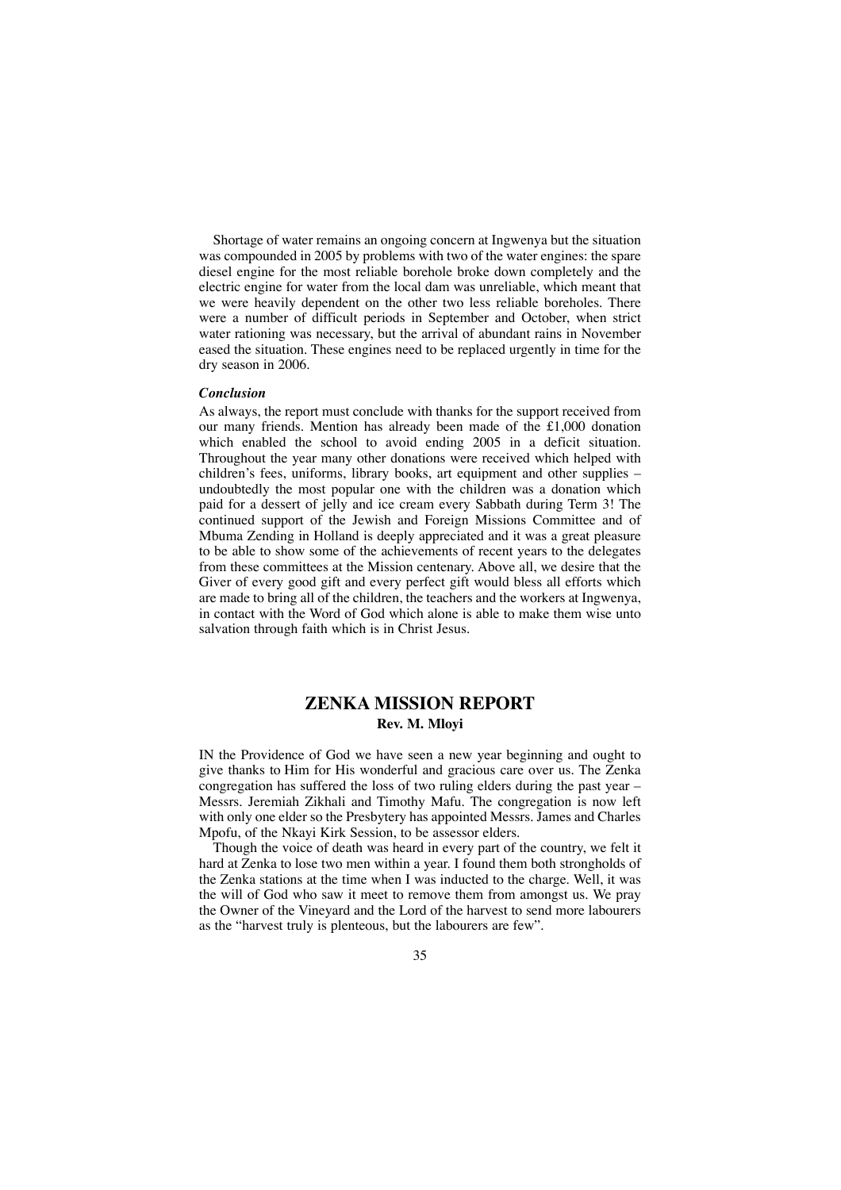Shortage of water remains an ongoing concern at Ingwenya but the situation was compounded in 2005 by problems with two of the water engines: the spare diesel engine for the most reliable borehole broke down completely and the electric engine for water from the local dam was unreliable, which meant that we were heavily dependent on the other two less reliable boreholes. There were a number of difficult periods in September and October, when strict water rationing was necessary, but the arrival of abundant rains in November eased the situation. These engines need to be replaced urgently in time for the dry season in 2006.

***Conclusion***

As always, the report must conclude with thanks for the support received from our many friends. Mention has already been made of the £1,000 donation which enabled the school to avoid ending 2005 in a deficit situation. Throughout the year many other donations were received which helped with children's fees, uniforms, library books, art equipment and other supplies – undoubtedly the most popular one with the children was a donation which paid for a dessert of jelly and ice cream every Sabbath during Term 3! The continued support of the Jewish and Foreign Missions Committee and of Mbuma Zending in Holland is deeply appreciated and it was a great pleasure to be able to show some of the achievements of recent years to the delegates from these committees at the Mission centenary. Above all, we desire that the Giver of every good gift and every perfect gift would bless all efforts which are made to bring all of the children, the teachers and the workers at Ingwenya, in contact with the Word of God which alone is able to make them wise unto salvation through faith which is in Christ Jesus.

## ZENKA MISSION REPORT

**Rev. M. Mloyi**

IN the Providence of God we have seen a new year beginning and ought to give thanks to Him for His wonderful and gracious care over us. The Zenka congregation has suffered the loss of two ruling elders during the past year – Messrs. Jeremiah Zikhali and Timothy Mafu. The congregation is now left with only one elder so the Presbytery has appointed Messrs. James and Charles Mpofu, of the Nkayi Kirk Session, to be assessor elders.

Though the voice of death was heard in every part of the country, we felt it hard at Zenka to lose two men within a year. I found them both strongholds of the Zenka stations at the time when I was inducted to the charge. Well, it was the will of God who saw it meet to remove them from amongst us. We pray the Owner of the Vineyard and the Lord of the harvest to send more labourers as the "harvest truly is plenteous, but the labourers are few".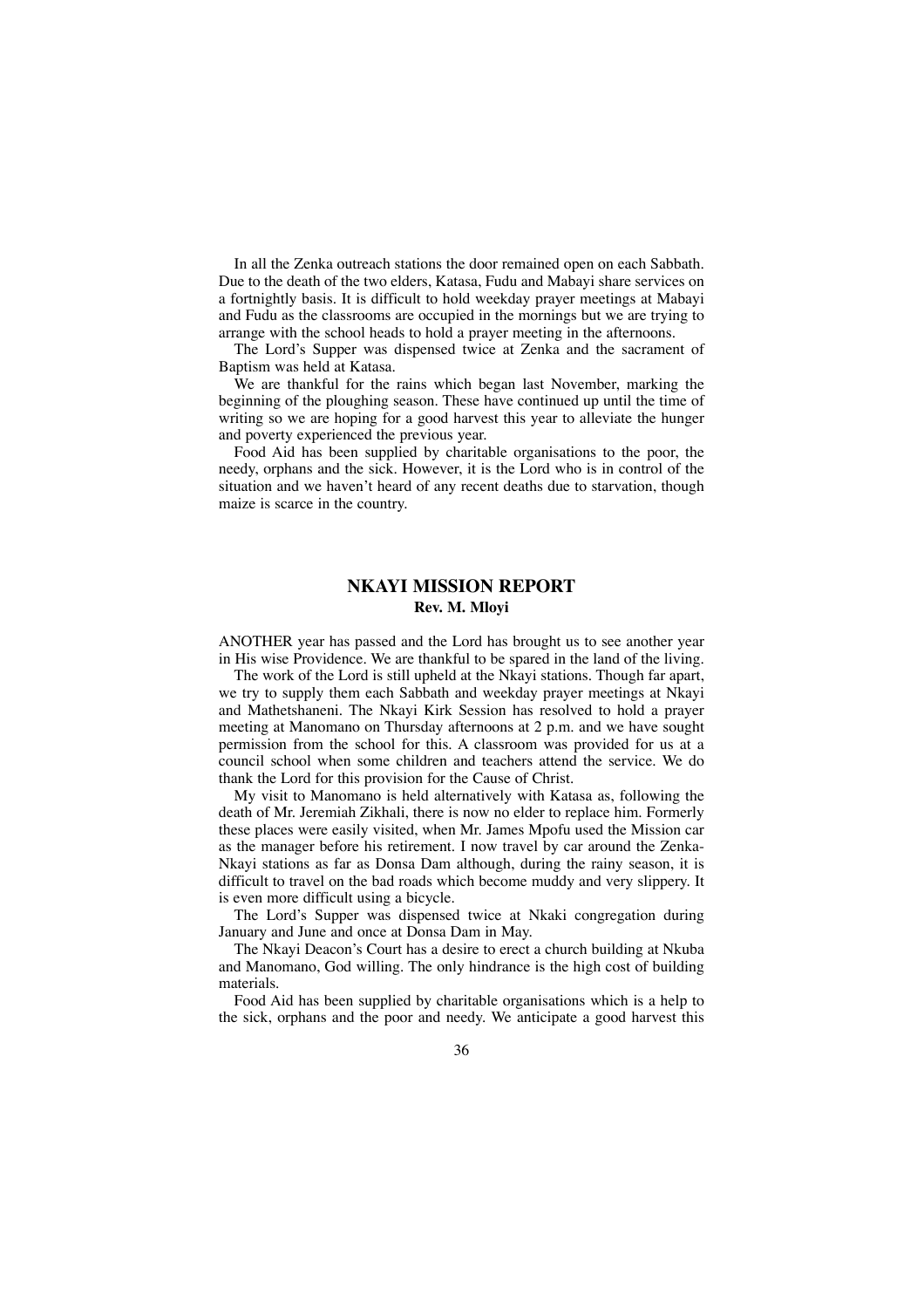In all the Zenka outreach stations the door remained open on each Sabbath. Due to the death of the two elders, Katasa, Fudu and Mabayi share services on a fortnightly basis. It is difficult to hold weekday prayer meetings at Mabayi and Fudu as the classrooms are occupied in the mornings but we are trying to arrange with the school heads to hold a prayer meeting in the afternoons.

The Lord's Supper was dispensed twice at Zenka and the sacrament of Baptism was held at Katasa.

We are thankful for the rains which began last November, marking the beginning of the ploughing season. These have continued up until the time of writing so we are hoping for a good harvest this year to alleviate the hunger and poverty experienced the previous year.

Food Aid has been supplied by charitable organisations to the poor, the needy, orphans and the sick. However, it is the Lord who is in control of the situation and we haven't heard of any recent deaths due to starvation, though maize is scarce in the country.

## NKAYI MISSION REPORT

**Rev. M. Mloyi**

ANOTHER year has passed and the Lord has brought us to see another year in His wise Providence. We are thankful to be spared in the land of the living.

The work of the Lord is still upheld at the Nkayi stations. Though far apart, we try to supply them each Sabbath and weekday prayer meetings at Nkayi and Mathetshaneni. The Nkayi Kirk Session has resolved to hold a prayer meeting at Manomano on Thursday afternoons at 2 p.m. and we have sought permission from the school for this. A classroom was provided for us at a council school when some children and teachers attend the service. We do thank the Lord for this provision for the Cause of Christ.

My visit to Manomano is held alternatively with Katasa as, following the death of Mr. Jeremiah Zikhali, there is now no elder to replace him. Formerly these places were easily visited, when Mr. James Mpofu used the Mission car as the manager before his retirement. I now travel by car around the Zenka-Nkayi stations as far as Donsa Dam although, during the rainy season, it is difficult to travel on the bad roads which become muddy and very slippery. It is even more difficult using a bicycle.

The Lord's Supper was dispensed twice at Nkaki congregation during January and June and once at Donsa Dam in May.

The Nkayi Deacon's Court has a desire to erect a church building at Nkuba and Manomano, God willing. The only hindrance is the high cost of building materials.

Food Aid has been supplied by charitable organisations which is a help to the sick, orphans and the poor and needy. We anticipate a good harvest this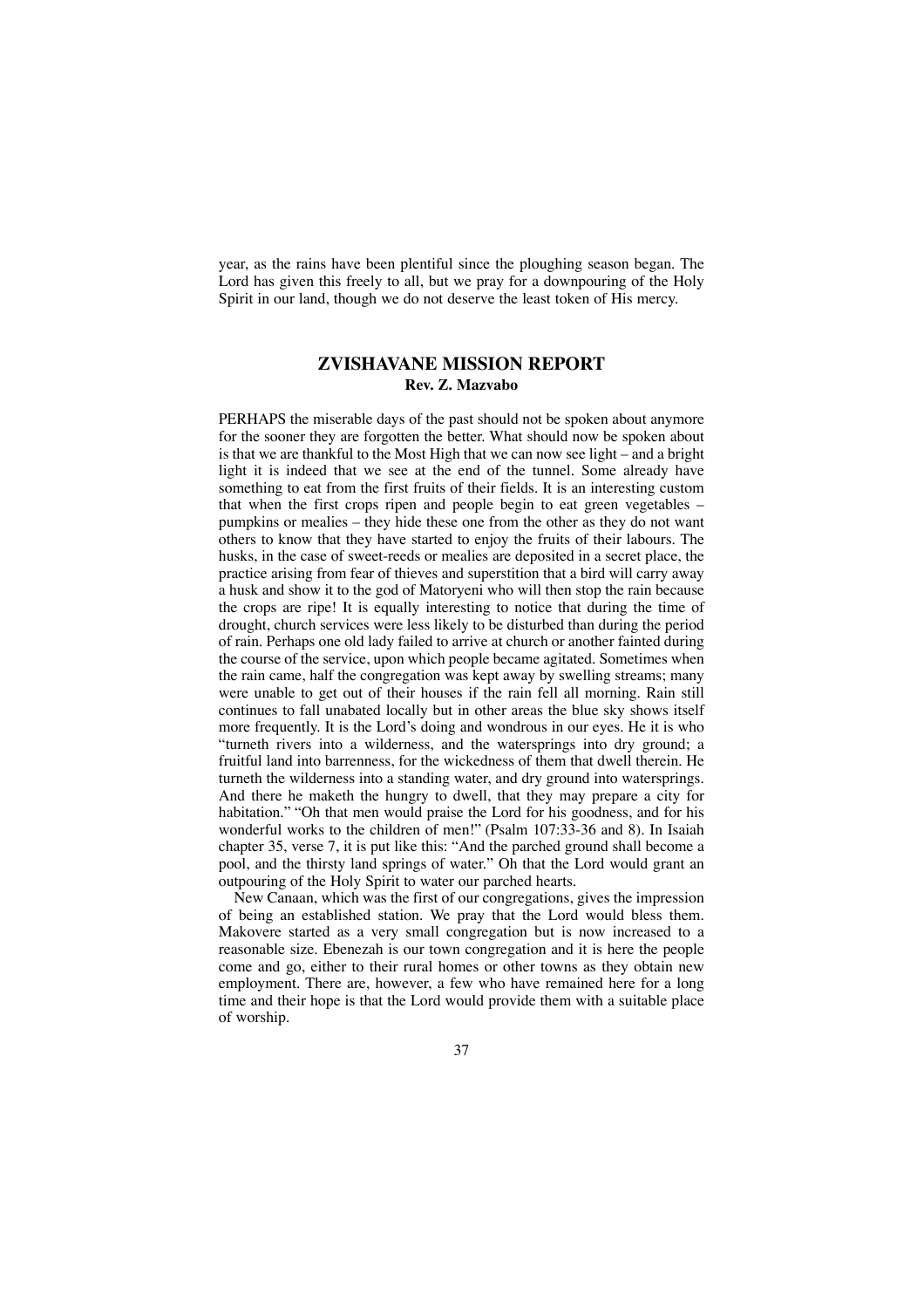year, as the rains have been plentiful since the ploughing season began. The Lord has given this freely to all, but we pray for a downpouring of the Holy Spirit in our land, though we do not deserve the least token of His mercy.

## ZVISHAVANE MISSION REPORT

**Rev. Z. Mazvabo**

PERHAPS the miserable days of the past should not be spoken about anymore for the sooner they are forgotten the better. What should now be spoken about is that we are thankful to the Most High that we can now see light – and a bright light it is indeed that we see at the end of the tunnel. Some already have something to eat from the first fruits of their fields. It is an interesting custom that when the first crops ripen and people begin to eat green vegetables – pumpkins or mealies – they hide these one from the other as they do not want others to know that they have started to enjoy the fruits of their labours. The husks, in the case of sweet-reeds or mealies are deposited in a secret place, the practice arising from fear of thieves and superstition that a bird will carry away a husk and show it to the god of Matoryeni who will then stop the rain because the crops are ripe! It is equally interesting to notice that during the time of drought, church services were less likely to be disturbed than during the period of rain. Perhaps one old lady failed to arrive at church or another fainted during the course of the service, upon which people became agitated. Sometimes when the rain came, half the congregation was kept away by swelling streams; many were unable to get out of their houses if the rain fell all morning. Rain still continues to fall unabated locally but in other areas the blue sky shows itself more frequently. It is the Lord's doing and wondrous in our eyes. He it is who "turneth rivers into a wilderness, and the watersprings into dry ground; a fruitful land into barrenness, for the wickedness of them that dwell therein. He turneth the wilderness into a standing water, and dry ground into watersprings. And there he maketh the hungry to dwell, that they may prepare a city for habitation." "Oh that men would praise the Lord for his goodness, and for his wonderful works to the children of men!" (Psalm 107:33-36 and 8). In Isaiah chapter 35, verse 7, it is put like this: "And the parched ground shall become a pool, and the thirsty land springs of water." Oh that the Lord would grant an outpouring of the Holy Spirit to water our parched hearts.

New Canaan, which was the first of our congregations, gives the impression of being an established station. We pray that the Lord would bless them. Makovere started as a very small congregation but is now increased to a reasonable size. Ebenezah is our town congregation and it is here the people come and go, either to their rural homes or other towns as they obtain new employment. There are, however, a few who have remained here for a long time and their hope is that the Lord would provide them with a suitable place of worship.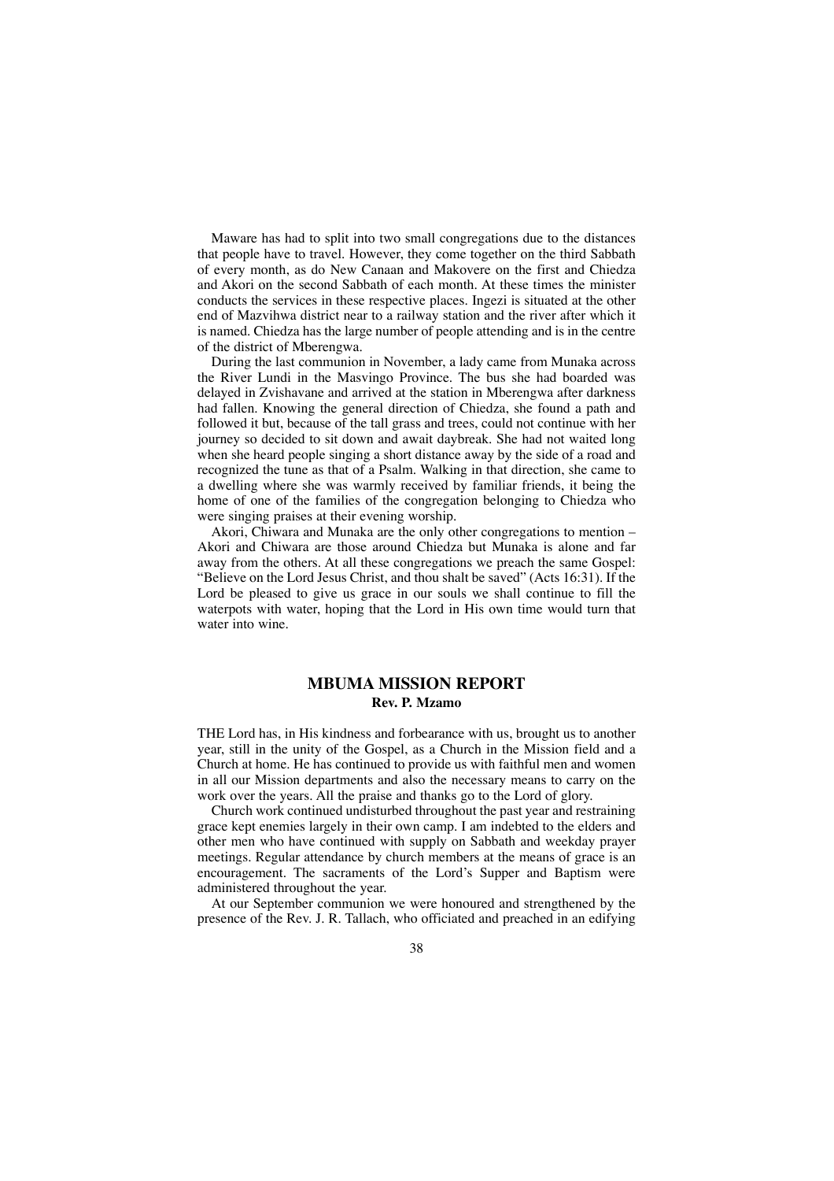Maware has had to split into two small congregations due to the distances that people have to travel. However, they come together on the third Sabbath of every month, as do New Canaan and Makovere on the first and Chiedza and Akori on the second Sabbath of each month. At these times the minister conducts the services in these respective places. Ingezi is situated at the other end of Mazvihwa district near to a railway station and the river after which it is named. Chiedza has the large number of people attending and is in the centre of the district of Mberengwa.

During the last communion in November, a lady came from Munaka across the River Lundi in the Masvingo Province. The bus she had boarded was delayed in Zvishavane and arrived at the station in Mberengwa after darkness had fallen. Knowing the general direction of Chiedza, she found a path and followed it but, because of the tall grass and trees, could not continue with her journey so decided to sit down and await daybreak. She had not waited long when she heard people singing a short distance away by the side of a road and recognized the tune as that of a Psalm. Walking in that direction, she came to a dwelling where she was warmly received by familiar friends, it being the home of one of the families of the congregation belonging to Chiedza who were singing praises at their evening worship.

Akori, Chiwara and Munaka are the only other congregations to mention – Akori and Chiwara are those around Chiedza but Munaka is alone and far away from the others. At all these congregations we preach the same Gospel: "Believe on the Lord Jesus Christ, and thou shalt be saved" (Acts 16:31). If the Lord be pleased to give us grace in our souls we shall continue to fill the waterpots with water, hoping that the Lord in His own time would turn that water into wine.

## MBUMA MISSION REPORT

**Rev. P. Mzamo**

THE Lord has, in His kindness and forbearance with us, brought us to another year, still in the unity of the Gospel, as a Church in the Mission field and a Church at home. He has continued to provide us with faithful men and women in all our Mission departments and also the necessary means to carry on the work over the years. All the praise and thanks go to the Lord of glory.

Church work continued undisturbed throughout the past year and restraining grace kept enemies largely in their own camp. I am indebted to the elders and other men who have continued with supply on Sabbath and weekday prayer meetings. Regular attendance by church members at the means of grace is an encouragement. The sacraments of the Lord's Supper and Baptism were administered throughout the year.

At our September communion we were honoured and strengthened by the presence of the Rev. J. R. Tallach, who officiated and preached in an edifying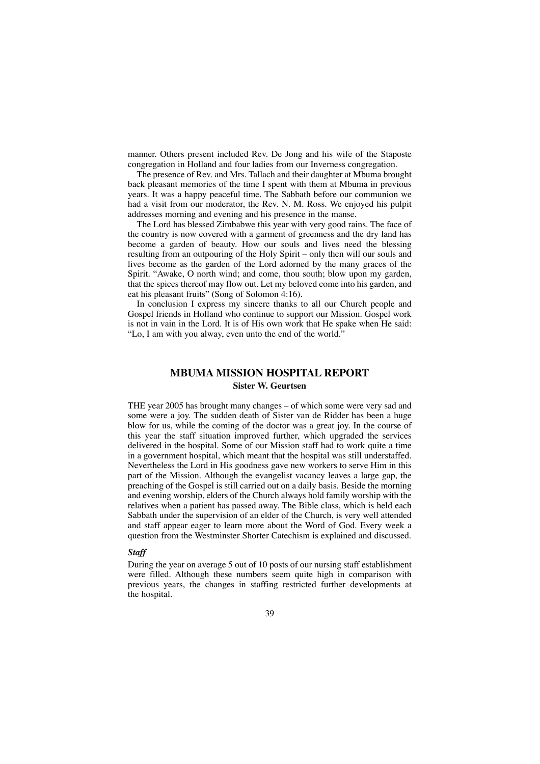manner. Others present included Rev. De Jong and his wife of the Staposte congregation in Holland and four ladies from our Inverness congregation.

The presence of Rev. and Mrs. Tallach and their daughter at Mbuma brought back pleasant memories of the time I spent with them at Mbuma in previous years. It was a happy peaceful time. The Sabbath before our communion we had a visit from our moderator, the Rev. N. M. Ross. We enjoyed his pulpit addresses morning and evening and his presence in the manse.

The Lord has blessed Zimbabwe this year with very good rains. The face of the country is now covered with a garment of greenness and the dry land has become a garden of beauty. How our souls and lives need the blessing resulting from an outpouring of the Holy Spirit – only then will our souls and lives become as the garden of the Lord adorned by the many graces of the Spirit. "Awake, O north wind; and come, thou south; blow upon my garden, that the spices thereof may flow out. Let my beloved come into his garden, and eat his pleasant fruits" (Song of Solomon 4:16).

In conclusion I express my sincere thanks to all our Church people and Gospel friends in Holland who continue to support our Mission. Gospel work is not in vain in the Lord. It is of His own work that He spake when He said: "Lo, I am with you alway, even unto the end of the world."

## MBUMA MISSION HOSPITAL REPORT

**Sister W. Geurtsen**

THE year 2005 has brought many changes – of which some were very sad and some were a joy. The sudden death of Sister van de Ridder has been a huge blow for us, while the coming of the doctor was a great joy. In the course of this year the staff situation improved further, which upgraded the services delivered in the hospital. Some of our Mission staff had to work quite a time in a government hospital, which meant that the hospital was still understaffed. Nevertheless the Lord in His goodness gave new workers to serve Him in this part of the Mission. Although the evangelist vacancy leaves a large gap, the preaching of the Gospel is still carried out on a daily basis. Beside the morning and evening worship, elders of the Church always hold family worship with the relatives when a patient has passed away. The Bible class, which is held each Sabbath under the supervision of an elder of the Church, is very well attended and staff appear eager to learn more about the Word of God. Every week a question from the Westminster Shorter Catechism is explained and discussed.

### *Staff*

During the year on average 5 out of 10 posts of our nursing staff establishment were filled. Although these numbers seem quite high in comparison with previous years, the changes in staffing restricted further developments at the hospital.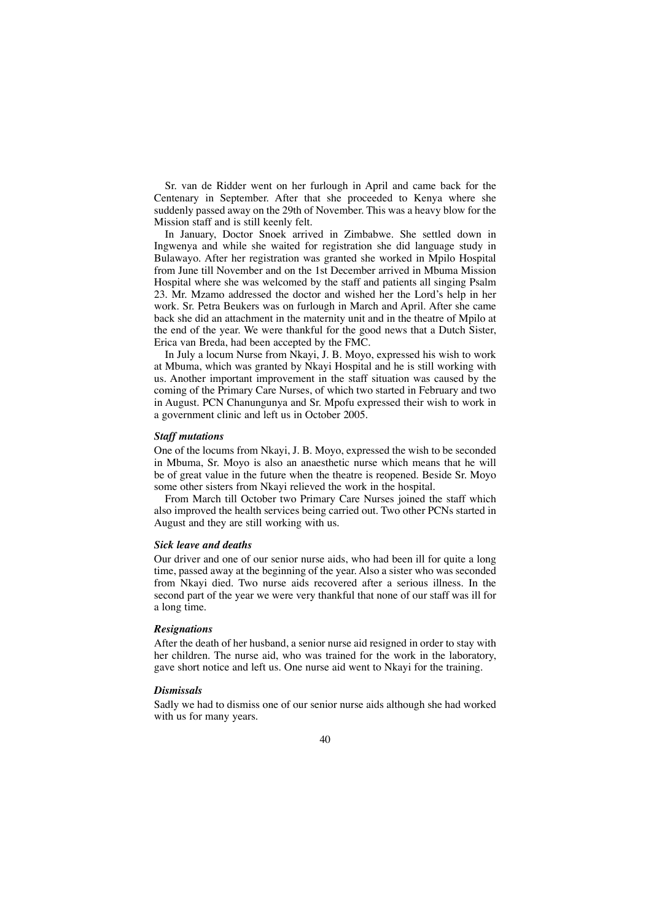Sr. van de Ridder went on her furlough in April and came back for the Centenary in September. After that she proceeded to Kenya where she suddenly passed away on the 29th of November. This was a heavy blow for the Mission staff and is still keenly felt.

In January, Doctor Snoek arrived in Zimbabwe. She settled down in Ingwenya and while she waited for registration she did language study in Bulawayo. After her registration was granted she worked in Mpilo Hospital from June till November and on the 1st December arrived in Mbuma Mission Hospital where she was welcomed by the staff and patients all singing Psalm 23. Mr. Mzamo addressed the doctor and wished her the Lord's help in her work. Sr. Petra Beukers was on furlough in March and April. After she came back she did an attachment in the maternity unit and in the theatre of Mpilo at the end of the year. We were thankful for the good news that a Dutch Sister, Erica van Breda, had been accepted by the FMC.

In July a locum Nurse from Nkayi, J. B. Moyo, expressed his wish to work at Mbuma, which was granted by Nkayi Hospital and he is still working with us. Another important improvement in the staff situation was caused by the coming of the Primary Care Nurses, of which two started in February and two in August. PCN Chanungunya and Sr. Mpofu expressed their wish to work in a government clinic and left us in October 2005.

### *Staff mutations*

One of the locums from Nkayi, J. B. Moyo, expressed the wish to be seconded in Mbuma, Sr. Moyo is also an anaesthetic nurse which means that he will be of great value in the future when the theatre is reopened. Beside Sr. Moyo some other sisters from Nkayi relieved the work in the hospital.

From March till October two Primary Care Nurses joined the staff which also improved the health services being carried out. Two other PCNs started in August and they are still working with us.

### *Sick leave and deaths*

Our driver and one of our senior nurse aids, who had been ill for quite a long time, passed away at the beginning of the year. Also a sister who was seconded from Nkayi died. Two nurse aids recovered after a serious illness. In the second part of the year we were very thankful that none of our staff was ill for a long time.

### *Resignations*

After the death of her husband, a senior nurse aid resigned in order to stay with her children. The nurse aid, who was trained for the work in the laboratory, gave short notice and left us. One nurse aid went to Nkayi for the training.

### *Dismissals*

Sadly we had to dismiss one of our senior nurse aids although she had worked with us for many years.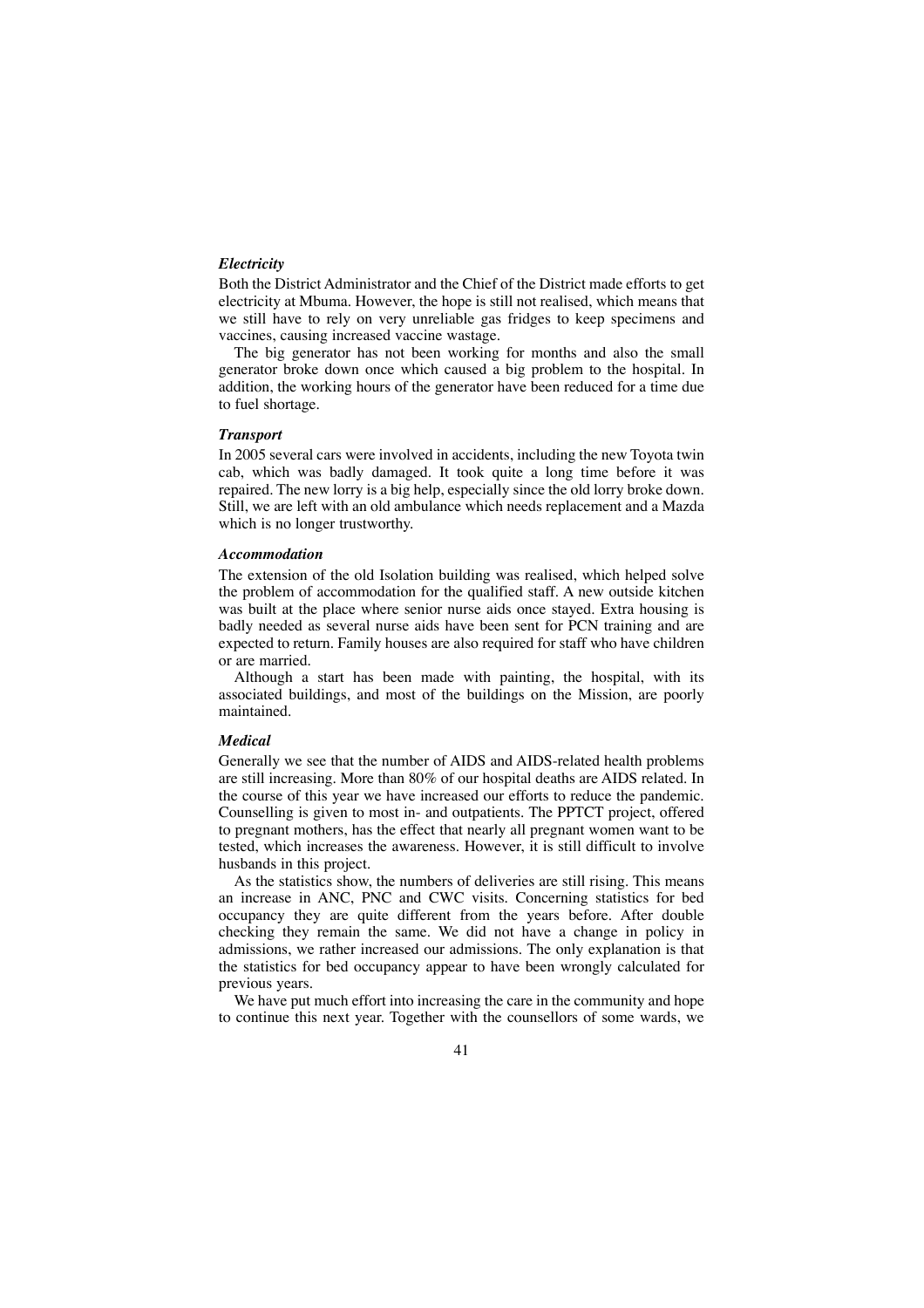### *Electricity*

Both the District Administrator and the Chief of the District made efforts to get electricity at Mbuma. However, the hope is still not realised, which means that we still have to rely on very unreliable gas fridges to keep specimens and vaccines, causing increased vaccine wastage.

The big generator has not been working for months and also the small generator broke down once which caused a big problem to the hospital. In addition, the working hours of the generator have been reduced for a time due to fuel shortage.

### *Transport*

In 2005 several cars were involved in accidents, including the new Toyota twin cab, which was badly damaged. It took quite a long time before it was repaired. The new lorry is a big help, especially since the old lorry broke down. Still, we are left with an old ambulance which needs replacement and a Mazda which is no longer trustworthy.

### *Accommodation*

The extension of the old Isolation building was realised, which helped solve the problem of accommodation for the qualified staff. A new outside kitchen was built at the place where senior nurse aids once stayed. Extra housing is badly needed as several nurse aids have been sent for PCN training and are expected to return. Family houses are also required for staff who have children or are married.

Although a start has been made with painting, the hospital, with its associated buildings, and most of the buildings on the Mission, are poorly maintained.

### *Medical*

Generally we see that the number of AIDS and AIDS-related health problems are still increasing. More than 80% of our hospital deaths are AIDS related. In the course of this year we have increased our efforts to reduce the pandemic. Counselling is given to most in- and outpatients. The PPTCT project, offered to pregnant mothers, has the effect that nearly all pregnant women want to be tested, which increases the awareness. However, it is still difficult to involve husbands in this project.

As the statistics show, the numbers of deliveries are still rising. This means an increase in ANC, PNC and CWC visits. Concerning statistics for bed occupancy they are quite different from the years before. After double checking they remain the same. We did not have a change in policy in admissions, we rather increased our admissions. The only explanation is that the statistics for bed occupancy appear to have been wrongly calculated for previous years.

We have put much effort into increasing the care in the community and hope to continue this next year. Together with the counsellors of some wards, we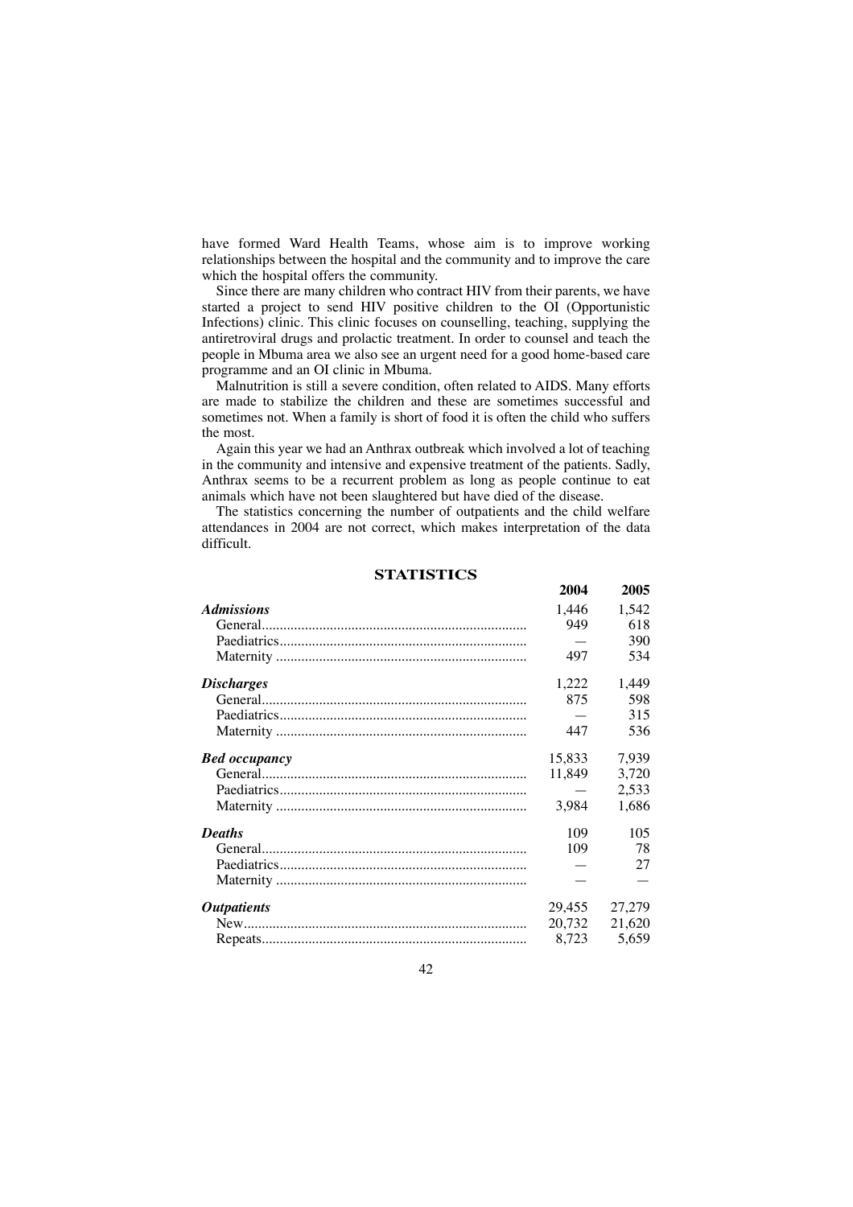have formed Ward Health Teams, whose aim is to improve working relationships between the hospital and the community and to improve the care which the hospital offers the community.

Since there are many children who contract HIV from their parents, we have started a project to send HIV positive children to the OI (Opportunistic Infections) clinic. This clinic focuses on counselling, teaching, supplying the antiretroviral drugs and prolactic treatment. In order to counsel and teach the people in Mbuma area we also see an urgent need for a good home-based care programme and an OI clinic in Mbuma.

Malnutrition is still a severe condition, often related to AIDS. Many efforts are made to stabilize the children and these are sometimes successful and sometimes not. When a family is short of food it is often the child who suffers the most.

Again this year we had an Anthrax outbreak which involved a lot of teaching in the community and intensive and expensive treatment of the patients. Sadly, Anthrax seems to be a recurrent problem as long as people continue to eat animals which have not been slaughtered but have died of the disease.

The statistics concerning the number of outpatients and the child welfare attendances in 2004 are not correct, which makes interpretation of the data difficult.

## STATISTICS

| | 2004 | 2005 |
|---|---|---|
| ***Admissions*** | 1,446 | 1,542 |
| General | 949 | 618 |
| Paediatrics | — | 390 |
| Maternity | 497 | 534 |
| ***Discharges*** | 1,222 | 1,449 |
| General | 875 | 598 |
| Paediatrics | — | 315 |
| Maternity | 447 | 536 |
| ***Bed occupancy*** | 15,833 | 7,939 |
| General | 11,849 | 3,720 |
| Paediatrics | — | 2,533 |
| Maternity | 3,984 | 1,686 |
| ***Deaths*** | 109 | 105 |
| General | 109 | 78 |
| Paediatrics | — | 27 |
| Maternity | — | — |
| ***Outpatients*** | 29,455 | 27,279 |
| New | 20,732 | 21,620 |
| Repeats | 8,723 | 5,659 |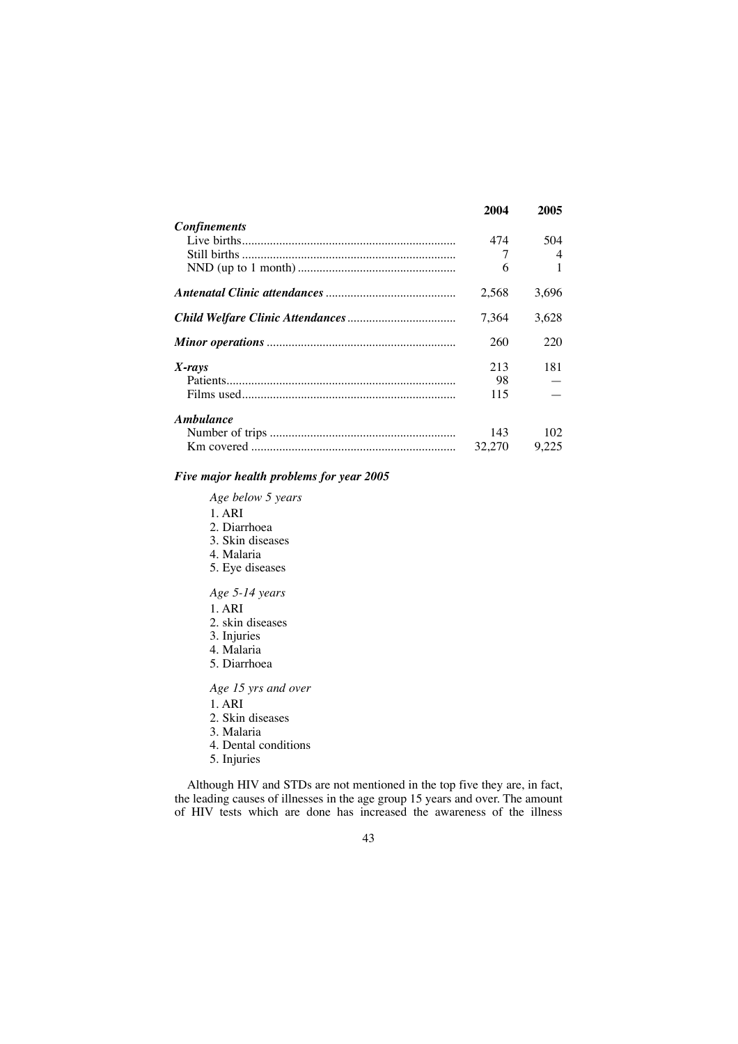| | 2004 | 2005 |
|---|---|---|
| ***Confinements*** | | |
| Live births | 474 | 504 |
| Still births | 7 | 4 |
| NND (up to 1 month) | 6 | 1 |
| ***Antenatal Clinic attendances*** | 2,568 | 3,696 |
| ***Child Welfare Clinic Attendances*** | 7,364 | 3,628 |
| ***Minor operations*** | 260 | 220 |
| ***X-rays*** | 213 | 181 |
| Patients | 98 | — |
| Films used | 115 | — |
| ***Ambulance*** | | |
| Number of trips | 143 | 102 |
| Km covered | 32,270 | 9,225 |

***Five major health problems for year 2005***

*Age below 5 years*

1. ARI
2. Diarrhoea
3. Skin diseases
4. Malaria
5. Eye diseases

*Age 5-14 years*

1. ARI
2. skin diseases
3. Injuries
4. Malaria
5. Diarrhoea

*Age 15 yrs and over*

1. ARI
2. Skin diseases
3. Malaria
4. Dental conditions
5. Injuries

Although HIV and STDs are not mentioned in the top five they are, in fact, the leading causes of illnesses in the age group 15 years and over. The amount of HIV tests which are done has increased the awareness of the illness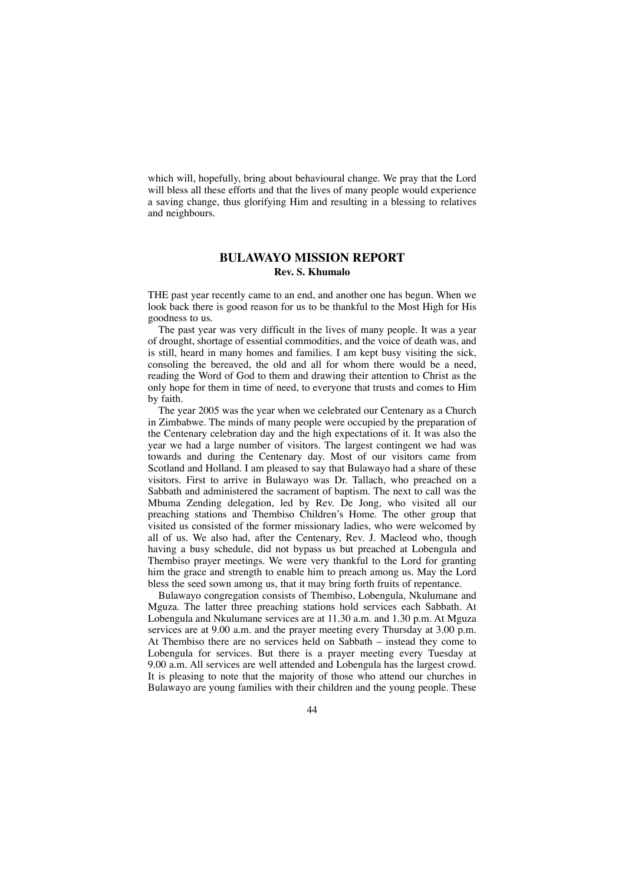which will, hopefully, bring about behavioural change. We pray that the Lord will bless all these efforts and that the lives of many people would experience a saving change, thus glorifying Him and resulting in a blessing to relatives and neighbours.

## BULAWAYO MISSION REPORT

**Rev. S. Khumalo**

THE past year recently came to an end, and another one has begun. When we look back there is good reason for us to be thankful to the Most High for His goodness to us.

The past year was very difficult in the lives of many people. It was a year of drought, shortage of essential commodities, and the voice of death was, and is still, heard in many homes and families. I am kept busy visiting the sick, consoling the bereaved, the old and all for whom there would be a need, reading the Word of God to them and drawing their attention to Christ as the only hope for them in time of need, to everyone that trusts and comes to Him by faith.

The year 2005 was the year when we celebrated our Centenary as a Church in Zimbabwe. The minds of many people were occupied by the preparation of the Centenary celebration day and the high expectations of it. It was also the year we had a large number of visitors. The largest contingent we had was towards and during the Centenary day. Most of our visitors came from Scotland and Holland. I am pleased to say that Bulawayo had a share of these visitors. First to arrive in Bulawayo was Dr. Tallach, who preached on a Sabbath and administered the sacrament of baptism. The next to call was the Mbuma Zending delegation, led by Rev. De Jong, who visited all our preaching stations and Thembiso Children's Home. The other group that visited us consisted of the former missionary ladies, who were welcomed by all of us. We also had, after the Centenary, Rev. J. Macleod who, though having a busy schedule, did not bypass us but preached at Lobengula and Thembiso prayer meetings. We were very thankful to the Lord for granting him the grace and strength to enable him to preach among us. May the Lord bless the seed sown among us, that it may bring forth fruits of repentance.

Bulawayo congregation consists of Thembiso, Lobengula, Nkulumane and Mguza. The latter three preaching stations hold services each Sabbath. At Lobengula and Nkulumane services are at 11.30 a.m. and 1.30 p.m. At Mguza services are at 9.00 a.m. and the prayer meeting every Thursday at 3.00 p.m. At Thembiso there are no services held on Sabbath – instead they come to Lobengula for services. But there is a prayer meeting every Tuesday at 9.00 a.m. All services are well attended and Lobengula has the largest crowd. It is pleasing to note that the majority of those who attend our churches in Bulawayo are young families with their children and the young people. These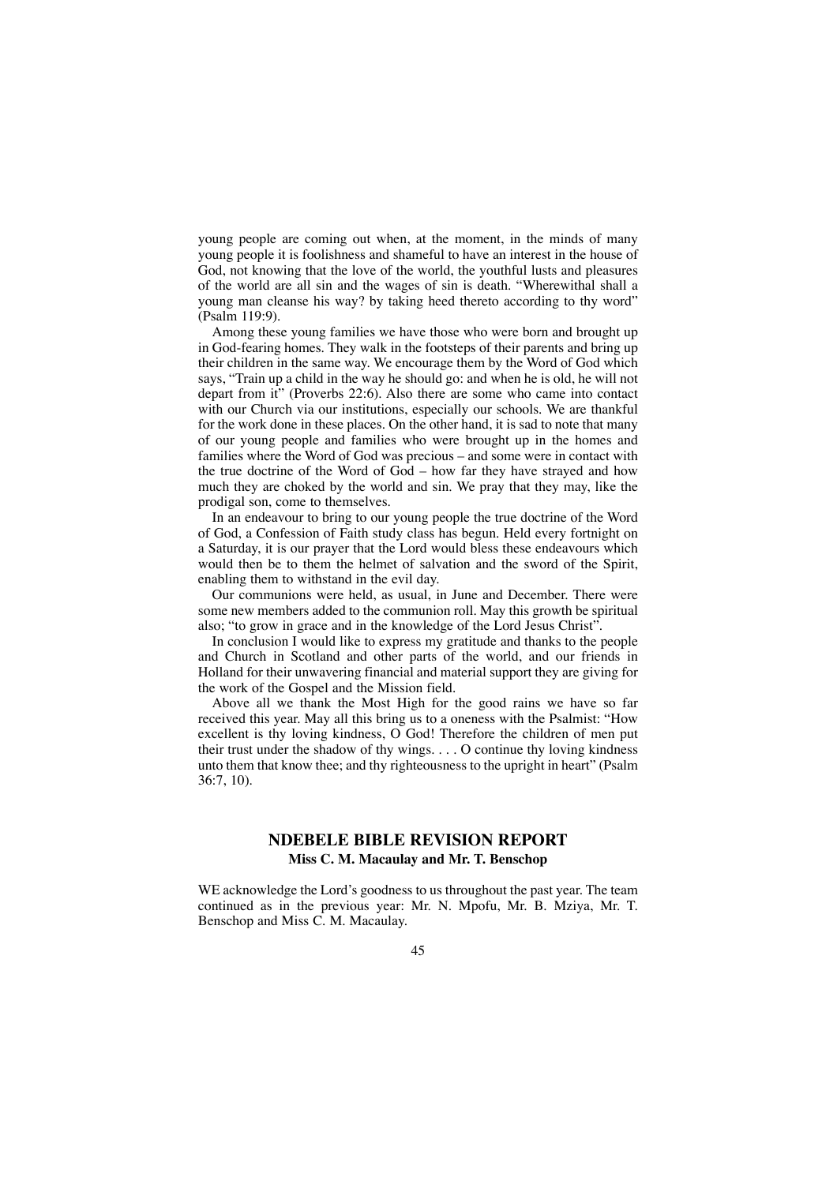young people are coming out when, at the moment, in the minds of many young people it is foolishness and shameful to have an interest in the house of God, not knowing that the love of the world, the youthful lusts and pleasures of the world are all sin and the wages of sin is death. "Wherewithal shall a young man cleanse his way? by taking heed thereto according to thy word" (Psalm 119:9).

Among these young families we have those who were born and brought up in God-fearing homes. They walk in the footsteps of their parents and bring up their children in the same way. We encourage them by the Word of God which says, "Train up a child in the way he should go: and when he is old, he will not depart from it" (Proverbs 22:6). Also there are some who came into contact with our Church via our institutions, especially our schools. We are thankful for the work done in these places. On the other hand, it is sad to note that many of our young people and families who were brought up in the homes and families where the Word of God was precious – and some were in contact with the true doctrine of the Word of God – how far they have strayed and how much they are choked by the world and sin. We pray that they may, like the prodigal son, come to themselves.

In an endeavour to bring to our young people the true doctrine of the Word of God, a Confession of Faith study class has begun. Held every fortnight on a Saturday, it is our prayer that the Lord would bless these endeavours which would then be to them the helmet of salvation and the sword of the Spirit, enabling them to withstand in the evil day.

Our communions were held, as usual, in June and December. There were some new members added to the communion roll. May this growth be spiritual also; "to grow in grace and in the knowledge of the Lord Jesus Christ".

In conclusion I would like to express my gratitude and thanks to the people and Church in Scotland and other parts of the world, and our friends in Holland for their unwavering financial and material support they are giving for the work of the Gospel and the Mission field.

Above all we thank the Most High for the good rains we have so far received this year. May all this bring us to a oneness with the Psalmist: "How excellent is thy loving kindness, O God! Therefore the children of men put their trust under the shadow of thy wings. . . . O continue thy loving kindness unto them that know thee; and thy righteousness to the upright in heart" (Psalm 36:7, 10).

## NDEBELE BIBLE REVISION REPORT

**Miss C. M. Macaulay and Mr. T. Benschop**

WE acknowledge the Lord's goodness to us throughout the past year. The team continued as in the previous year: Mr. N. Mpofu, Mr. B. Mziya, Mr. T. Benschop and Miss C. M. Macaulay.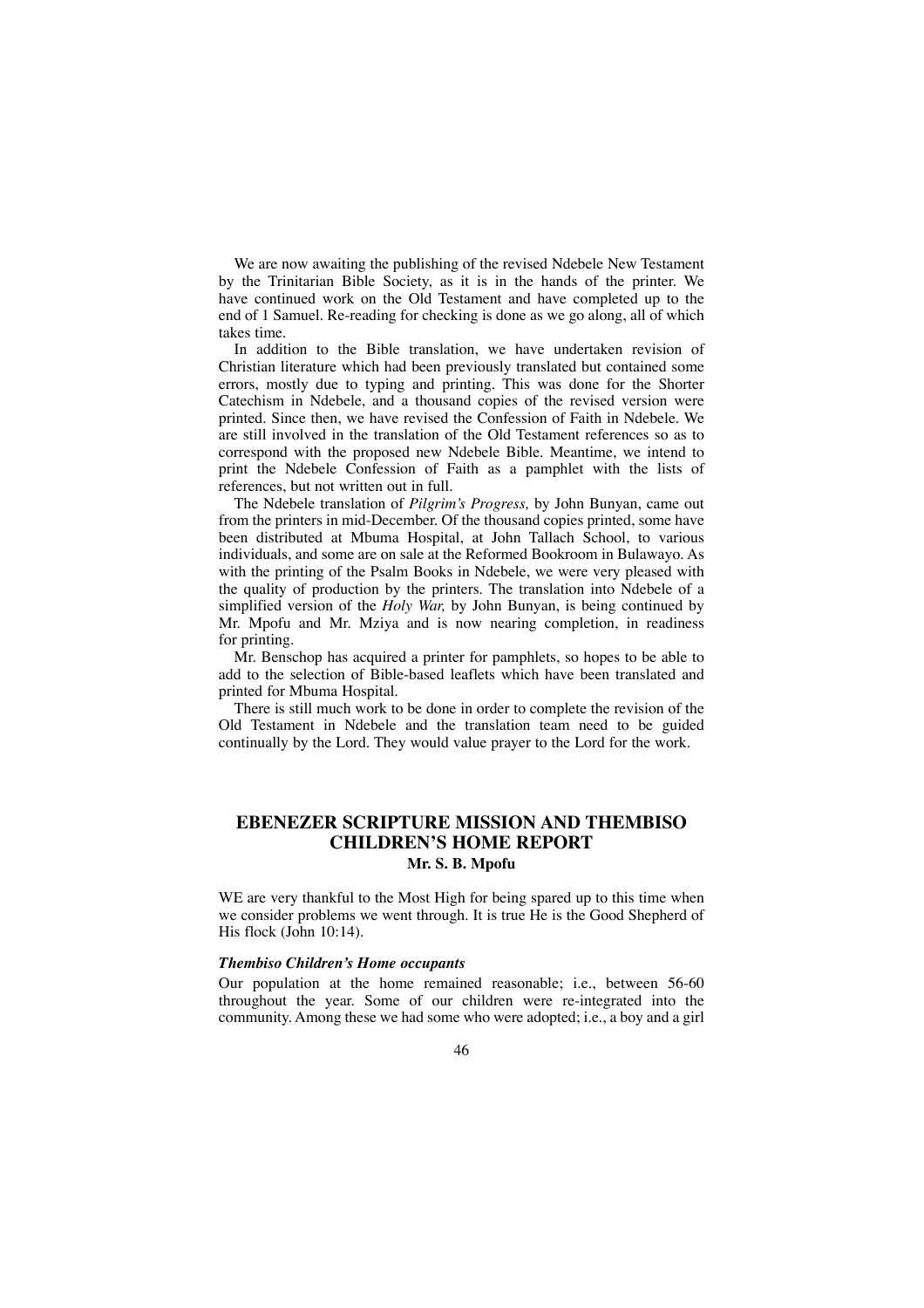We are now awaiting the publishing of the revised Ndebele New Testament by the Trinitarian Bible Society, as it is in the hands of the printer. We have continued work on the Old Testament and have completed up to the end of 1 Samuel. Re-reading for checking is done as we go along, all of which takes time.

In addition to the Bible translation, we have undertaken revision of Christian literature which had been previously translated but contained some errors, mostly due to typing and printing. This was done for the Shorter Catechism in Ndebele, and a thousand copies of the revised version were printed. Since then, we have revised the Confession of Faith in Ndebele. We are still involved in the translation of the Old Testament references so as to correspond with the proposed new Ndebele Bible. Meantime, we intend to print the Ndebele Confession of Faith as a pamphlet with the lists of references, but not written out in full.

The Ndebele translation of *Pilgrim's Progress,* by John Bunyan, came out from the printers in mid-December. Of the thousand copies printed, some have been distributed at Mbuma Hospital, at John Tallach School, to various individuals, and some are on sale at the Reformed Bookroom in Bulawayo. As with the printing of the Psalm Books in Ndebele, we were very pleased with the quality of production by the printers. The translation into Ndebele of a simplified version of the *Holy War,* by John Bunyan, is being continued by Mr. Mpofu and Mr. Mziya and is now nearing completion, in readiness for printing.

Mr. Benschop has acquired a printer for pamphlets, so hopes to be able to add to the selection of Bible-based leaflets which have been translated and printed for Mbuma Hospital.

There is still much work to be done in order to complete the revision of the Old Testament in Ndebele and the translation team need to be guided continually by the Lord. They would value prayer to the Lord for the work.

## EBENEZER SCRIPTURE MISSION AND THEMBISO CHILDREN'S HOME REPORT

**Mr. S. B. Mpofu**

WE are very thankful to the Most High for being spared up to this time when we consider problems we went through. It is true He is the Good Shepherd of His flock (John 10:14).

### *Thembiso Children's Home occupants*

Our population at the home remained reasonable; i.e., between 56-60 throughout the year. Some of our children were re-integrated into the community. Among these we had some who were adopted; i.e., a boy and a girl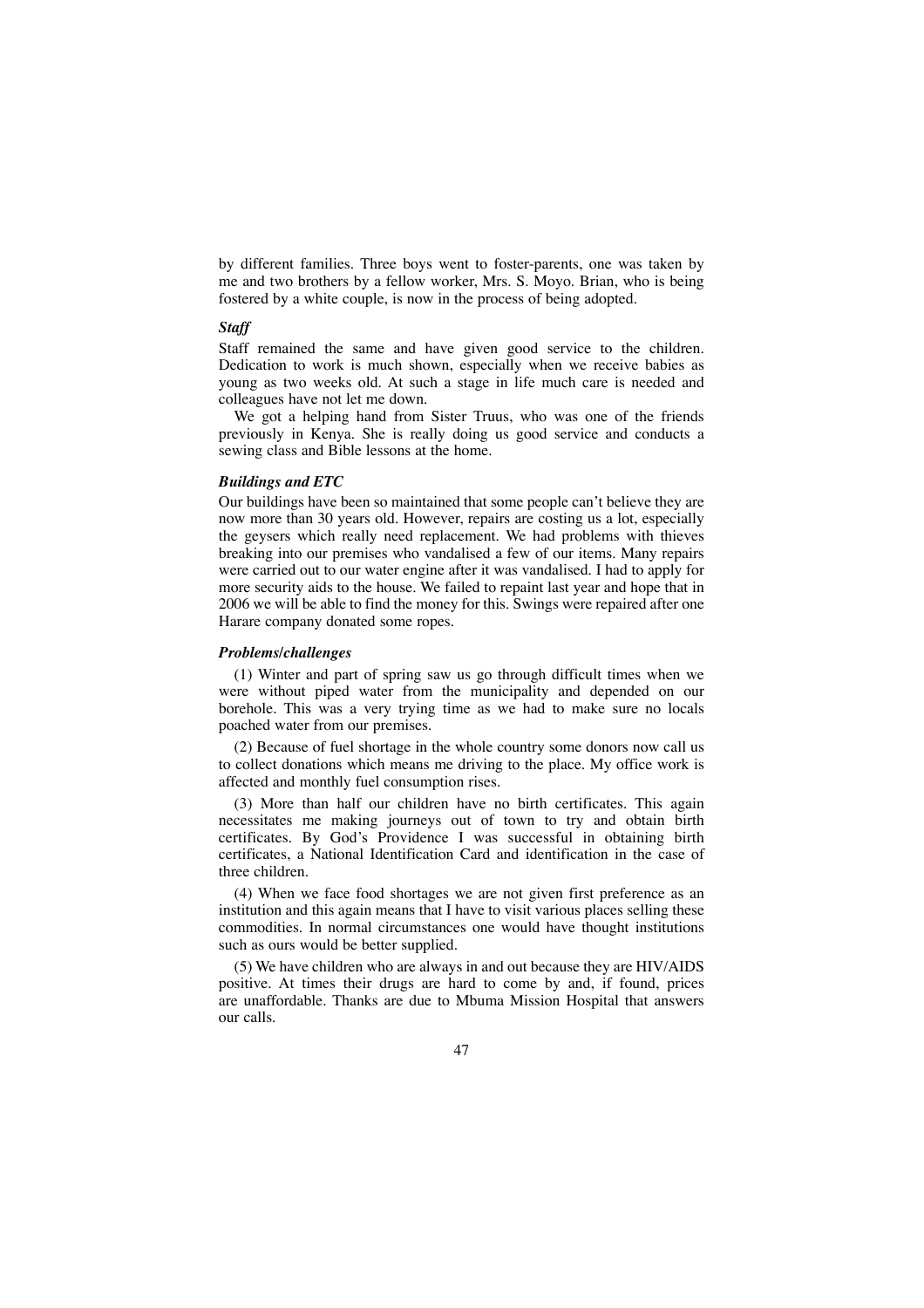by different families. Three boys went to foster-parents, one was taken by me and two brothers by a fellow worker, Mrs. S. Moyo. Brian, who is being fostered by a white couple, is now in the process of being adopted.

### *Staff*

Staff remained the same and have given good service to the children. Dedication to work is much shown, especially when we receive babies as young as two weeks old. At such a stage in life much care is needed and colleagues have not let me down.

We got a helping hand from Sister Truus, who was one of the friends previously in Kenya. She is really doing us good service and conducts a sewing class and Bible lessons at the home.

### *Buildings and ETC*

Our buildings have been so maintained that some people can't believe they are now more than 30 years old. However, repairs are costing us a lot, especially the geysers which really need replacement. We had problems with thieves breaking into our premises who vandalised a few of our items. Many repairs were carried out to our water engine after it was vandalised. I had to apply for more security aids to the house. We failed to repaint last year and hope that in 2006 we will be able to find the money for this. Swings were repaired after one Harare company donated some ropes.

### *Problems/challenges*

(1) Winter and part of spring saw us go through difficult times when we were without piped water from the municipality and depended on our borehole. This was a very trying time as we had to make sure no locals poached water from our premises.

(2) Because of fuel shortage in the whole country some donors now call us to collect donations which means me driving to the place. My office work is affected and monthly fuel consumption rises.

(3) More than half our children have no birth certificates. This again necessitates me making journeys out of town to try and obtain birth certificates. By God's Providence I was successful in obtaining birth certificates, a National Identification Card and identification in the case of three children.

(4) When we face food shortages we are not given first preference as an institution and this again means that I have to visit various places selling these commodities. In normal circumstances one would have thought institutions such as ours would be better supplied.

(5) We have children who are always in and out because they are HIV/AIDS positive. At times their drugs are hard to come by and, if found, prices are unaffordable. Thanks are due to Mbuma Mission Hospital that answers our calls.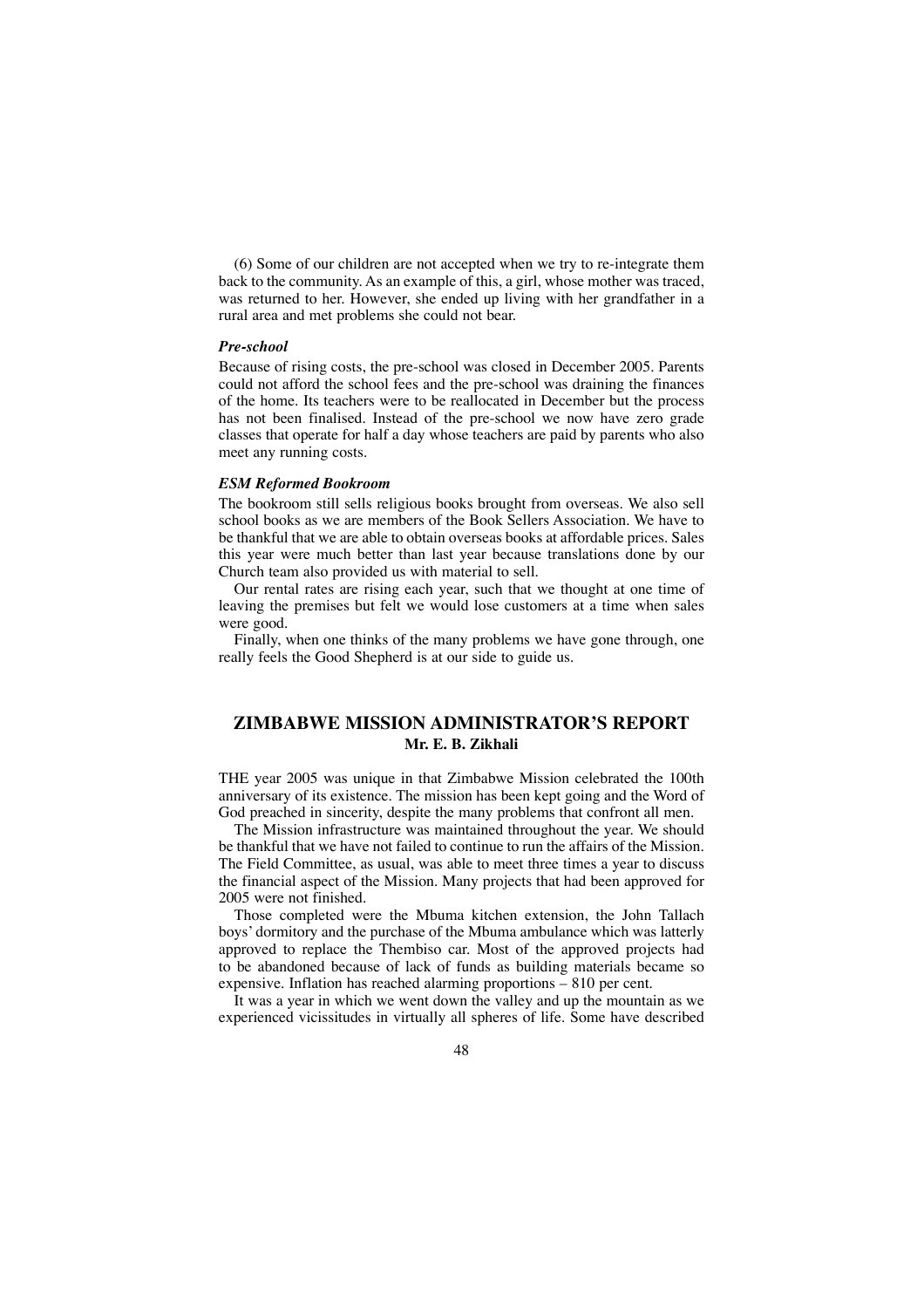(6) Some of our children are not accepted when we try to re-integrate them back to the community. As an example of this, a girl, whose mother was traced, was returned to her. However, she ended up living with her grandfather in a rural area and met problems she could not bear.

#### *Pre-school*

Because of rising costs, the pre-school was closed in December 2005. Parents could not afford the school fees and the pre-school was draining the finances of the home. Its teachers were to be reallocated in December but the process has not been finalised. Instead of the pre-school we now have zero grade classes that operate for half a day whose teachers are paid by parents who also meet any running costs.

#### *ESM Reformed Bookroom*

The bookroom still sells religious books brought from overseas. We also sell school books as we are members of the Book Sellers Association. We have to be thankful that we are able to obtain overseas books at affordable prices. Sales this year were much better than last year because translations done by our Church team also provided us with material to sell.

Our rental rates are rising each year, such that we thought at one time of leaving the premises but felt we would lose customers at a time when sales were good.

Finally, when one thinks of the many problems we have gone through, one really feels the Good Shepherd is at our side to guide us.

## ZIMBABWE MISSION ADMINISTRATOR'S REPORT

**Mr. E. B. Zikhali**

THE year 2005 was unique in that Zimbabwe Mission celebrated the 100th anniversary of its existence. The mission has been kept going and the Word of God preached in sincerity, despite the many problems that confront all men.

The Mission infrastructure was maintained throughout the year. We should be thankful that we have not failed to continue to run the affairs of the Mission. The Field Committee, as usual, was able to meet three times a year to discuss the financial aspect of the Mission. Many projects that had been approved for 2005 were not finished.

Those completed were the Mbuma kitchen extension, the John Tallach boys' dormitory and the purchase of the Mbuma ambulance which was latterly approved to replace the Thembiso car. Most of the approved projects had to be abandoned because of lack of funds as building materials became so expensive. Inflation has reached alarming proportions – 810 per cent.

It was a year in which we went down the valley and up the mountain as we experienced vicissitudes in virtually all spheres of life. Some have described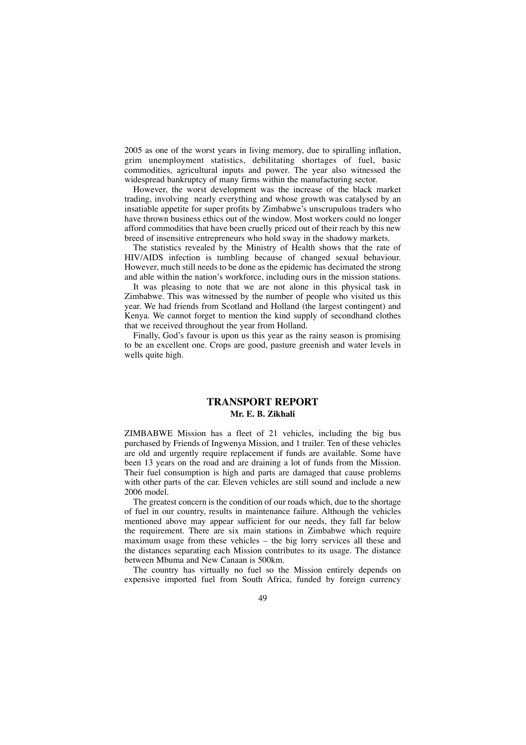2005 as one of the worst years in living memory, due to spiralling inflation, grim unemployment statistics, debilitating shortages of fuel, basic commodities, agricultural inputs and power. The year also witnessed the widespread bankruptcy of many firms within the manufacturing sector.

However, the worst development was the increase of the black market trading, involving nearly everything and whose growth was catalysed by an insatiable appetite for super profits by Zimbabwe's unscrupulous traders who have thrown business ethics out of the window. Most workers could no longer afford commodities that have been cruelly priced out of their reach by this new breed of insensitive entrepreneurs who hold sway in the shadowy markets.

The statistics revealed by the Ministry of Health shows that the rate of HIV/AIDS infection is tumbling because of changed sexual behaviour. However, much still needs to be done as the epidemic has decimated the strong and able within the nation's workforce, including ours in the mission stations.

It was pleasing to note that we are not alone in this physical task in Zimbabwe. This was witnessed by the number of people who visited us this year. We had friends from Scotland and Holland (the largest contingent) and Kenya. We cannot forget to mention the kind supply of secondhand clothes that we received throughout the year from Holland.

Finally, God's favour is upon us this year as the rainy season is promising to be an excellent one. Crops are good, pasture greenish and water levels in wells quite high.

## TRANSPORT REPORT

**Mr. E. B. Zikhali**

ZIMBABWE Mission has a fleet of 21 vehicles, including the big bus purchased by Friends of Ingwenya Mission, and 1 trailer. Ten of these vehicles are old and urgently require replacement if funds are available. Some have been 13 years on the road and are draining a lot of funds from the Mission. Their fuel consumption is high and parts are damaged that cause problems with other parts of the car. Eleven vehicles are still sound and include a new 2006 model.

The greatest concern is the condition of our roads which, due to the shortage of fuel in our country, results in maintenance failure. Although the vehicles mentioned above may appear sufficient for our needs, they fall far below the requirement. There are six main stations in Zimbabwe which require maximum usage from these vehicles – the big lorry services all these and the distances separating each Mission contributes to its usage. The distance between Mbuma and New Canaan is 500km.

The country has virtually no fuel so the Mission entirely depends on expensive imported fuel from South Africa, funded by foreign currency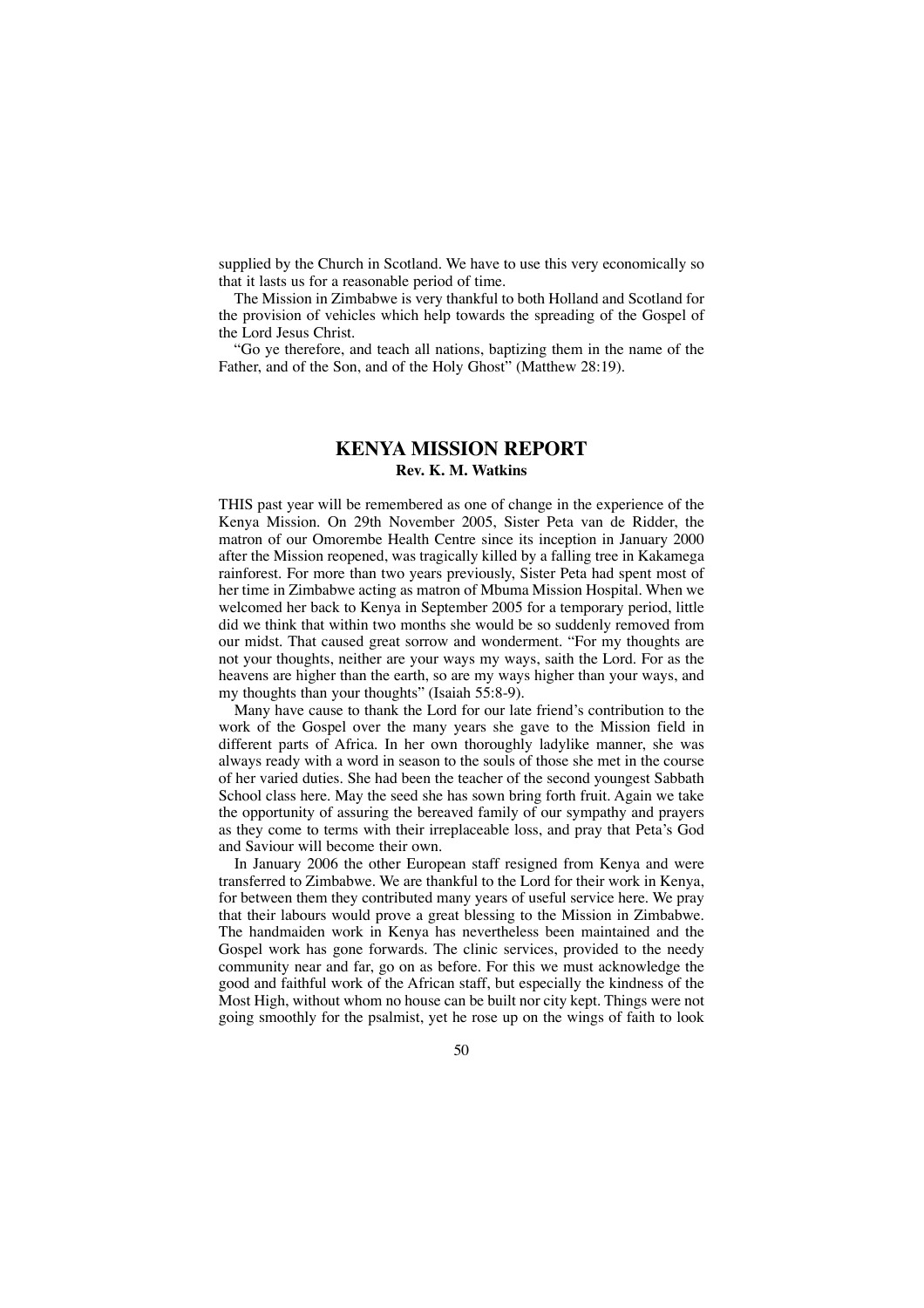supplied by the Church in Scotland. We have to use this very economically so that it lasts us for a reasonable period of time.

The Mission in Zimbabwe is very thankful to both Holland and Scotland for the provision of vehicles which help towards the spreading of the Gospel of the Lord Jesus Christ.

"Go ye therefore, and teach all nations, baptizing them in the name of the Father, and of the Son, and of the Holy Ghost" (Matthew 28:19).

## KENYA MISSION REPORT

**Rev. K. M. Watkins**

THIS past year will be remembered as one of change in the experience of the Kenya Mission. On 29th November 2005, Sister Peta van de Ridder, the matron of our Omorembe Health Centre since its inception in January 2000 after the Mission reopened, was tragically killed by a falling tree in Kakamega rainforest. For more than two years previously, Sister Peta had spent most of her time in Zimbabwe acting as matron of Mbuma Mission Hospital. When we welcomed her back to Kenya in September 2005 for a temporary period, little did we think that within two months she would be so suddenly removed from our midst. That caused great sorrow and wonderment. "For my thoughts are not your thoughts, neither are your ways my ways, saith the Lord. For as the heavens are higher than the earth, so are my ways higher than your ways, and my thoughts than your thoughts" (Isaiah 55:8-9).

Many have cause to thank the Lord for our late friend's contribution to the work of the Gospel over the many years she gave to the Mission field in different parts of Africa. In her own thoroughly ladylike manner, she was always ready with a word in season to the souls of those she met in the course of her varied duties. She had been the teacher of the second youngest Sabbath School class here. May the seed she has sown bring forth fruit. Again we take the opportunity of assuring the bereaved family of our sympathy and prayers as they come to terms with their irreplaceable loss, and pray that Peta's God and Saviour will become their own.

In January 2006 the other European staff resigned from Kenya and were transferred to Zimbabwe. We are thankful to the Lord for their work in Kenya, for between them they contributed many years of useful service here. We pray that their labours would prove a great blessing to the Mission in Zimbabwe. The handmaiden work in Kenya has nevertheless been maintained and the Gospel work has gone forwards. The clinic services, provided to the needy community near and far, go on as before. For this we must acknowledge the good and faithful work of the African staff, but especially the kindness of the Most High, without whom no house can be built nor city kept. Things were not going smoothly for the psalmist, yet he rose up on the wings of faith to look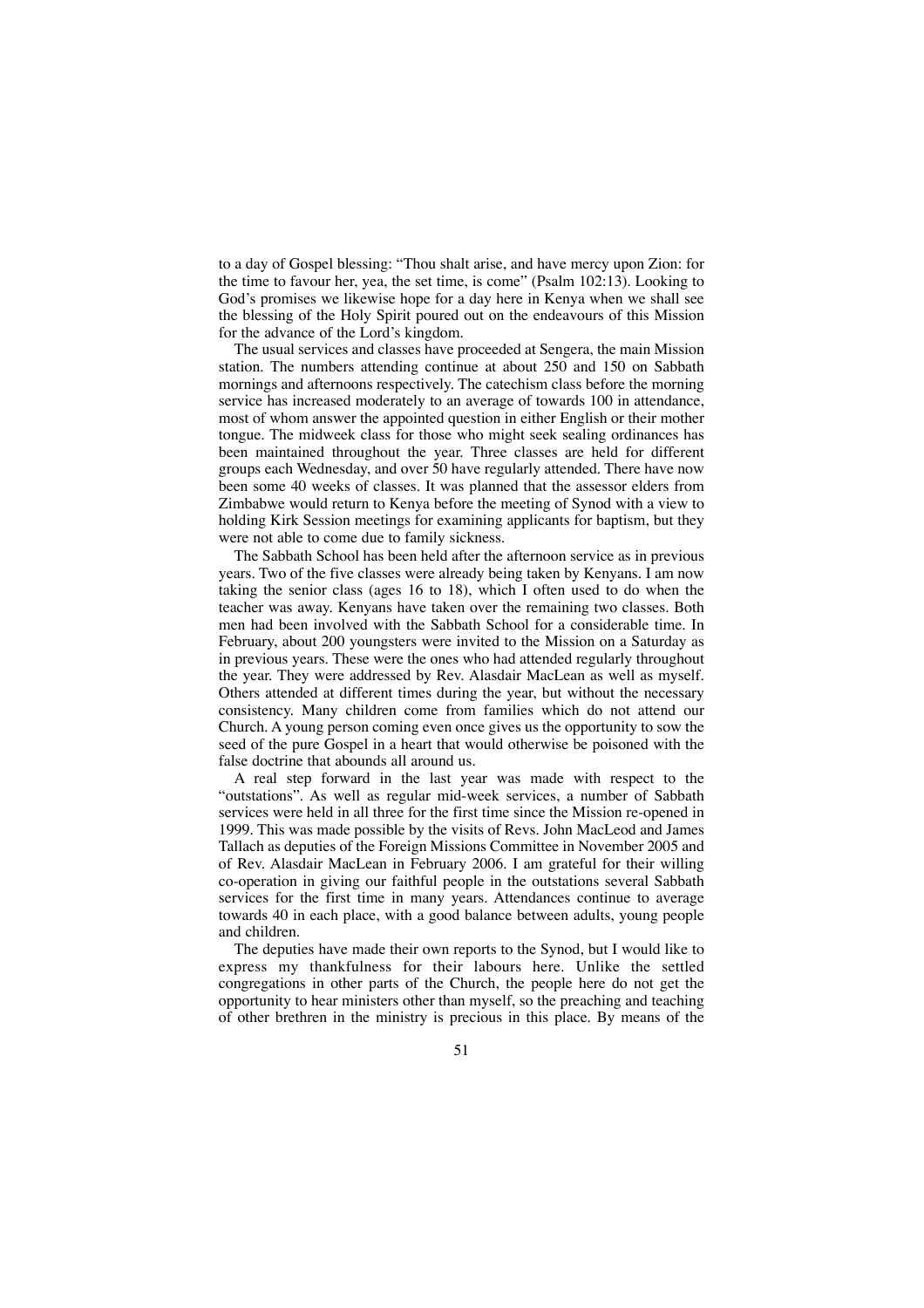to a day of Gospel blessing: "Thou shalt arise, and have mercy upon Zion: for the time to favour her, yea, the set time, is come" (Psalm 102:13). Looking to God's promises we likewise hope for a day here in Kenya when we shall see the blessing of the Holy Spirit poured out on the endeavours of this Mission for the advance of the Lord's kingdom.

The usual services and classes have proceeded at Sengera, the main Mission station. The numbers attending continue at about 250 and 150 on Sabbath mornings and afternoons respectively. The catechism class before the morning service has increased moderately to an average of towards 100 in attendance, most of whom answer the appointed question in either English or their mother tongue. The midweek class for those who might seek sealing ordinances has been maintained throughout the year. Three classes are held for different groups each Wednesday, and over 50 have regularly attended. There have now been some 40 weeks of classes. It was planned that the assessor elders from Zimbabwe would return to Kenya before the meeting of Synod with a view to holding Kirk Session meetings for examining applicants for baptism, but they were not able to come due to family sickness.

The Sabbath School has been held after the afternoon service as in previous years. Two of the five classes were already being taken by Kenyans. I am now taking the senior class (ages 16 to 18), which I often used to do when the teacher was away. Kenyans have taken over the remaining two classes. Both men had been involved with the Sabbath School for a considerable time. In February, about 200 youngsters were invited to the Mission on a Saturday as in previous years. These were the ones who had attended regularly throughout the year. They were addressed by Rev. Alasdair MacLean as well as myself. Others attended at different times during the year, but without the necessary consistency. Many children come from families which do not attend our Church. A young person coming even once gives us the opportunity to sow the seed of the pure Gospel in a heart that would otherwise be poisoned with the false doctrine that abounds all around us.

A real step forward in the last year was made with respect to the "outstations". As well as regular mid-week services, a number of Sabbath services were held in all three for the first time since the Mission re-opened in 1999. This was made possible by the visits of Revs. John MacLeod and James Tallach as deputies of the Foreign Missions Committee in November 2005 and of Rev. Alasdair MacLean in February 2006. I am grateful for their willing co-operation in giving our faithful people in the outstations several Sabbath services for the first time in many years. Attendances continue to average towards 40 in each place, with a good balance between adults, young people and children.

The deputies have made their own reports to the Synod, but I would like to express my thankfulness for their labours here. Unlike the settled congregations in other parts of the Church, the people here do not get the opportunity to hear ministers other than myself, so the preaching and teaching of other brethren in the ministry is precious in this place. By means of the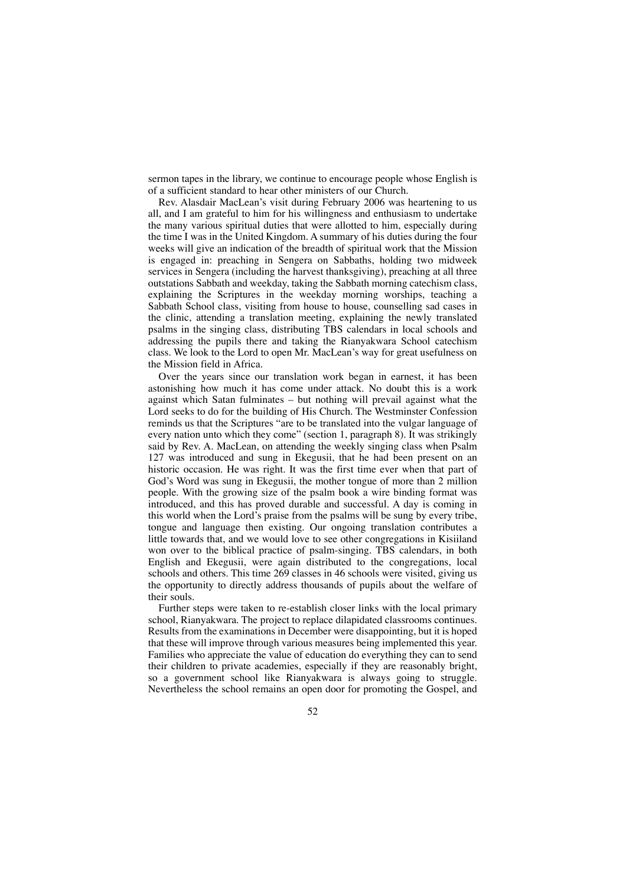sermon tapes in the library, we continue to encourage people whose English is of a sufficient standard to hear other ministers of our Church.

Rev. Alasdair MacLean's visit during February 2006 was heartening to us all, and I am grateful to him for his willingness and enthusiasm to undertake the many various spiritual duties that were allotted to him, especially during the time I was in the United Kingdom. A summary of his duties during the four weeks will give an indication of the breadth of spiritual work that the Mission is engaged in: preaching in Sengera on Sabbaths, holding two midweek services in Sengera (including the harvest thanksgiving), preaching at all three outstations Sabbath and weekday, taking the Sabbath morning catechism class, explaining the Scriptures in the weekday morning worships, teaching a Sabbath School class, visiting from house to house, counselling sad cases in the clinic, attending a translation meeting, explaining the newly translated psalms in the singing class, distributing TBS calendars in local schools and addressing the pupils there and taking the Rianyakwara School catechism class. We look to the Lord to open Mr. MacLean's way for great usefulness on the Mission field in Africa.

Over the years since our translation work began in earnest, it has been astonishing how much it has come under attack. No doubt this is a work against which Satan fulminates – but nothing will prevail against what the Lord seeks to do for the building of His Church. The Westminster Confession reminds us that the Scriptures "are to be translated into the vulgar language of every nation unto which they come" (section 1, paragraph 8). It was strikingly said by Rev. A. MacLean, on attending the weekly singing class when Psalm 127 was introduced and sung in Ekegusii, that he had been present on an historic occasion. He was right. It was the first time ever when that part of God's Word was sung in Ekegusii, the mother tongue of more than 2 million people. With the growing size of the psalm book a wire binding format was introduced, and this has proved durable and successful. A day is coming in this world when the Lord's praise from the psalms will be sung by every tribe, tongue and language then existing. Our ongoing translation contributes a little towards that, and we would love to see other congregations in Kisiiland won over to the biblical practice of psalm-singing. TBS calendars, in both English and Ekegusii, were again distributed to the congregations, local schools and others. This time 269 classes in 46 schools were visited, giving us the opportunity to directly address thousands of pupils about the welfare of their souls.

Further steps were taken to re-establish closer links with the local primary school, Rianyakwara. The project to replace dilapidated classrooms continues. Results from the examinations in December were disappointing, but it is hoped that these will improve through various measures being implemented this year. Families who appreciate the value of education do everything they can to send their children to private academies, especially if they are reasonably bright, so a government school like Rianyakwara is always going to struggle. Nevertheless the school remains an open door for promoting the Gospel, and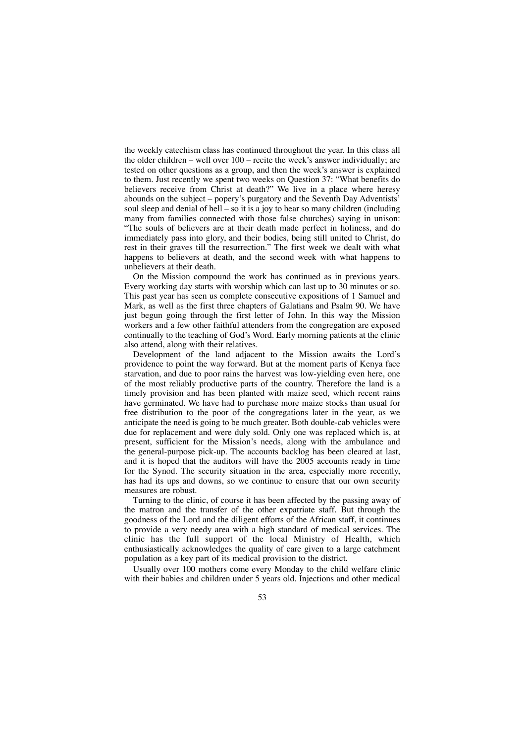the weekly catechism class has continued throughout the year. In this class all the older children – well over 100 – recite the week's answer individually; are tested on other questions as a group, and then the week's answer is explained to them. Just recently we spent two weeks on Question 37: "What benefits do believers receive from Christ at death?" We live in a place where heresy abounds on the subject – popery's purgatory and the Seventh Day Adventists' soul sleep and denial of hell – so it is a joy to hear so many children (including many from families connected with those false churches) saying in unison: "The souls of believers are at their death made perfect in holiness, and do immediately pass into glory, and their bodies, being still united to Christ, do rest in their graves till the resurrection." The first week we dealt with what happens to believers at death, and the second week with what happens to unbelievers at their death.

On the Mission compound the work has continued as in previous years. Every working day starts with worship which can last up to 30 minutes or so. This past year has seen us complete consecutive expositions of 1 Samuel and Mark, as well as the first three chapters of Galatians and Psalm 90. We have just begun going through the first letter of John. In this way the Mission workers and a few other faithful attenders from the congregation are exposed continually to the teaching of God's Word. Early morning patients at the clinic also attend, along with their relatives.

Development of the land adjacent to the Mission awaits the Lord's providence to point the way forward. But at the moment parts of Kenya face starvation, and due to poor rains the harvest was low-yielding even here, one of the most reliably productive parts of the country. Therefore the land is a timely provision and has been planted with maize seed, which recent rains have germinated. We have had to purchase more maize stocks than usual for free distribution to the poor of the congregations later in the year, as we anticipate the need is going to be much greater. Both double-cab vehicles were due for replacement and were duly sold. Only one was replaced which is, at present, sufficient for the Mission's needs, along with the ambulance and the general-purpose pick-up. The accounts backlog has been cleared at last, and it is hoped that the auditors will have the 2005 accounts ready in time for the Synod. The security situation in the area, especially more recently, has had its ups and downs, so we continue to ensure that our own security measures are robust.

Turning to the clinic, of course it has been affected by the passing away of the matron and the transfer of the other expatriate staff. But through the goodness of the Lord and the diligent efforts of the African staff, it continues to provide a very needy area with a high standard of medical services. The clinic has the full support of the local Ministry of Health, which enthusiastically acknowledges the quality of care given to a large catchment population as a key part of its medical provision to the district.

Usually over 100 mothers come every Monday to the child welfare clinic with their babies and children under 5 years old. Injections and other medical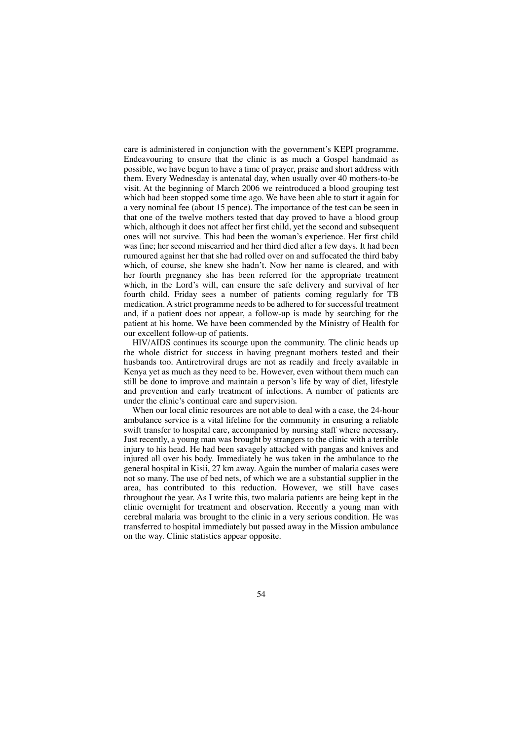care is administered in conjunction with the government's KEPI programme. Endeavouring to ensure that the clinic is as much a Gospel handmaid as possible, we have begun to have a time of prayer, praise and short address with them. Every Wednesday is antenatal day, when usually over 40 mothers-to-be visit. At the beginning of March 2006 we reintroduced a blood grouping test which had been stopped some time ago. We have been able to start it again for a very nominal fee (about 15 pence). The importance of the test can be seen in that one of the twelve mothers tested that day proved to have a blood group which, although it does not affect her first child, yet the second and subsequent ones will not survive. This had been the woman's experience. Her first child was fine; her second miscarried and her third died after a few days. It had been rumoured against her that she had rolled over on and suffocated the third baby which, of course, she knew she hadn't. Now her name is cleared, and with her fourth pregnancy she has been referred for the appropriate treatment which, in the Lord's will, can ensure the safe delivery and survival of her fourth child. Friday sees a number of patients coming regularly for TB medication. A strict programme needs to be adhered to for successful treatment and, if a patient does not appear, a follow-up is made by searching for the patient at his home. We have been commended by the Ministry of Health for our excellent follow-up of patients.

HIV/AIDS continues its scourge upon the community. The clinic heads up the whole district for success in having pregnant mothers tested and their husbands too. Antiretroviral drugs are not as readily and freely available in Kenya yet as much as they need to be. However, even without them much can still be done to improve and maintain a person's life by way of diet, lifestyle and prevention and early treatment of infections. A number of patients are under the clinic's continual care and supervision.

When our local clinic resources are not able to deal with a case, the 24-hour ambulance service is a vital lifeline for the community in ensuring a reliable swift transfer to hospital care, accompanied by nursing staff where necessary. Just recently, a young man was brought by strangers to the clinic with a terrible injury to his head. He had been savagely attacked with pangas and knives and injured all over his body. Immediately he was taken in the ambulance to the general hospital in Kisii, 27 km away. Again the number of malaria cases were not so many. The use of bed nets, of which we are a substantial supplier in the area, has contributed to this reduction. However, we still have cases throughout the year. As I write this, two malaria patients are being kept in the clinic overnight for treatment and observation. Recently a young man with cerebral malaria was brought to the clinic in a very serious condition. He was transferred to hospital immediately but passed away in the Mission ambulance on the way. Clinic statistics appear opposite.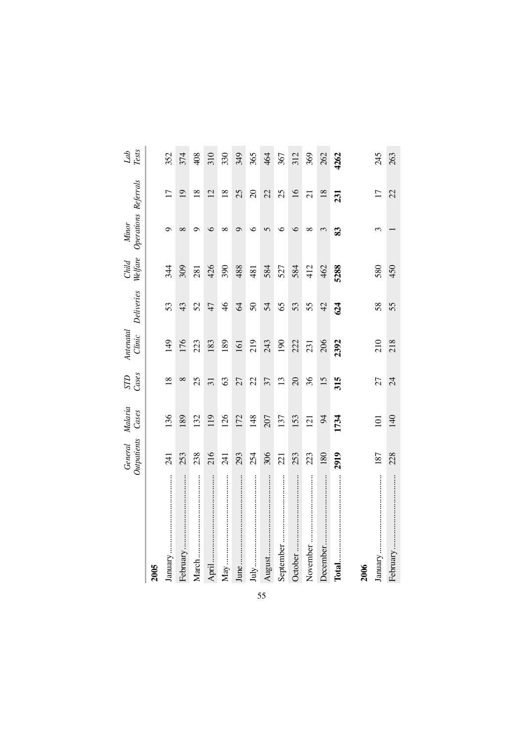| | *General Outpatients* | *Malaria Cases* | *STD Cases* | *Antenatal Clinic* | *Deliveries* | *Child Welfare* | *Minor Operations* | *Referrals* | *Lab Tests* |
|---|---|---|---|---|---|---|---|---|---|
| **2005** | | | | | | | | | |
| January | 241 | 136 | 18 | 149 | 53 | 344 | 9 | 17 | 352 |
| February | 253 | 189 | 8 | 176 | 43 | 309 | 8 | 19 | 374 |
| March | 238 | 132 | 25 | 223 | 52 | 281 | 9 | 18 | 408 |
| April | 216 | 119 | 31 | 183 | 47 | 426 | 6 | 12 | 310 |
| May | 241 | 126 | 63 | 189 | 46 | 390 | 8 | 18 | 330 |
| June | 293 | 172 | 27 | 161 | 64 | 488 | 9 | 25 | 349 |
| July | 254 | 148 | 22 | 219 | 50 | 481 | 6 | 20 | 365 |
| August | 306 | 207 | 37 | 243 | 54 | 584 | 5 | 22 | 464 |
| September | 221 | 137 | 13 | 190 | 65 | 527 | 6 | 25 | 367 |
| October | 253 | 153 | 20 | 222 | 53 | 584 | 6 | 16 | 312 |
| November | 223 | 121 | 36 | 231 | 55 | 412 | 8 | 21 | 369 |
| December | 180 | 94 | 15 | 206 | 42 | 462 | 3 | 18 | 262 |
| **Total** | **2919** | **1734** | **315** | **2392** | **624** | **5288** | **83** | **231** | **4262** |
| **2006** | | | | | | | | | |
| January | 187 | 101 | 27 | 210 | 58 | 580 | 3 | 17 | 245 |
| February | 228 | 140 | 24 | 218 | 55 | 450 | 1 | 22 | 263 |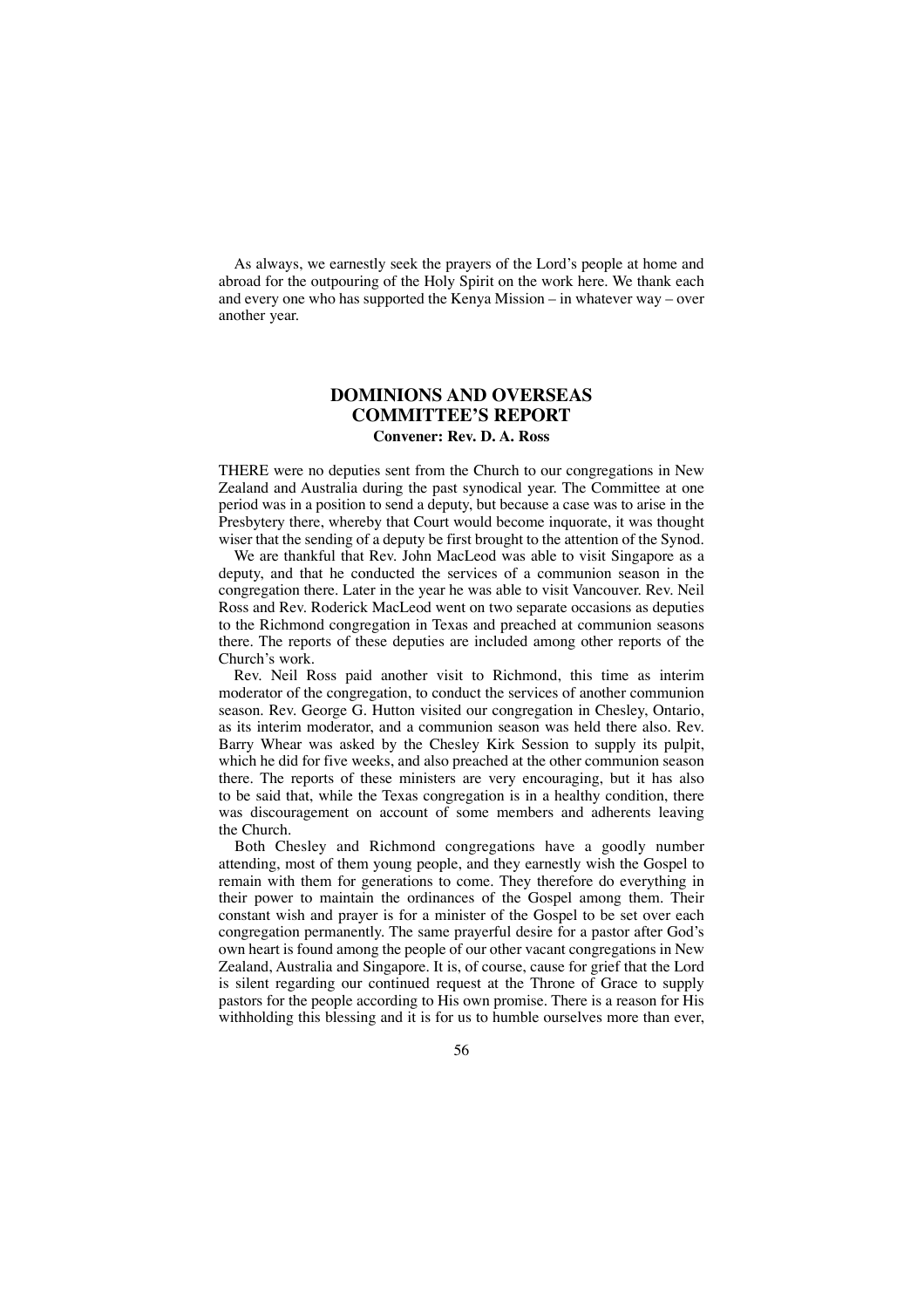As always, we earnestly seek the prayers of the Lord's people at home and abroad for the outpouring of the Holy Spirit on the work here. We thank each and every one who has supported the Kenya Mission – in whatever way – over another year.

## DOMINIONS AND OVERSEAS COMMITTEE'S REPORT

**Convener: Rev. D. A. Ross**

THERE were no deputies sent from the Church to our congregations in New Zealand and Australia during the past synodical year. The Committee at one period was in a position to send a deputy, but because a case was to arise in the Presbytery there, whereby that Court would become inquorate, it was thought wiser that the sending of a deputy be first brought to the attention of the Synod.

We are thankful that Rev. John MacLeod was able to visit Singapore as a deputy, and that he conducted the services of a communion season in the congregation there. Later in the year he was able to visit Vancouver. Rev. Neil Ross and Rev. Roderick MacLeod went on two separate occasions as deputies to the Richmond congregation in Texas and preached at communion seasons there. The reports of these deputies are included among other reports of the Church's work.

Rev. Neil Ross paid another visit to Richmond, this time as interim moderator of the congregation, to conduct the services of another communion season. Rev. George G. Hutton visited our congregation in Chesley, Ontario, as its interim moderator, and a communion season was held there also. Rev. Barry Whear was asked by the Chesley Kirk Session to supply its pulpit, which he did for five weeks, and also preached at the other communion season there. The reports of these ministers are very encouraging, but it has also to be said that, while the Texas congregation is in a healthy condition, there was discouragement on account of some members and adherents leaving the Church.

Both Chesley and Richmond congregations have a goodly number attending, most of them young people, and they earnestly wish the Gospel to remain with them for generations to come. They therefore do everything in their power to maintain the ordinances of the Gospel among them. Their constant wish and prayer is for a minister of the Gospel to be set over each congregation permanently. The same prayerful desire for a pastor after God's own heart is found among the people of our other vacant congregations in New Zealand, Australia and Singapore. It is, of course, cause for grief that the Lord is silent regarding our continued request at the Throne of Grace to supply pastors for the people according to His own promise. There is a reason for His withholding this blessing and it is for us to humble ourselves more than ever,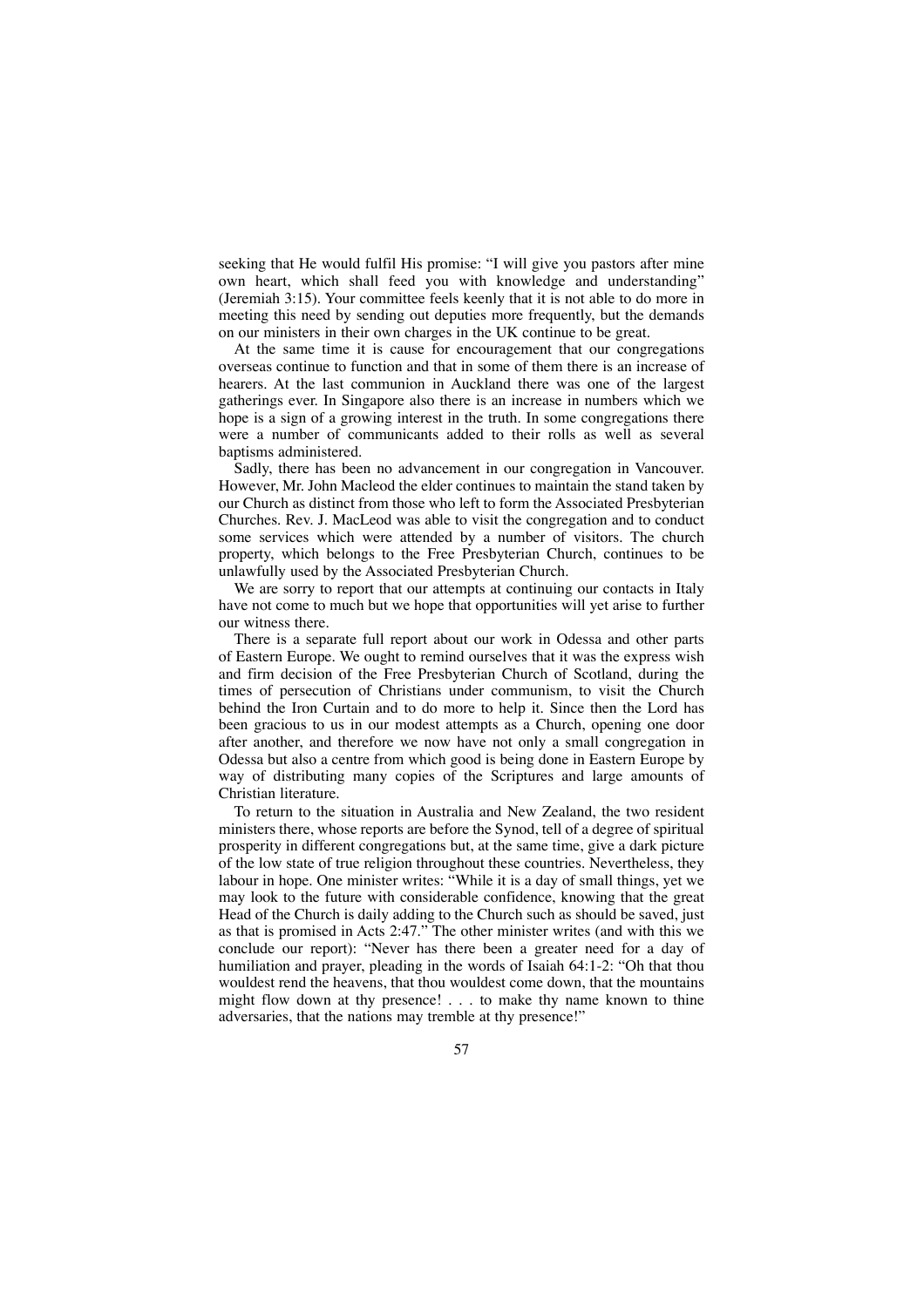seeking that He would fulfil His promise: "I will give you pastors after mine own heart, which shall feed you with knowledge and understanding" (Jeremiah 3:15). Your committee feels keenly that it is not able to do more in meeting this need by sending out deputies more frequently, but the demands on our ministers in their own charges in the UK continue to be great.

At the same time it is cause for encouragement that our congregations overseas continue to function and that in some of them there is an increase of hearers. At the last communion in Auckland there was one of the largest gatherings ever. In Singapore also there is an increase in numbers which we hope is a sign of a growing interest in the truth. In some congregations there were a number of communicants added to their rolls as well as several baptisms administered.

Sadly, there has been no advancement in our congregation in Vancouver. However, Mr. John Macleod the elder continues to maintain the stand taken by our Church as distinct from those who left to form the Associated Presbyterian Churches. Rev. J. MacLeod was able to visit the congregation and to conduct some services which were attended by a number of visitors. The church property, which belongs to the Free Presbyterian Church, continues to be unlawfully used by the Associated Presbyterian Church.

We are sorry to report that our attempts at continuing our contacts in Italy have not come to much but we hope that opportunities will yet arise to further our witness there.

There is a separate full report about our work in Odessa and other parts of Eastern Europe. We ought to remind ourselves that it was the express wish and firm decision of the Free Presbyterian Church of Scotland, during the times of persecution of Christians under communism, to visit the Church behind the Iron Curtain and to do more to help it. Since then the Lord has been gracious to us in our modest attempts as a Church, opening one door after another, and therefore we now have not only a small congregation in Odessa but also a centre from which good is being done in Eastern Europe by way of distributing many copies of the Scriptures and large amounts of Christian literature.

To return to the situation in Australia and New Zealand, the two resident ministers there, whose reports are before the Synod, tell of a degree of spiritual prosperity in different congregations but, at the same time, give a dark picture of the low state of true religion throughout these countries. Nevertheless, they labour in hope. One minister writes: "While it is a day of small things, yet we may look to the future with considerable confidence, knowing that the great Head of the Church is daily adding to the Church such as should be saved, just as that is promised in Acts 2:47." The other minister writes (and with this we conclude our report): "Never has there been a greater need for a day of humiliation and prayer, pleading in the words of Isaiah 64:1-2: "Oh that thou wouldest rend the heavens, that thou wouldest come down, that the mountains might flow down at thy presence! . . . to make thy name known to thine adversaries, that the nations may tremble at thy presence!"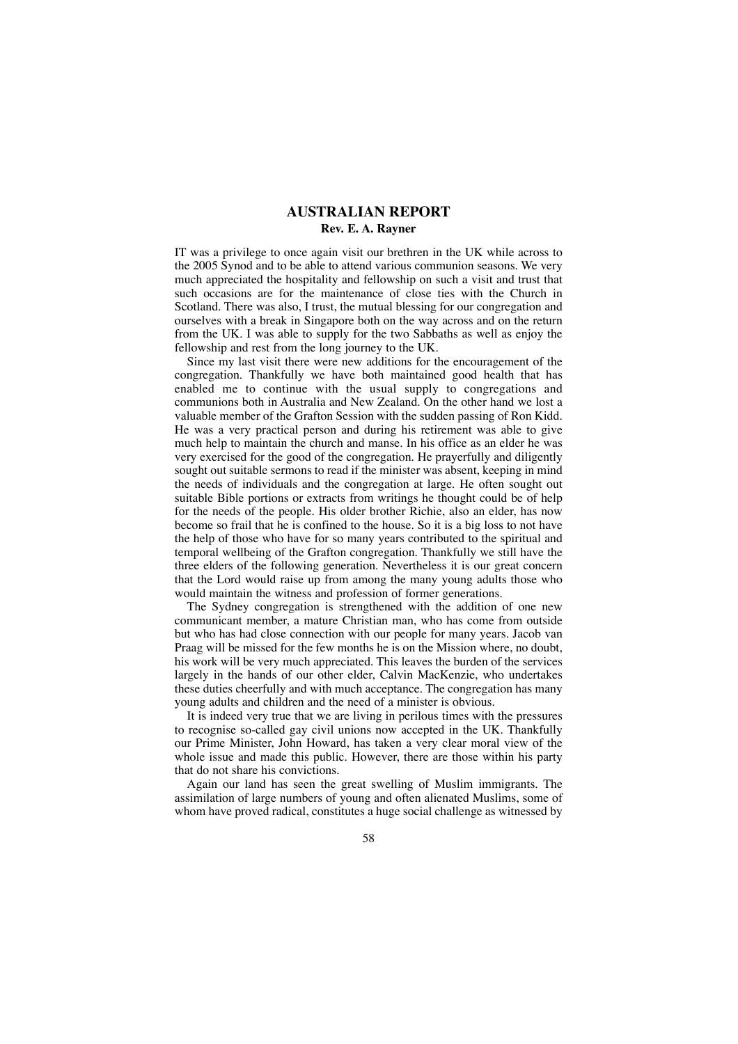## AUSTRALIAN REPORT

**Rev. E. A. Rayner**

IT was a privilege to once again visit our brethren in the UK while across to the 2005 Synod and to be able to attend various communion seasons. We very much appreciated the hospitality and fellowship on such a visit and trust that such occasions are for the maintenance of close ties with the Church in Scotland. There was also, I trust, the mutual blessing for our congregation and ourselves with a break in Singapore both on the way across and on the return from the UK. I was able to supply for the two Sabbaths as well as enjoy the fellowship and rest from the long journey to the UK.

Since my last visit there were new additions for the encouragement of the congregation. Thankfully we have both maintained good health that has enabled me to continue with the usual supply to congregations and communions both in Australia and New Zealand. On the other hand we lost a valuable member of the Grafton Session with the sudden passing of Ron Kidd. He was a very practical person and during his retirement was able to give much help to maintain the church and manse. In his office as an elder he was very exercised for the good of the congregation. He prayerfully and diligently sought out suitable sermons to read if the minister was absent, keeping in mind the needs of individuals and the congregation at large. He often sought out suitable Bible portions or extracts from writings he thought could be of help for the needs of the people. His older brother Richie, also an elder, has now become so frail that he is confined to the house. So it is a big loss to not have the help of those who have for so many years contributed to the spiritual and temporal wellbeing of the Grafton congregation. Thankfully we still have the three elders of the following generation. Nevertheless it is our great concern that the Lord would raise up from among the many young adults those who would maintain the witness and profession of former generations.

The Sydney congregation is strengthened with the addition of one new communicant member, a mature Christian man, who has come from outside but who has had close connection with our people for many years. Jacob van Praag will be missed for the few months he is on the Mission where, no doubt, his work will be very much appreciated. This leaves the burden of the services largely in the hands of our other elder, Calvin MacKenzie, who undertakes these duties cheerfully and with much acceptance. The congregation has many young adults and children and the need of a minister is obvious.

It is indeed very true that we are living in perilous times with the pressures to recognise so-called gay civil unions now accepted in the UK. Thankfully our Prime Minister, John Howard, has taken a very clear moral view of the whole issue and made this public. However, there are those within his party that do not share his convictions.

Again our land has seen the great swelling of Muslim immigrants. The assimilation of large numbers of young and often alienated Muslims, some of whom have proved radical, constitutes a huge social challenge as witnessed by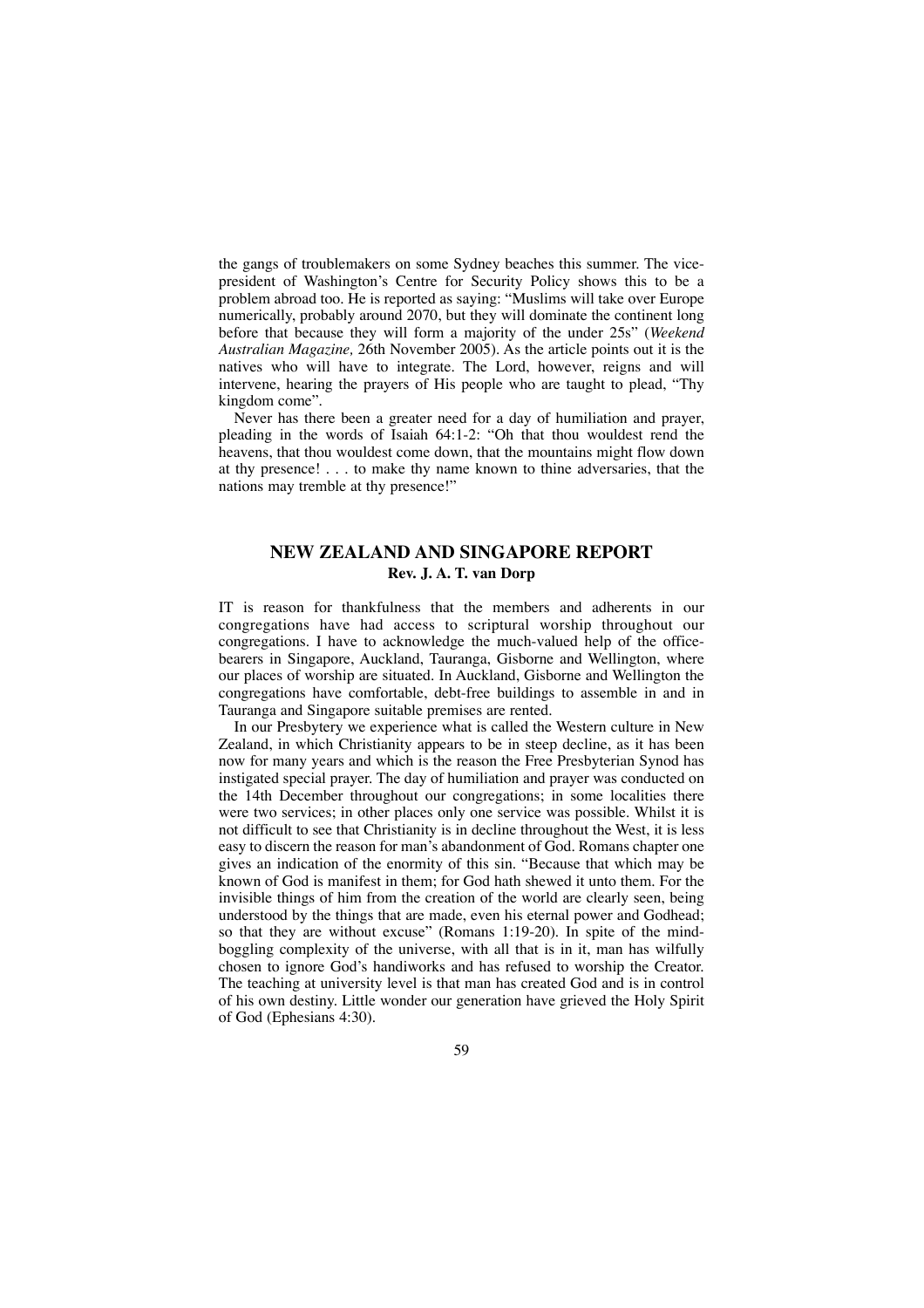the gangs of troublemakers on some Sydney beaches this summer. The vice-president of Washington's Centre for Security Policy shows this to be a problem abroad too. He is reported as saying: "Muslims will take over Europe numerically, probably around 2070, but they will dominate the continent long before that because they will form a majority of the under 25s" (*Weekend Australian Magazine,* 26th November 2005). As the article points out it is the natives who will have to integrate. The Lord, however, reigns and will intervene, hearing the prayers of His people who are taught to plead, "Thy kingdom come".

Never has there been a greater need for a day of humiliation and prayer, pleading in the words of Isaiah 64:1-2: "Oh that thou wouldest rend the heavens, that thou wouldest come down, that the mountains might flow down at thy presence! . . . to make thy name known to thine adversaries, that the nations may tremble at thy presence!"

## NEW ZEALAND AND SINGAPORE REPORT

**Rev. J. A. T. van Dorp**

IT is reason for thankfulness that the members and adherents in our congregations have had access to scriptural worship throughout our congregations. I have to acknowledge the much-valued help of the office-bearers in Singapore, Auckland, Tauranga, Gisborne and Wellington, where our places of worship are situated. In Auckland, Gisborne and Wellington the congregations have comfortable, debt-free buildings to assemble in and in Tauranga and Singapore suitable premises are rented.

In our Presbytery we experience what is called the Western culture in New Zealand, in which Christianity appears to be in steep decline, as it has been now for many years and which is the reason the Free Presbyterian Synod has instigated special prayer. The day of humiliation and prayer was conducted on the 14th December throughout our congregations; in some localities there were two services; in other places only one service was possible. Whilst it is not difficult to see that Christianity is in decline throughout the West, it is less easy to discern the reason for man's abandonment of God. Romans chapter one gives an indication of the enormity of this sin. "Because that which may be known of God is manifest in them; for God hath shewed it unto them. For the invisible things of him from the creation of the world are clearly seen, being understood by the things that are made, even his eternal power and Godhead; so that they are without excuse" (Romans 1:19-20). In spite of the mind-boggling complexity of the universe, with all that is in it, man has wilfully chosen to ignore God's handiworks and has refused to worship the Creator. The teaching at university level is that man has created God and is in control of his own destiny. Little wonder our generation have grieved the Holy Spirit of God (Ephesians 4:30).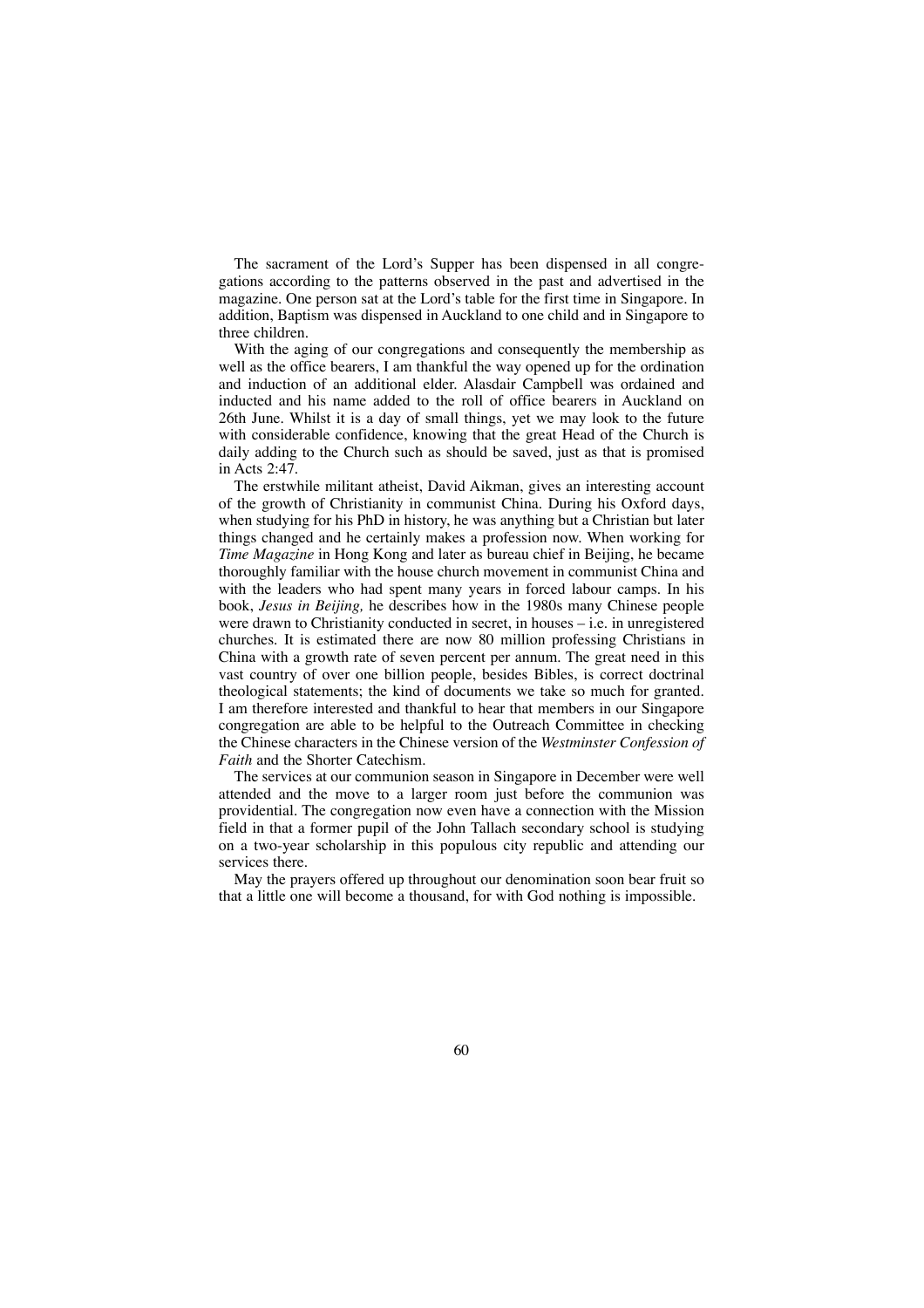The sacrament of the Lord's Supper has been dispensed in all congregations according to the patterns observed in the past and advertised in the magazine. One person sat at the Lord's table for the first time in Singapore. In addition, Baptism was dispensed in Auckland to one child and in Singapore to three children.

With the aging of our congregations and consequently the membership as well as the office bearers, I am thankful the way opened up for the ordination and induction of an additional elder. Alasdair Campbell was ordained and inducted and his name added to the roll of office bearers in Auckland on 26th June. Whilst it is a day of small things, yet we may look to the future with considerable confidence, knowing that the great Head of the Church is daily adding to the Church such as should be saved, just as that is promised in Acts 2:47.

The erstwhile militant atheist, David Aikman, gives an interesting account of the growth of Christianity in communist China. During his Oxford days, when studying for his PhD in history, he was anything but a Christian but later things changed and he certainly makes a profession now. When working for *Time Magazine* in Hong Kong and later as bureau chief in Beijing, he became thoroughly familiar with the house church movement in communist China and with the leaders who had spent many years in forced labour camps. In his book, *Jesus in Beijing,* he describes how in the 1980s many Chinese people were drawn to Christianity conducted in secret, in houses – i.e. in unregistered churches. It is estimated there are now 80 million professing Christians in China with a growth rate of seven percent per annum. The great need in this vast country of over one billion people, besides Bibles, is correct doctrinal theological statements; the kind of documents we take so much for granted. I am therefore interested and thankful to hear that members in our Singapore congregation are able to be helpful to the Outreach Committee in checking the Chinese characters in the Chinese version of the *Westminster Confession of Faith* and the Shorter Catechism.

The services at our communion season in Singapore in December were well attended and the move to a larger room just before the communion was providential. The congregation now even have a connection with the Mission field in that a former pupil of the John Tallach secondary school is studying on a two-year scholarship in this populous city republic and attending our services there.

May the prayers offered up throughout our denomination soon bear fruit so that a little one will become a thousand, for with God nothing is impossible.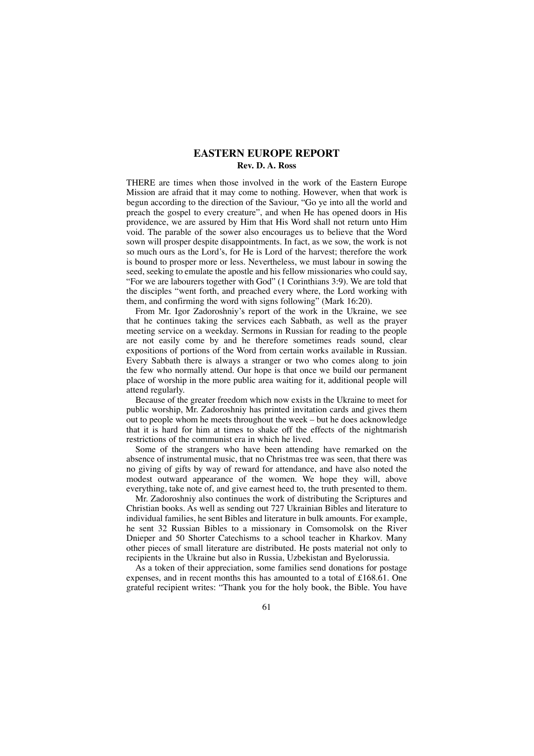## EASTERN EUROPE REPORT

**Rev. D. A. Ross**

THERE are times when those involved in the work of the Eastern Europe Mission are afraid that it may come to nothing. However, when that work is begun according to the direction of the Saviour, "Go ye into all the world and preach the gospel to every creature", and when He has opened doors in His providence, we are assured by Him that His Word shall not return unto Him void. The parable of the sower also encourages us to believe that the Word sown will prosper despite disappointments. In fact, as we sow, the work is not so much ours as the Lord's, for He is Lord of the harvest; therefore the work is bound to prosper more or less. Nevertheless, we must labour in sowing the seed, seeking to emulate the apostle and his fellow missionaries who could say, "For we are labourers together with God" (1 Corinthians 3:9). We are told that the disciples "went forth, and preached every where, the Lord working with them, and confirming the word with signs following" (Mark 16:20).

From Mr. Igor Zadoroshniy's report of the work in the Ukraine, we see that he continues taking the services each Sabbath, as well as the prayer meeting service on a weekday. Sermons in Russian for reading to the people are not easily come by and he therefore sometimes reads sound, clear expositions of portions of the Word from certain works available in Russian. Every Sabbath there is always a stranger or two who comes along to join the few who normally attend. Our hope is that once we build our permanent place of worship in the more public area waiting for it, additional people will attend regularly.

Because of the greater freedom which now exists in the Ukraine to meet for public worship, Mr. Zadoroshniy has printed invitation cards and gives them out to people whom he meets throughout the week – but he does acknowledge that it is hard for him at times to shake off the effects of the nightmarish restrictions of the communist era in which he lived.

Some of the strangers who have been attending have remarked on the absence of instrumental music, that no Christmas tree was seen, that there was no giving of gifts by way of reward for attendance, and have also noted the modest outward appearance of the women. We hope they will, above everything, take note of, and give earnest heed to, the truth presented to them.

Mr. Zadoroshniy also continues the work of distributing the Scriptures and Christian books. As well as sending out 727 Ukrainian Bibles and literature to individual families, he sent Bibles and literature in bulk amounts. For example, he sent 32 Russian Bibles to a missionary in Comsomolsk on the River Dnieper and 50 Shorter Catechisms to a school teacher in Kharkov. Many other pieces of small literature are distributed. He posts material not only to recipients in the Ukraine but also in Russia, Uzbekistan and Byelorussia.

As a token of their appreciation, some families send donations for postage expenses, and in recent months this has amounted to a total of £168.61. One grateful recipient writes: "Thank you for the holy book, the Bible. You have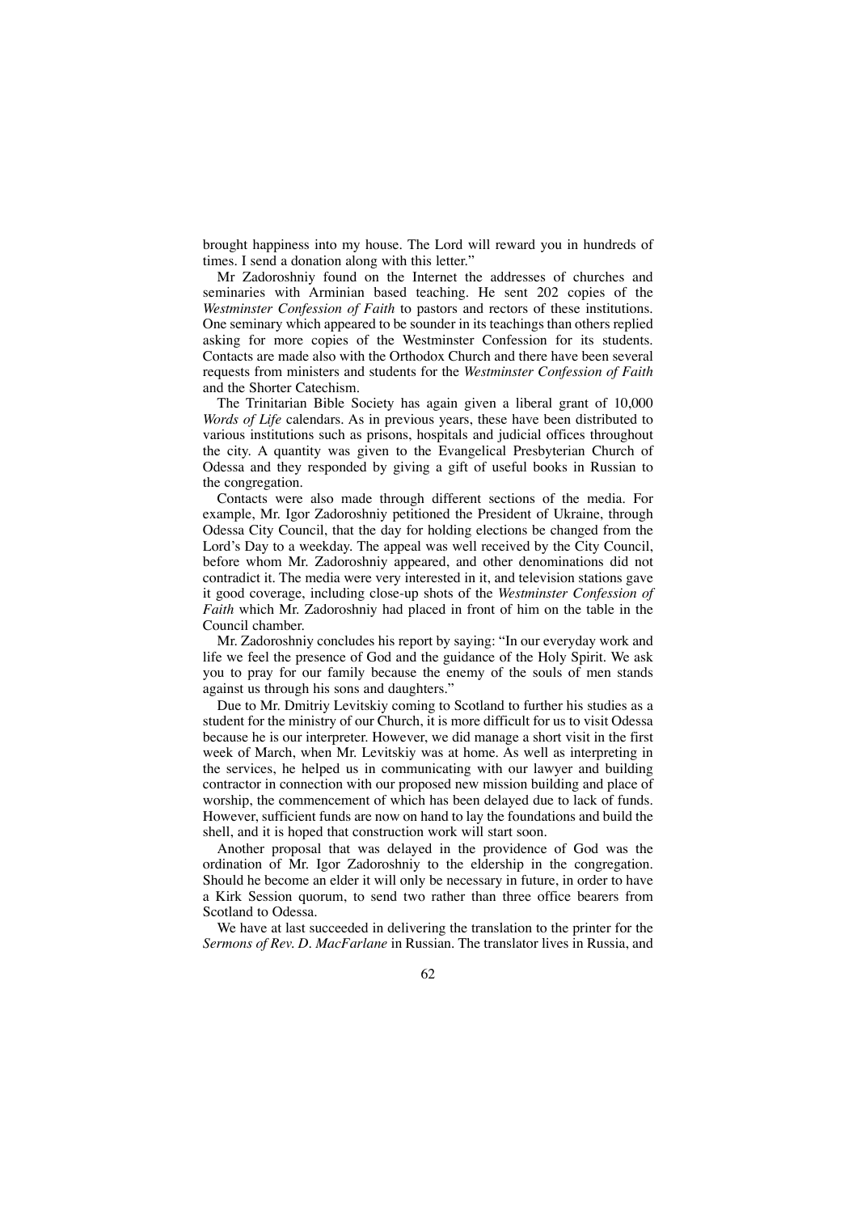brought happiness into my house. The Lord will reward you in hundreds of times. I send a donation along with this letter."

Mr Zadoroshniy found on the Internet the addresses of churches and seminaries with Arminian based teaching. He sent 202 copies of the *Westminster Confession of Faith* to pastors and rectors of these institutions. One seminary which appeared to be sounder in its teachings than others replied asking for more copies of the Westminster Confession for its students. Contacts are made also with the Orthodox Church and there have been several requests from ministers and students for the *Westminster Confession of Faith* and the Shorter Catechism.

The Trinitarian Bible Society has again given a liberal grant of 10,000 *Words of Life* calendars. As in previous years, these have been distributed to various institutions such as prisons, hospitals and judicial offices throughout the city. A quantity was given to the Evangelical Presbyterian Church of Odessa and they responded by giving a gift of useful books in Russian to the congregation.

Contacts were also made through different sections of the media. For example, Mr. Igor Zadoroshniy petitioned the President of Ukraine, through Odessa City Council, that the day for holding elections be changed from the Lord's Day to a weekday. The appeal was well received by the City Council, before whom Mr. Zadoroshniy appeared, and other denominations did not contradict it. The media were very interested in it, and television stations gave it good coverage, including close-up shots of the *Westminster Confession of Faith* which Mr. Zadoroshniy had placed in front of him on the table in the Council chamber.

Mr. Zadoroshniy concludes his report by saying: "In our everyday work and life we feel the presence of God and the guidance of the Holy Spirit. We ask you to pray for our family because the enemy of the souls of men stands against us through his sons and daughters."

Due to Mr. Dmitriy Levitskiy coming to Scotland to further his studies as a student for the ministry of our Church, it is more difficult for us to visit Odessa because he is our interpreter. However, we did manage a short visit in the first week of March, when Mr. Levitskiy was at home. As well as interpreting in the services, he helped us in communicating with our lawyer and building contractor in connection with our proposed new mission building and place of worship, the commencement of which has been delayed due to lack of funds. However, sufficient funds are now on hand to lay the foundations and build the shell, and it is hoped that construction work will start soon.

Another proposal that was delayed in the providence of God was the ordination of Mr. Igor Zadoroshniy to the eldership in the congregation. Should he become an elder it will only be necessary in future, in order to have a Kirk Session quorum, to send two rather than three office bearers from Scotland to Odessa.

We have at last succeeded in delivering the translation to the printer for the *Sermons of Rev. D. MacFarlane* in Russian. The translator lives in Russia, and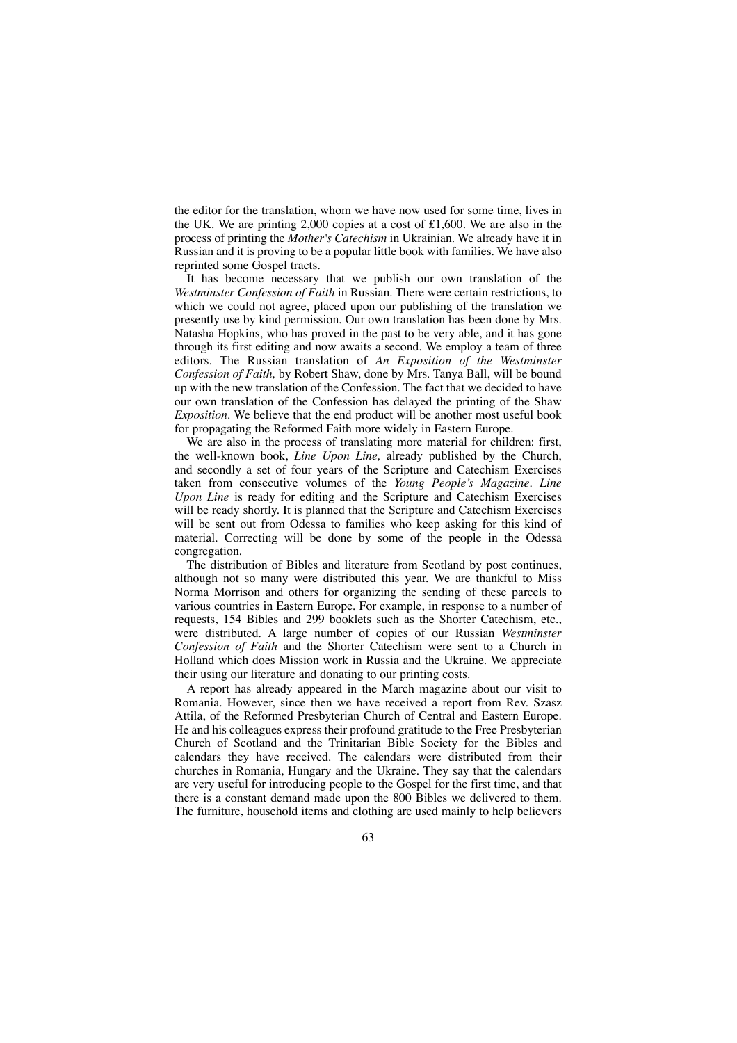the editor for the translation, whom we have now used for some time, lives in the UK. We are printing 2,000 copies at a cost of £1,600. We are also in the process of printing the *Mother's Catechism* in Ukrainian. We already have it in Russian and it is proving to be a popular little book with families. We have also reprinted some Gospel tracts.

It has become necessary that we publish our own translation of the *Westminster Confession of Faith* in Russian. There were certain restrictions, to which we could not agree, placed upon our publishing of the translation we presently use by kind permission. Our own translation has been done by Mrs. Natasha Hopkins, who has proved in the past to be very able, and it has gone through its first editing and now awaits a second. We employ a team of three editors. The Russian translation of *An Exposition of the Westminster Confession of Faith,* by Robert Shaw, done by Mrs. Tanya Ball, will be bound up with the new translation of the Confession. The fact that we decided to have our own translation of the Confession has delayed the printing of the Shaw *Exposition*. We believe that the end product will be another most useful book for propagating the Reformed Faith more widely in Eastern Europe.

We are also in the process of translating more material for children: first, the well-known book, *Line Upon Line,* already published by the Church, and secondly a set of four years of the Scripture and Catechism Exercises taken from consecutive volumes of the *Young People's Magazine*. *Line Upon Line* is ready for editing and the Scripture and Catechism Exercises will be ready shortly. It is planned that the Scripture and Catechism Exercises will be sent out from Odessa to families who keep asking for this kind of material. Correcting will be done by some of the people in the Odessa congregation.

The distribution of Bibles and literature from Scotland by post continues, although not so many were distributed this year. We are thankful to Miss Norma Morrison and others for organizing the sending of these parcels to various countries in Eastern Europe. For example, in response to a number of requests, 154 Bibles and 299 booklets such as the Shorter Catechism, etc., were distributed. A large number of copies of our Russian *Westminster Confession of Faith* and the Shorter Catechism were sent to a Church in Holland which does Mission work in Russia and the Ukraine. We appreciate their using our literature and donating to our printing costs.

A report has already appeared in the March magazine about our visit to Romania. However, since then we have received a report from Rev. Szasz Attila, of the Reformed Presbyterian Church of Central and Eastern Europe. He and his colleagues express their profound gratitude to the Free Presbyterian Church of Scotland and the Trinitarian Bible Society for the Bibles and calendars they have received. The calendars were distributed from their churches in Romania, Hungary and the Ukraine. They say that the calendars are very useful for introducing people to the Gospel for the first time, and that there is a constant demand made upon the 800 Bibles we delivered to them. The furniture, household items and clothing are used mainly to help believers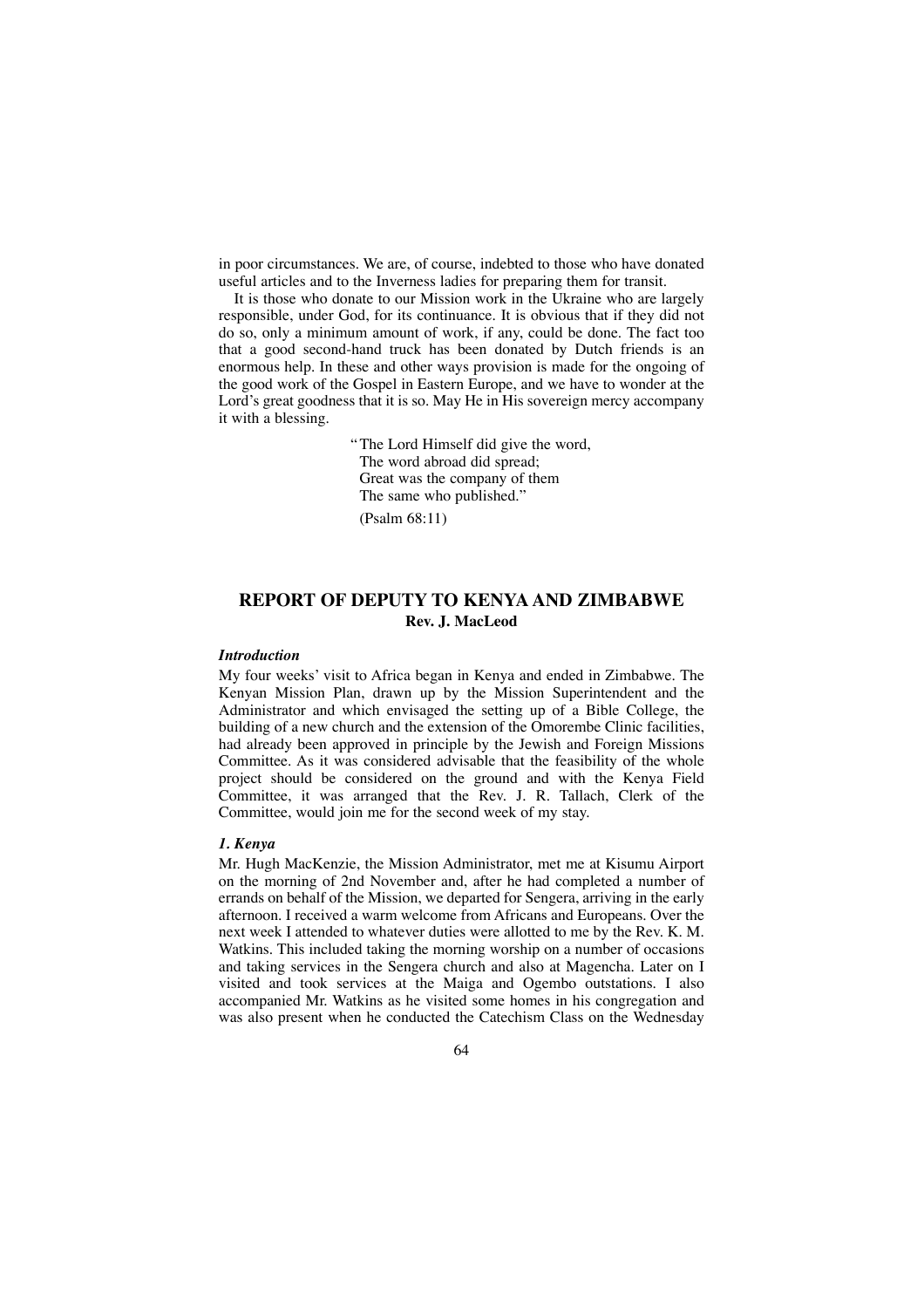in poor circumstances. We are, of course, indebted to those who have donated useful articles and to the Inverness ladies for preparing them for transit.

It is those who donate to our Mission work in the Ukraine who are largely responsible, under God, for its continuance. It is obvious that if they did not do so, only a minimum amount of work, if any, could be done. The fact too that a good second-hand truck has been donated by Dutch friends is an enormous help. In these and other ways provision is made for the ongoing of the good work of the Gospel in Eastern Europe, and we have to wonder at the Lord's great goodness that it is so. May He in His sovereign mercy accompany it with a blessing.

> "The Lord Himself did give the word,
> The word abroad did spread;
> Great was the company of them
> The same who published."
>
> (Psalm 68:11)

## REPORT OF DEPUTY TO KENYA AND ZIMBABWE

**Rev. J. MacLeod**

### *Introduction*

My four weeks' visit to Africa began in Kenya and ended in Zimbabwe. The Kenyan Mission Plan, drawn up by the Mission Superintendent and the Administrator and which envisaged the setting up of a Bible College, the building of a new church and the extension of the Omorembe Clinic facilities, had already been approved in principle by the Jewish and Foreign Missions Committee. As it was considered advisable that the feasibility of the whole project should be considered on the ground and with the Kenya Field Committee, it was arranged that the Rev. J. R. Tallach, Clerk of the Committee, would join me for the second week of my stay.

### *1. Kenya*

Mr. Hugh MacKenzie, the Mission Administrator, met me at Kisumu Airport on the morning of 2nd November and, after he had completed a number of errands on behalf of the Mission, we departed for Sengera, arriving in the early afternoon. I received a warm welcome from Africans and Europeans. Over the next week I attended to whatever duties were allotted to me by the Rev. K. M. Watkins. This included taking the morning worship on a number of occasions and taking services in the Sengera church and also at Magencha. Later on I visited and took services at the Maiga and Ogembo outstations. I also accompanied Mr. Watkins as he visited some homes in his congregation and was also present when he conducted the Catechism Class on the Wednesday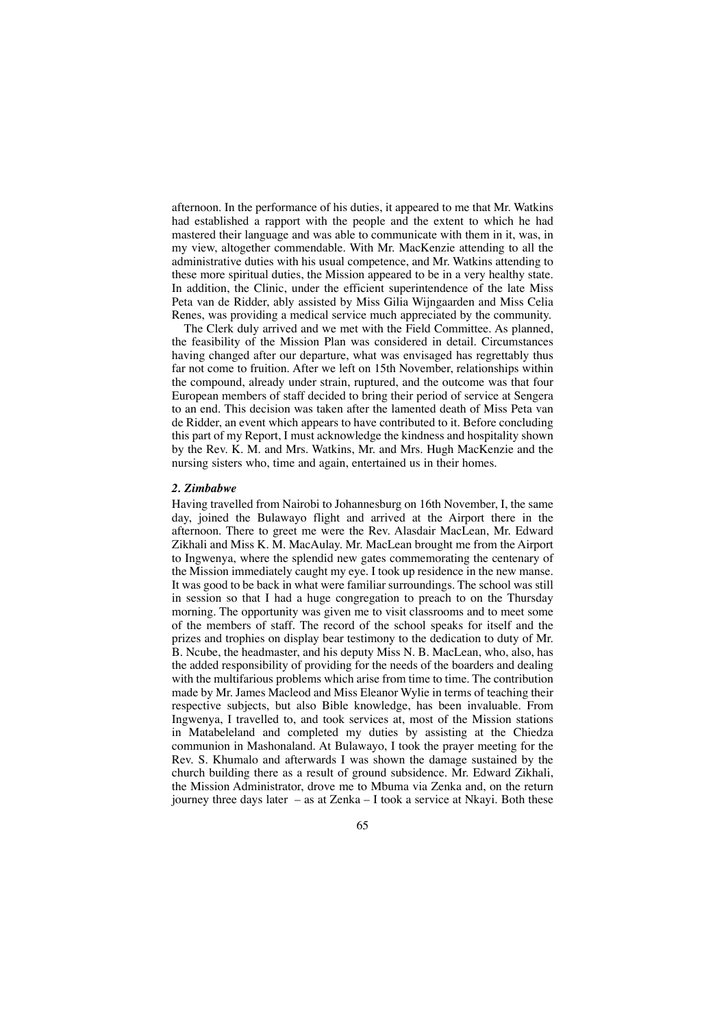afternoon. In the performance of his duties, it appeared to me that Mr. Watkins had established a rapport with the people and the extent to which he had mastered their language and was able to communicate with them in it, was, in my view, altogether commendable. With Mr. MacKenzie attending to all the administrative duties with his usual competence, and Mr. Watkins attending to these more spiritual duties, the Mission appeared to be in a very healthy state. In addition, the Clinic, under the efficient superintendence of the late Miss Peta van de Ridder, ably assisted by Miss Gilia Wijngaarden and Miss Celia Renes, was providing a medical service much appreciated by the community.

The Clerk duly arrived and we met with the Field Committee. As planned, the feasibility of the Mission Plan was considered in detail. Circumstances having changed after our departure, what was envisaged has regrettably thus far not come to fruition. After we left on 15th November, relationships within the compound, already under strain, ruptured, and the outcome was that four European members of staff decided to bring their period of service at Sengera to an end. This decision was taken after the lamented death of Miss Peta van de Ridder, an event which appears to have contributed to it. Before concluding this part of my Report, I must acknowledge the kindness and hospitality shown by the Rev. K. M. and Mrs. Watkins, Mr. and Mrs. Hugh MacKenzie and the nursing sisters who, time and again, entertained us in their homes.

### *2. Zimbabwe*

Having travelled from Nairobi to Johannesburg on 16th November, I, the same day, joined the Bulawayo flight and arrived at the Airport there in the afternoon. There to greet me were the Rev. Alasdair MacLean, Mr. Edward Zikhali and Miss K. M. MacAulay. Mr. MacLean brought me from the Airport to Ingwenya, where the splendid new gates commemorating the centenary of the Mission immediately caught my eye. I took up residence in the new manse. It was good to be back in what were familiar surroundings. The school was still in session so that I had a huge congregation to preach to on the Thursday morning. The opportunity was given me to visit classrooms and to meet some of the members of staff. The record of the school speaks for itself and the prizes and trophies on display bear testimony to the dedication to duty of Mr. B. Ncube, the headmaster, and his deputy Miss N. B. MacLean, who, also, has the added responsibility of providing for the needs of the boarders and dealing with the multifarious problems which arise from time to time. The contribution made by Mr. James Macleod and Miss Eleanor Wylie in terms of teaching their respective subjects, but also Bible knowledge, has been invaluable. From Ingwenya, I travelled to, and took services at, most of the Mission stations in Matabeleland and completed my duties by assisting at the Chiedza communion in Mashonaland. At Bulawayo, I took the prayer meeting for the Rev. S. Khumalo and afterwards I was shown the damage sustained by the church building there as a result of ground subsidence. Mr. Edward Zikhali, the Mission Administrator, drove me to Mbuma via Zenka and, on the return journey three days later – as at Zenka – I took a service at Nkayi. Both these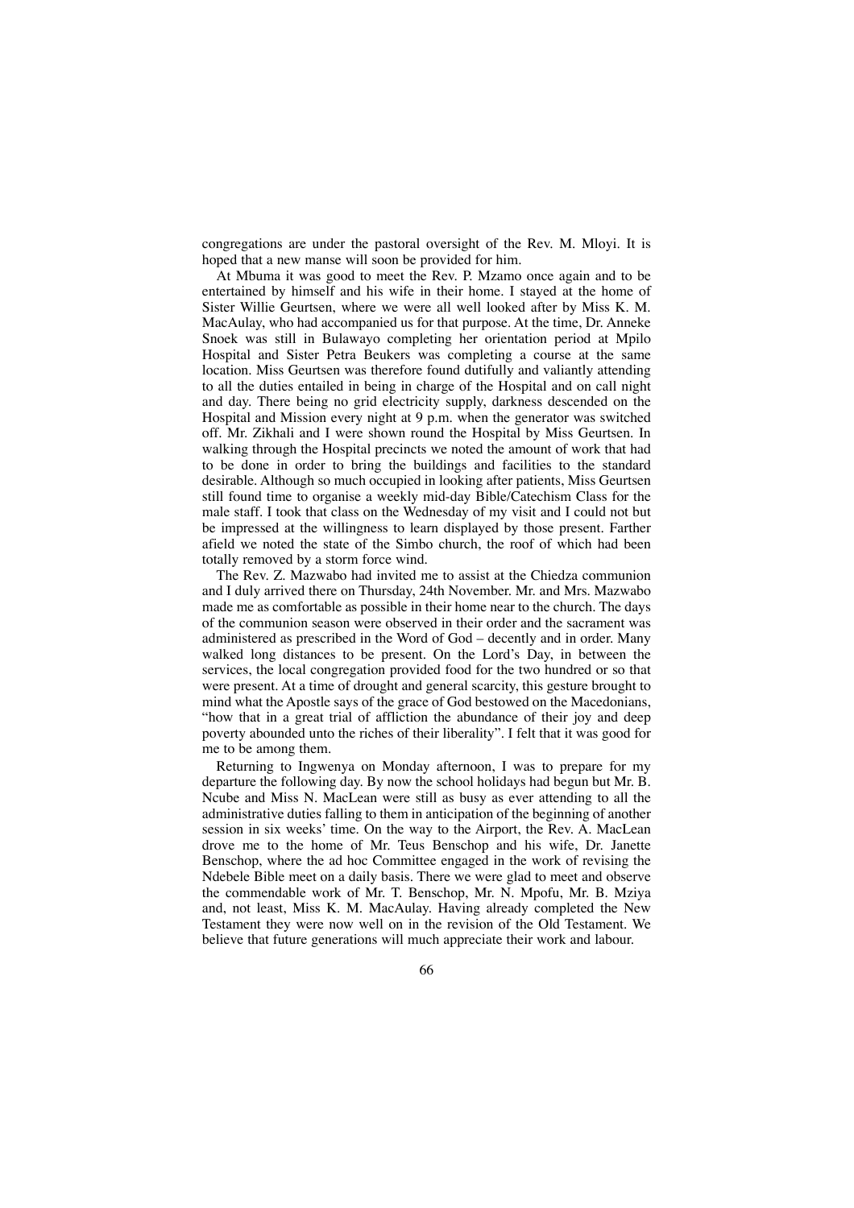congregations are under the pastoral oversight of the Rev. M. Mloyi. It is hoped that a new manse will soon be provided for him.

At Mbuma it was good to meet the Rev. P. Mzamo once again and to be entertained by himself and his wife in their home. I stayed at the home of Sister Willie Geurtsen, where we were all well looked after by Miss K. M. MacAulay, who had accompanied us for that purpose. At the time, Dr. Anneke Snoek was still in Bulawayo completing her orientation period at Mpilo Hospital and Sister Petra Beukers was completing a course at the same location. Miss Geurtsen was therefore found dutifully and valiantly attending to all the duties entailed in being in charge of the Hospital and on call night and day. There being no grid electricity supply, darkness descended on the Hospital and Mission every night at 9 p.m. when the generator was switched off. Mr. Zikhali and I were shown round the Hospital by Miss Geurtsen. In walking through the Hospital precincts we noted the amount of work that had to be done in order to bring the buildings and facilities to the standard desirable. Although so much occupied in looking after patients, Miss Geurtsen still found time to organise a weekly mid-day Bible/Catechism Class for the male staff. I took that class on the Wednesday of my visit and I could not but be impressed at the willingness to learn displayed by those present. Farther afield we noted the state of the Simbo church, the roof of which had been totally removed by a storm force wind.

The Rev. Z. Mazwabo had invited me to assist at the Chiedza communion and I duly arrived there on Thursday, 24th November. Mr. and Mrs. Mazwabo made me as comfortable as possible in their home near to the church. The days of the communion season were observed in their order and the sacrament was administered as prescribed in the Word of God – decently and in order. Many walked long distances to be present. On the Lord's Day, in between the services, the local congregation provided food for the two hundred or so that were present. At a time of drought and general scarcity, this gesture brought to mind what the Apostle says of the grace of God bestowed on the Macedonians, "how that in a great trial of affliction the abundance of their joy and deep poverty abounded unto the riches of their liberality". I felt that it was good for me to be among them.

Returning to Ingwenya on Monday afternoon, I was to prepare for my departure the following day. By now the school holidays had begun but Mr. B. Ncube and Miss N. MacLean were still as busy as ever attending to all the administrative duties falling to them in anticipation of the beginning of another session in six weeks' time. On the way to the Airport, the Rev. A. MacLean drove me to the home of Mr. Teus Benschop and his wife, Dr. Janette Benschop, where the ad hoc Committee engaged in the work of revising the Ndebele Bible meet on a daily basis. There we were glad to meet and observe the commendable work of Mr. T. Benschop, Mr. N. Mpofu, Mr. B. Mziya and, not least, Miss K. M. MacAulay. Having already completed the New Testament they were now well on in the revision of the Old Testament. We believe that future generations will much appreciate their work and labour.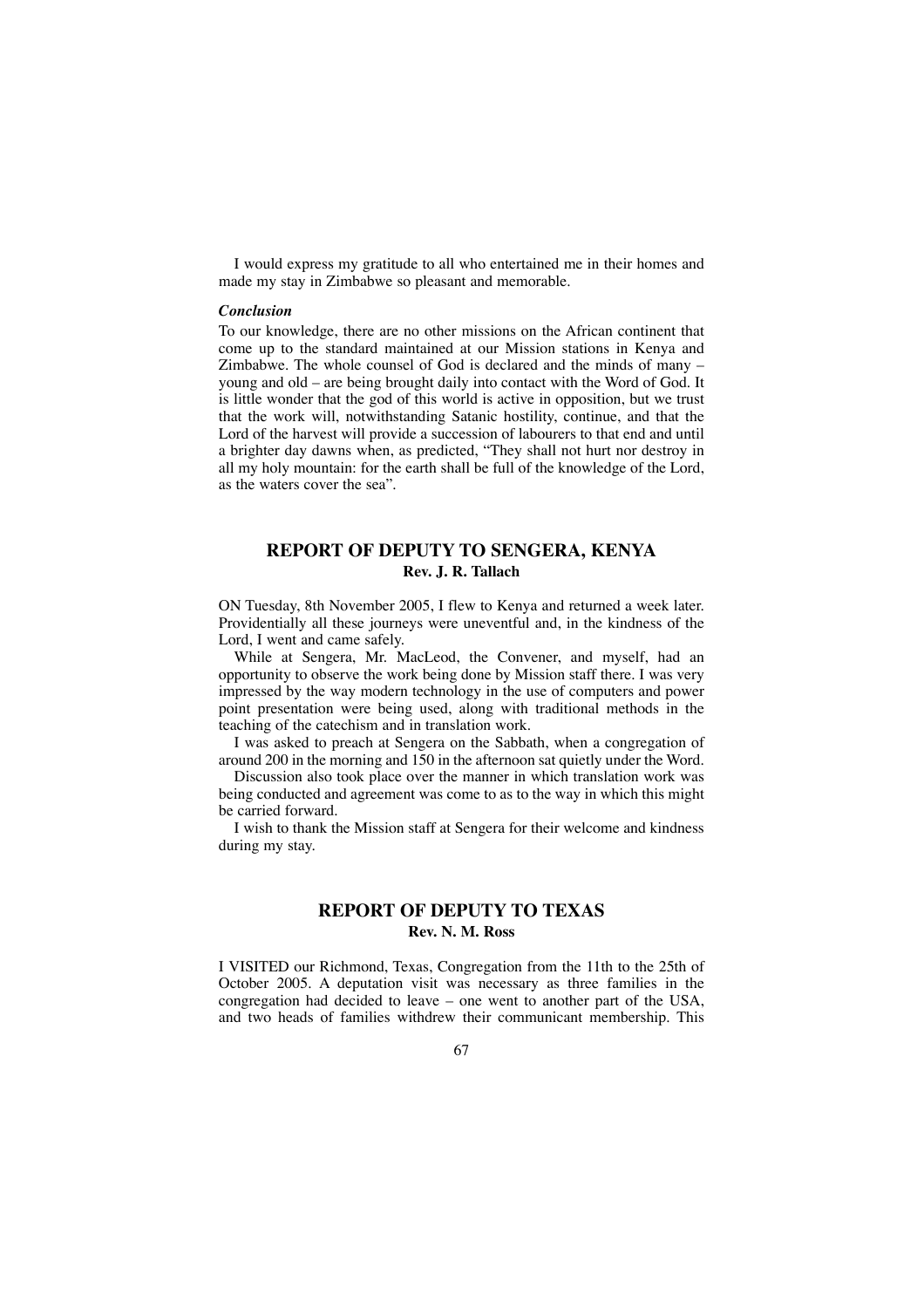I would express my gratitude to all who entertained me in their homes and made my stay in Zimbabwe so pleasant and memorable.

***Conclusion***

To our knowledge, there are no other missions on the African continent that come up to the standard maintained at our Mission stations in Kenya and Zimbabwe. The whole counsel of God is declared and the minds of many – young and old – are being brought daily into contact with the Word of God. It is little wonder that the god of this world is active in opposition, but we trust that the work will, notwithstanding Satanic hostility, continue, and that the Lord of the harvest will provide a succession of labourers to that end and until a brighter day dawns when, as predicted, "They shall not hurt nor destroy in all my holy mountain: for the earth shall be full of the knowledge of the Lord, as the waters cover the sea".

## REPORT OF DEPUTY TO SENGERA, KENYA

**Rev. J. R. Tallach**

ON Tuesday, 8th November 2005, I flew to Kenya and returned a week later. Providentially all these journeys were uneventful and, in the kindness of the Lord, I went and came safely.

While at Sengera, Mr. MacLeod, the Convener, and myself, had an opportunity to observe the work being done by Mission staff there. I was very impressed by the way modern technology in the use of computers and power point presentation were being used, along with traditional methods in the teaching of the catechism and in translation work.

I was asked to preach at Sengera on the Sabbath, when a congregation of around 200 in the morning and 150 in the afternoon sat quietly under the Word.

Discussion also took place over the manner in which translation work was being conducted and agreement was come to as to the way in which this might be carried forward.

I wish to thank the Mission staff at Sengera for their welcome and kindness during my stay.

## REPORT OF DEPUTY TO TEXAS

**Rev. N. M. Ross**

I VISITED our Richmond, Texas, Congregation from the 11th to the 25th of October 2005. A deputation visit was necessary as three families in the congregation had decided to leave – one went to another part of the USA, and two heads of families withdrew their communicant membership. This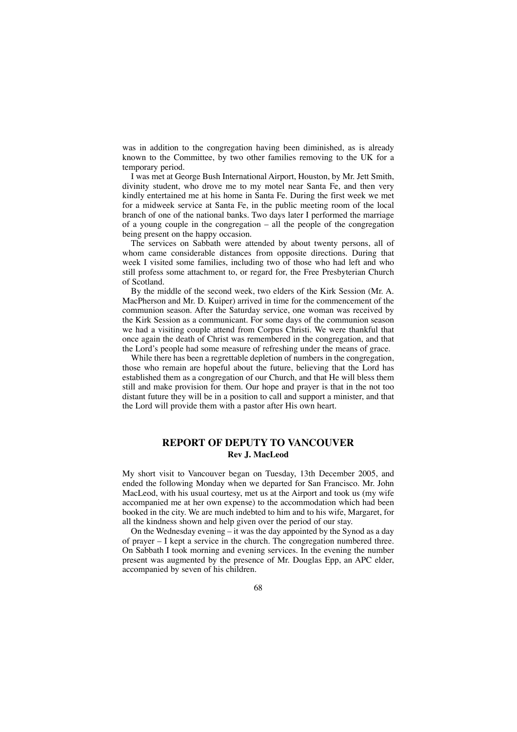was in addition to the congregation having been diminished, as is already known to the Committee, by two other families removing to the UK for a temporary period.

I was met at George Bush International Airport, Houston, by Mr. Jett Smith, divinity student, who drove me to my motel near Santa Fe, and then very kindly entertained me at his home in Santa Fe. During the first week we met for a midweek service at Santa Fe, in the public meeting room of the local branch of one of the national banks. Two days later I performed the marriage of a young couple in the congregation – all the people of the congregation being present on the happy occasion.

The services on Sabbath were attended by about twenty persons, all of whom came considerable distances from opposite directions. During that week I visited some families, including two of those who had left and who still profess some attachment to, or regard for, the Free Presbyterian Church of Scotland.

By the middle of the second week, two elders of the Kirk Session (Mr. A. MacPherson and Mr. D. Kuiper) arrived in time for the commencement of the communion season. After the Saturday service, one woman was received by the Kirk Session as a communicant. For some days of the communion season we had a visiting couple attend from Corpus Christi. We were thankful that once again the death of Christ was remembered in the congregation, and that the Lord's people had some measure of refreshing under the means of grace.

While there has been a regrettable depletion of numbers in the congregation, those who remain are hopeful about the future, believing that the Lord has established them as a congregation of our Church, and that He will bless them still and make provision for them. Our hope and prayer is that in the not too distant future they will be in a position to call and support a minister, and that the Lord will provide them with a pastor after His own heart.

## REPORT OF DEPUTY TO VANCOUVER

**Rev J. MacLeod**

My short visit to Vancouver began on Tuesday, 13th December 2005, and ended the following Monday when we departed for San Francisco. Mr. John MacLeod, with his usual courtesy, met us at the Airport and took us (my wife accompanied me at her own expense) to the accommodation which had been booked in the city. We are much indebted to him and to his wife, Margaret, for all the kindness shown and help given over the period of our stay.

On the Wednesday evening – it was the day appointed by the Synod as a day of prayer – I kept a service in the church. The congregation numbered three. On Sabbath I took morning and evening services. In the evening the number present was augmented by the presence of Mr. Douglas Epp, an APC elder, accompanied by seven of his children.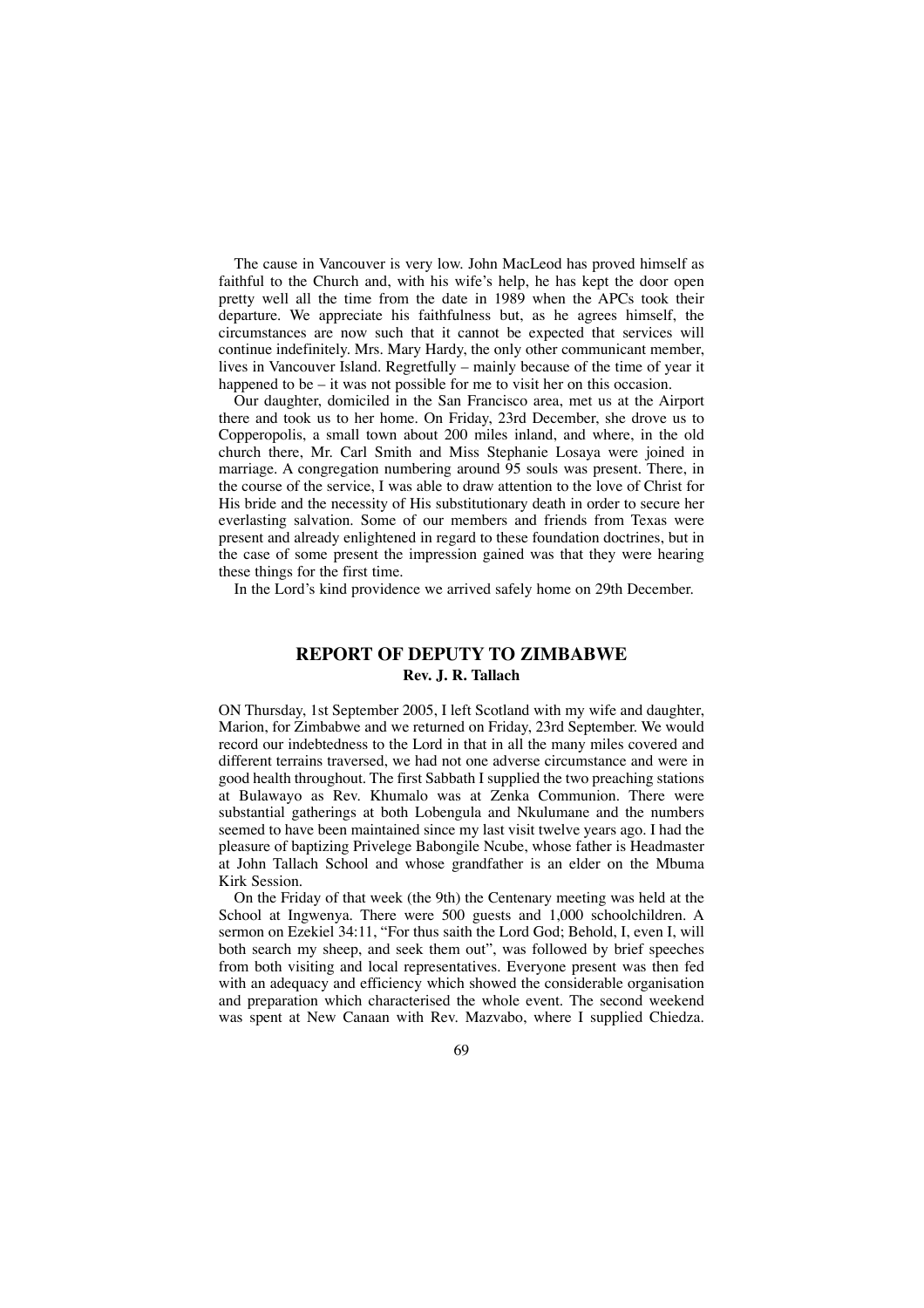The cause in Vancouver is very low. John MacLeod has proved himself as faithful to the Church and, with his wife's help, he has kept the door open pretty well all the time from the date in 1989 when the APCs took their departure. We appreciate his faithfulness but, as he agrees himself, the circumstances are now such that it cannot be expected that services will continue indefinitely. Mrs. Mary Hardy, the only other communicant member, lives in Vancouver Island. Regretfully – mainly because of the time of year it happened to be – it was not possible for me to visit her on this occasion.

Our daughter, domiciled in the San Francisco area, met us at the Airport there and took us to her home. On Friday, 23rd December, she drove us to Copperopolis, a small town about 200 miles inland, and where, in the old church there, Mr. Carl Smith and Miss Stephanie Losaya were joined in marriage. A congregation numbering around 95 souls was present. There, in the course of the service, I was able to draw attention to the love of Christ for His bride and the necessity of His substitutionary death in order to secure her everlasting salvation. Some of our members and friends from Texas were present and already enlightened in regard to these foundation doctrines, but in the case of some present the impression gained was that they were hearing these things for the first time.

In the Lord's kind providence we arrived safely home on 29th December.

## REPORT OF DEPUTY TO ZIMBABWE

**Rev. J. R. Tallach**

ON Thursday, 1st September 2005, I left Scotland with my wife and daughter, Marion, for Zimbabwe and we returned on Friday, 23rd September. We would record our indebtedness to the Lord in that in all the many miles covered and different terrains traversed, we had not one adverse circumstance and were in good health throughout. The first Sabbath I supplied the two preaching stations at Bulawayo as Rev. Khumalo was at Zenka Communion. There were substantial gatherings at both Lobengula and Nkulumane and the numbers seemed to have been maintained since my last visit twelve years ago. I had the pleasure of baptizing Privelege Babongile Ncube, whose father is Headmaster at John Tallach School and whose grandfather is an elder on the Mbuma Kirk Session.

On the Friday of that week (the 9th) the Centenary meeting was held at the School at Ingwenya. There were 500 guests and 1,000 schoolchildren. A sermon on Ezekiel 34:11, "For thus saith the Lord God; Behold, I, even I, will both search my sheep, and seek them out", was followed by brief speeches from both visiting and local representatives. Everyone present was then fed with an adequacy and efficiency which showed the considerable organisation and preparation which characterised the whole event. The second weekend was spent at New Canaan with Rev. Mazvabo, where I supplied Chiedza.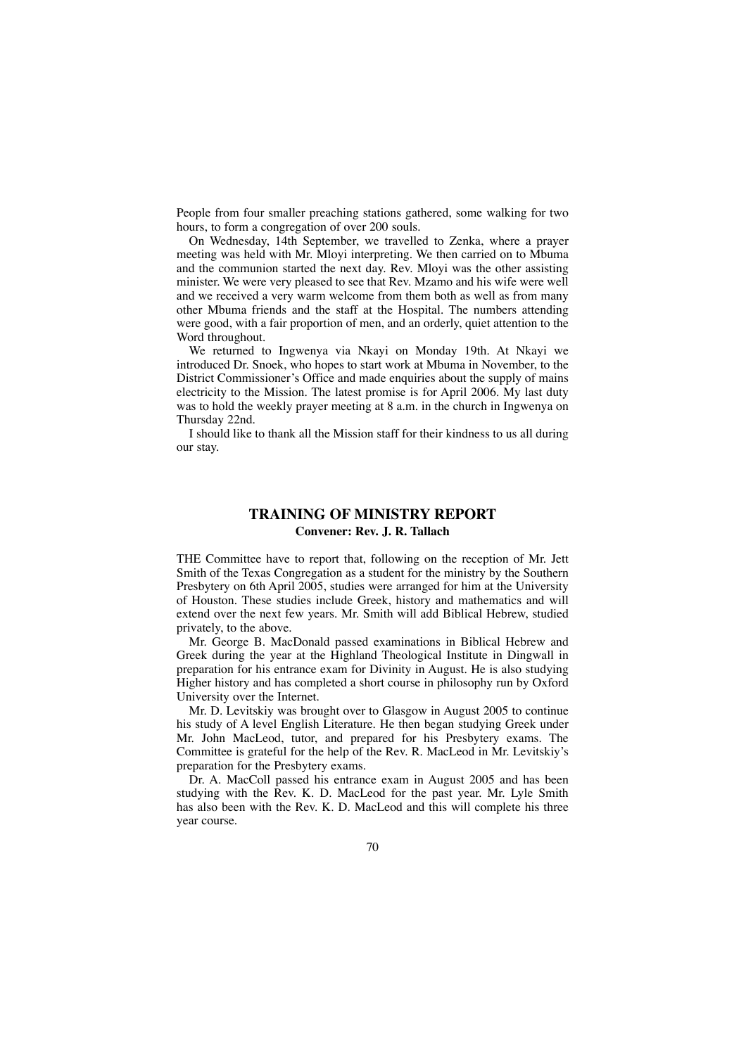People from four smaller preaching stations gathered, some walking for two hours, to form a congregation of over 200 souls.

On Wednesday, 14th September, we travelled to Zenka, where a prayer meeting was held with Mr. Mloyi interpreting. We then carried on to Mbuma and the communion started the next day. Rev. Mloyi was the other assisting minister. We were very pleased to see that Rev. Mzamo and his wife were well and we received a very warm welcome from them both as well as from many other Mbuma friends and the staff at the Hospital. The numbers attending were good, with a fair proportion of men, and an orderly, quiet attention to the Word throughout.

We returned to Ingwenya via Nkayi on Monday 19th. At Nkayi we introduced Dr. Snoek, who hopes to start work at Mbuma in November, to the District Commissioner's Office and made enquiries about the supply of mains electricity to the Mission. The latest promise is for April 2006. My last duty was to hold the weekly prayer meeting at 8 a.m. in the church in Ingwenya on Thursday 22nd.

I should like to thank all the Mission staff for their kindness to us all during our stay.

## TRAINING OF MINISTRY REPORT

**Convener: Rev. J. R. Tallach**

THE Committee have to report that, following on the reception of Mr. Jett Smith of the Texas Congregation as a student for the ministry by the Southern Presbytery on 6th April 2005, studies were arranged for him at the University of Houston. These studies include Greek, history and mathematics and will extend over the next few years. Mr. Smith will add Biblical Hebrew, studied privately, to the above.

Mr. George B. MacDonald passed examinations in Biblical Hebrew and Greek during the year at the Highland Theological Institute in Dingwall in preparation for his entrance exam for Divinity in August. He is also studying Higher history and has completed a short course in philosophy run by Oxford University over the Internet.

Mr. D. Levitskiy was brought over to Glasgow in August 2005 to continue his study of A level English Literature. He then began studying Greek under Mr. John MacLeod, tutor, and prepared for his Presbytery exams. The Committee is grateful for the help of the Rev. R. MacLeod in Mr. Levitskiy's preparation for the Presbytery exams.

Dr. A. MacColl passed his entrance exam in August 2005 and has been studying with the Rev. K. D. MacLeod for the past year. Mr. Lyle Smith has also been with the Rev. K. D. MacLeod and this will complete his three year course.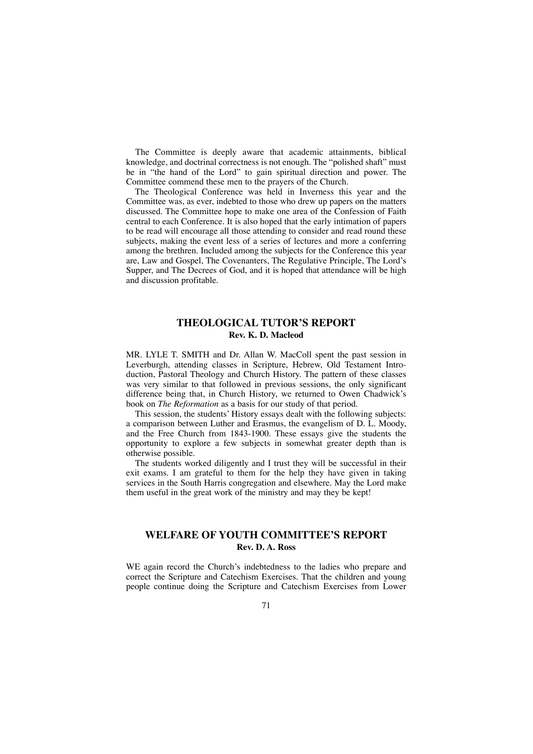The Committee is deeply aware that academic attainments, biblical knowledge, and doctrinal correctness is not enough. The "polished shaft" must be in "the hand of the Lord" to gain spiritual direction and power. The Committee commend these men to the prayers of the Church.

The Theological Conference was held in Inverness this year and the Committee was, as ever, indebted to those who drew up papers on the matters discussed. The Committee hope to make one area of the Confession of Faith central to each Conference. It is also hoped that the early intimation of papers to be read will encourage all those attending to consider and read round these subjects, making the event less of a series of lectures and more a conferring among the brethren. Included among the subjects for the Conference this year are, Law and Gospel, The Covenanters, The Regulative Principle, The Lord's Supper, and The Decrees of God, and it is hoped that attendance will be high and discussion profitable.

## THEOLOGICAL TUTOR'S REPORT

**Rev. K. D. Macleod**

MR. LYLE T. SMITH and Dr. Allan W. MacColl spent the past session in Leverburgh, attending classes in Scripture, Hebrew, Old Testament Introduction, Pastoral Theology and Church History. The pattern of these classes was very similar to that followed in previous sessions, the only significant difference being that, in Church History, we returned to Owen Chadwick's book on *The Reformation* as a basis for our study of that period.

This session, the students' History essays dealt with the following subjects: a comparison between Luther and Erasmus, the evangelism of D. L. Moody, and the Free Church from 1843-1900. These essays give the students the opportunity to explore a few subjects in somewhat greater depth than is otherwise possible.

The students worked diligently and I trust they will be successful in their exit exams. I am grateful to them for the help they have given in taking services in the South Harris congregation and elsewhere. May the Lord make them useful in the great work of the ministry and may they be kept!

## WELFARE OF YOUTH COMMITTEE'S REPORT

**Rev. D. A. Ross**

WE again record the Church's indebtedness to the ladies who prepare and correct the Scripture and Catechism Exercises. That the children and young people continue doing the Scripture and Catechism Exercises from Lower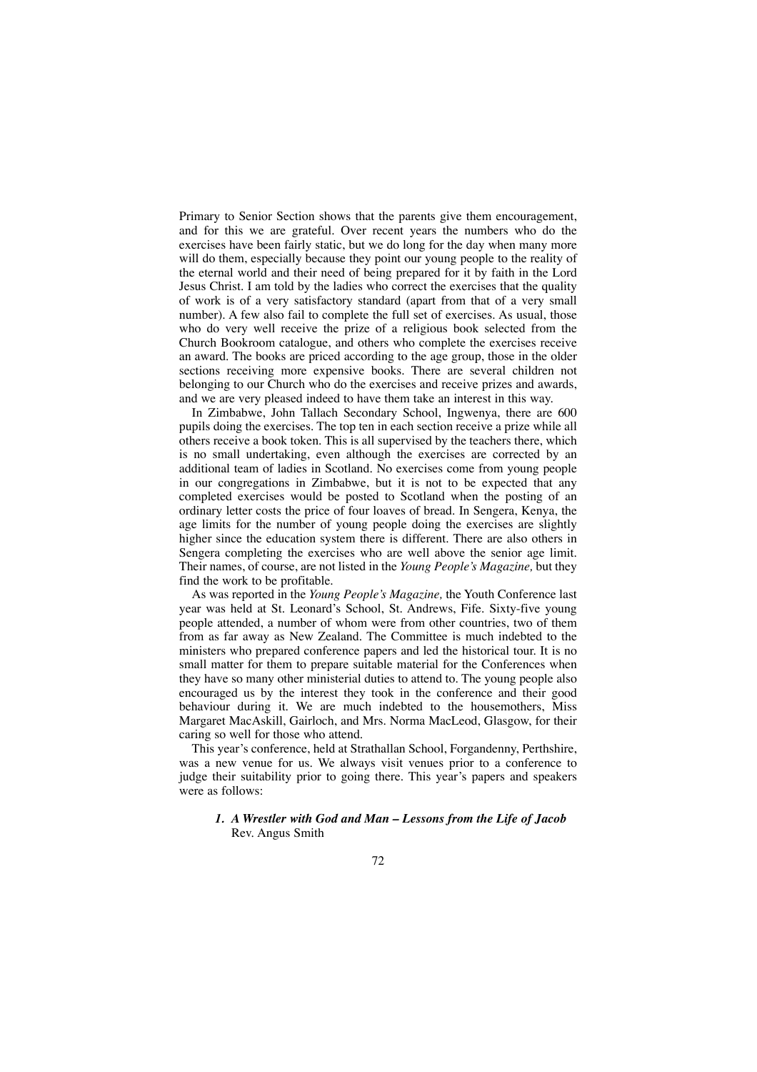Primary to Senior Section shows that the parents give them encouragement, and for this we are grateful. Over recent years the numbers who do the exercises have been fairly static, but we do long for the day when many more will do them, especially because they point our young people to the reality of the eternal world and their need of being prepared for it by faith in the Lord Jesus Christ. I am told by the ladies who correct the exercises that the quality of work is of a very satisfactory standard (apart from that of a very small number). A few also fail to complete the full set of exercises. As usual, those who do very well receive the prize of a religious book selected from the Church Bookroom catalogue, and others who complete the exercises receive an award. The books are priced according to the age group, those in the older sections receiving more expensive books. There are several children not belonging to our Church who do the exercises and receive prizes and awards, and we are very pleased indeed to have them take an interest in this way.

In Zimbabwe, John Tallach Secondary School, Ingwenya, there are 600 pupils doing the exercises. The top ten in each section receive a prize while all others receive a book token. This is all supervised by the teachers there, which is no small undertaking, even although the exercises are corrected by an additional team of ladies in Scotland. No exercises come from young people in our congregations in Zimbabwe, but it is not to be expected that any completed exercises would be posted to Scotland when the posting of an ordinary letter costs the price of four loaves of bread. In Sengera, Kenya, the age limits for the number of young people doing the exercises are slightly higher since the education system there is different. There are also others in Sengera completing the exercises who are well above the senior age limit. Their names, of course, are not listed in the *Young People's Magazine,* but they find the work to be profitable.

As was reported in the *Young People's Magazine,* the Youth Conference last year was held at St. Leonard's School, St. Andrews, Fife. Sixty-five young people attended, a number of whom were from other countries, two of them from as far away as New Zealand. The Committee is much indebted to the ministers who prepared conference papers and led the historical tour. It is no small matter for them to prepare suitable material for the Conferences when they have so many other ministerial duties to attend to. The young people also encouraged us by the interest they took in the conference and their good behaviour during it. We are much indebted to the housemothers, Miss Margaret MacAskill, Gairloch, and Mrs. Norma MacLeod, Glasgow, for their caring so well for those who attend.

This year's conference, held at Strathallan School, Forgandenny, Perthshire, was a new venue for us. We always visit venues prior to a conference to judge their suitability prior to going there. This year's papers and speakers were as follows:

1. ***A Wrestler with God and Man – Lessons from the Life of Jacob***
   Rev. Angus Smith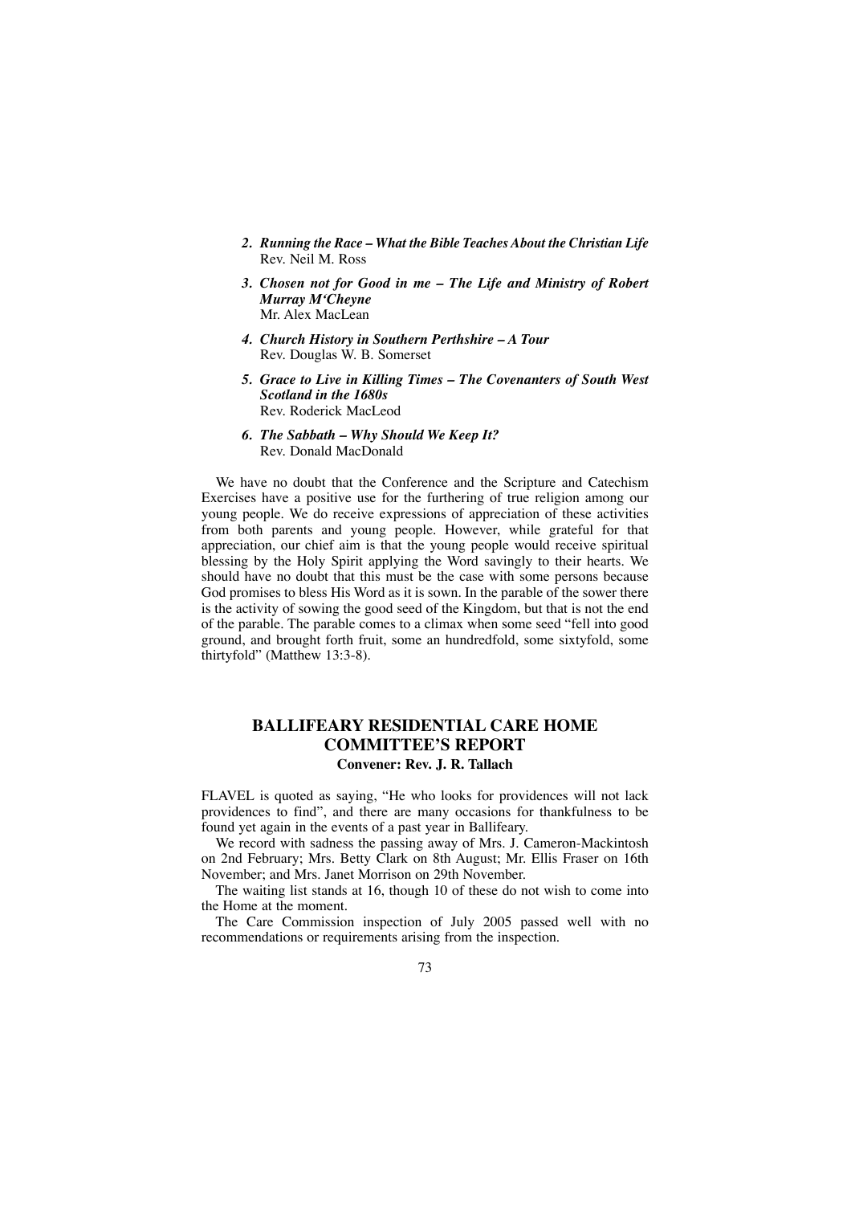2. ***Running the Race – What the Bible Teaches About the Christian Life***
   Rev. Neil M. Ross

3. ***Chosen not for Good in me – The Life and Ministry of Robert Murray M'Cheyne***
   Mr. Alex MacLean

4. ***Church History in Southern Perthshire – A Tour***
   Rev. Douglas W. B. Somerset

5. ***Grace to Live in Killing Times – The Covenanters of South West Scotland in the 1680s***
   Rev. Roderick MacLeod

6. ***The Sabbath – Why Should We Keep It?***
   Rev. Donald MacDonald

We have no doubt that the Conference and the Scripture and Catechism Exercises have a positive use for the furthering of true religion among our young people. We do receive expressions of appreciation of these activities from both parents and young people. However, while grateful for that appreciation, our chief aim is that the young people would receive spiritual blessing by the Holy Spirit applying the Word savingly to their hearts. We should have no doubt that this must be the case with some persons because God promises to bless His Word as it is sown. In the parable of the sower there is the activity of sowing the good seed of the Kingdom, but that is not the end of the parable. The parable comes to a climax when some seed "fell into good ground, and brought forth fruit, some an hundredfold, some sixtyfold, some thirtyfold" (Matthew 13:3-8).

## BALLIFEARY RESIDENTIAL CARE HOME COMMITTEE'S REPORT

**Convener: Rev. J. R. Tallach**

FLAVEL is quoted as saying, "He who looks for providences will not lack providences to find", and there are many occasions for thankfulness to be found yet again in the events of a past year in Ballifeary.

We record with sadness the passing away of Mrs. J. Cameron-Mackintosh on 2nd February; Mrs. Betty Clark on 8th August; Mr. Ellis Fraser on 16th November; and Mrs. Janet Morrison on 29th November.

The waiting list stands at 16, though 10 of these do not wish to come into the Home at the moment.

The Care Commission inspection of July 2005 passed well with no recommendations or requirements arising from the inspection.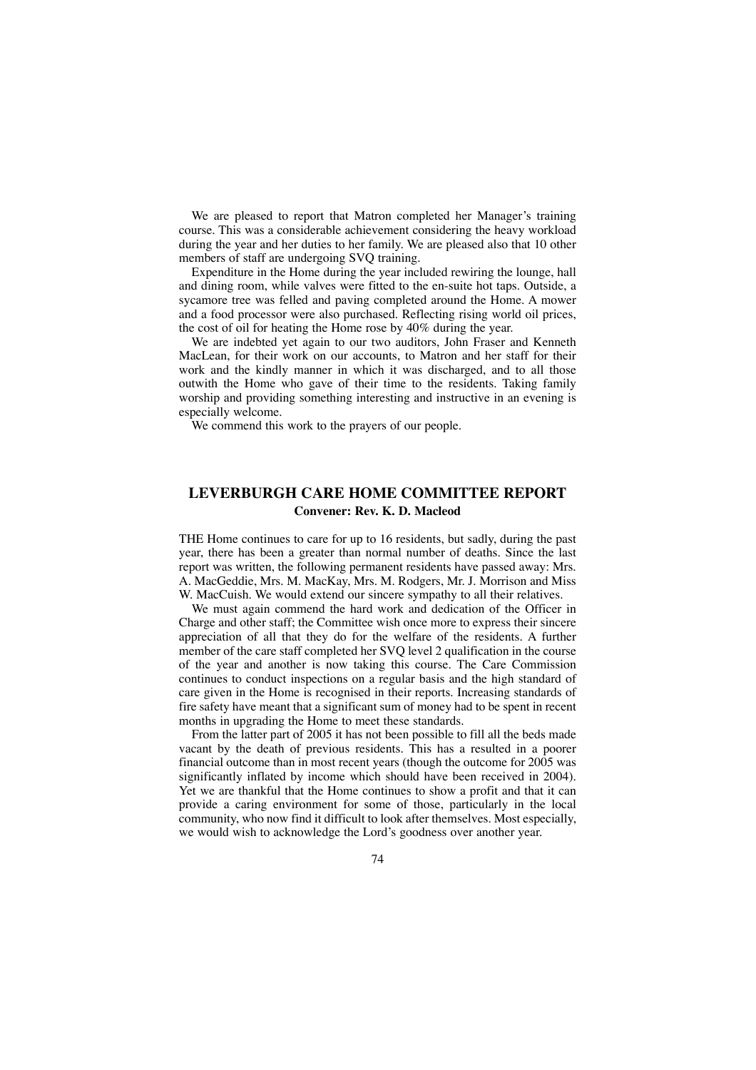We are pleased to report that Matron completed her Manager's training course. This was a considerable achievement considering the heavy workload during the year and her duties to her family. We are pleased also that 10 other members of staff are undergoing SVQ training.

Expenditure in the Home during the year included rewiring the lounge, hall and dining room, while valves were fitted to the en-suite hot taps. Outside, a sycamore tree was felled and paving completed around the Home. A mower and a food processor were also purchased. Reflecting rising world oil prices, the cost of oil for heating the Home rose by 40% during the year.

We are indebted yet again to our two auditors, John Fraser and Kenneth MacLean, for their work on our accounts, to Matron and her staff for their work and the kindly manner in which it was discharged, and to all those outwith the Home who gave of their time to the residents. Taking family worship and providing something interesting and instructive in an evening is especially welcome.

We commend this work to the prayers of our people.

## LEVERBURGH CARE HOME COMMITTEE REPORT

**Convener: Rev. K. D. Macleod**

THE Home continues to care for up to 16 residents, but sadly, during the past year, there has been a greater than normal number of deaths. Since the last report was written, the following permanent residents have passed away: Mrs. A. MacGeddie, Mrs. M. MacKay, Mrs. M. Rodgers, Mr. J. Morrison and Miss W. MacCuish. We would extend our sincere sympathy to all their relatives.

We must again commend the hard work and dedication of the Officer in Charge and other staff; the Committee wish once more to express their sincere appreciation of all that they do for the welfare of the residents. A further member of the care staff completed her SVQ level 2 qualification in the course of the year and another is now taking this course. The Care Commission continues to conduct inspections on a regular basis and the high standard of care given in the Home is recognised in their reports. Increasing standards of fire safety have meant that a significant sum of money had to be spent in recent months in upgrading the Home to meet these standards.

From the latter part of 2005 it has not been possible to fill all the beds made vacant by the death of previous residents. This has a resulted in a poorer financial outcome than in most recent years (though the outcome for 2005 was significantly inflated by income which should have been received in 2004). Yet we are thankful that the Home continues to show a profit and that it can provide a caring environment for some of those, particularly in the local community, who now find it difficult to look after themselves. Most especially, we would wish to acknowledge the Lord's goodness over another year.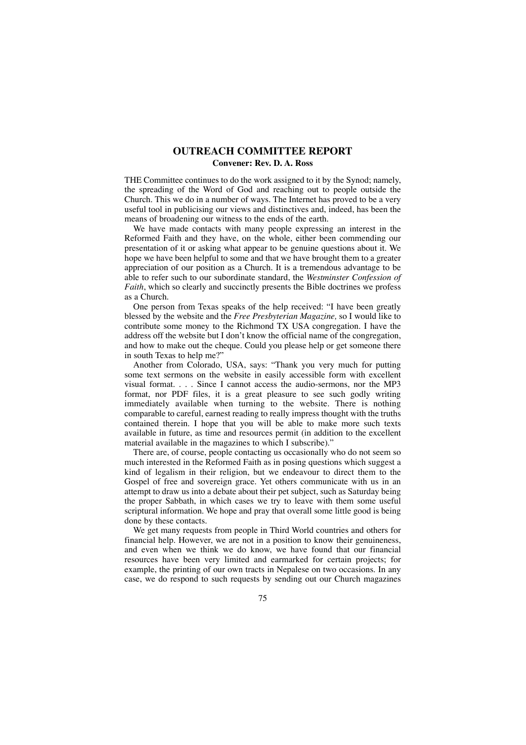## OUTREACH COMMITTEE REPORT

**Convener: Rev. D. A. Ross**

THE Committee continues to do the work assigned to it by the Synod; namely, the spreading of the Word of God and reaching out to people outside the Church. This we do in a number of ways. The Internet has proved to be a very useful tool in publicising our views and distinctives and, indeed, has been the means of broadening our witness to the ends of the earth.

We have made contacts with many people expressing an interest in the Reformed Faith and they have, on the whole, either been commending our presentation of it or asking what appear to be genuine questions about it. We hope we have been helpful to some and that we have brought them to a greater appreciation of our position as a Church. It is a tremendous advantage to be able to refer such to our subordinate standard, the *Westminster Confession of Faith*, which so clearly and succinctly presents the Bible doctrines we profess as a Church.

One person from Texas speaks of the help received: "I have been greatly blessed by the website and the *Free Presbyterian Magazine,* so I would like to contribute some money to the Richmond TX USA congregation. I have the address off the website but I don't know the official name of the congregation, and how to make out the cheque. Could you please help or get someone there in south Texas to help me?"

Another from Colorado, USA, says: "Thank you very much for putting some text sermons on the website in easily accessible form with excellent visual format. . . . Since I cannot access the audio-sermons, nor the MP3 format, nor PDF files, it is a great pleasure to see such godly writing immediately available when turning to the website. There is nothing comparable to careful, earnest reading to really impress thought with the truths contained therein. I hope that you will be able to make more such texts available in future, as time and resources permit (in addition to the excellent material available in the magazines to which I subscribe)."

There are, of course, people contacting us occasionally who do not seem so much interested in the Reformed Faith as in posing questions which suggest a kind of legalism in their religion, but we endeavour to direct them to the Gospel of free and sovereign grace. Yet others communicate with us in an attempt to draw us into a debate about their pet subject, such as Saturday being the proper Sabbath, in which cases we try to leave with them some useful scriptural information. We hope and pray that overall some little good is being done by these contacts.

We get many requests from people in Third World countries and others for financial help. However, we are not in a position to know their genuineness, and even when we think we do know, we have found that our financial resources have been very limited and earmarked for certain projects; for example, the printing of our own tracts in Nepalese on two occasions. In any case, we do respond to such requests by sending out our Church magazines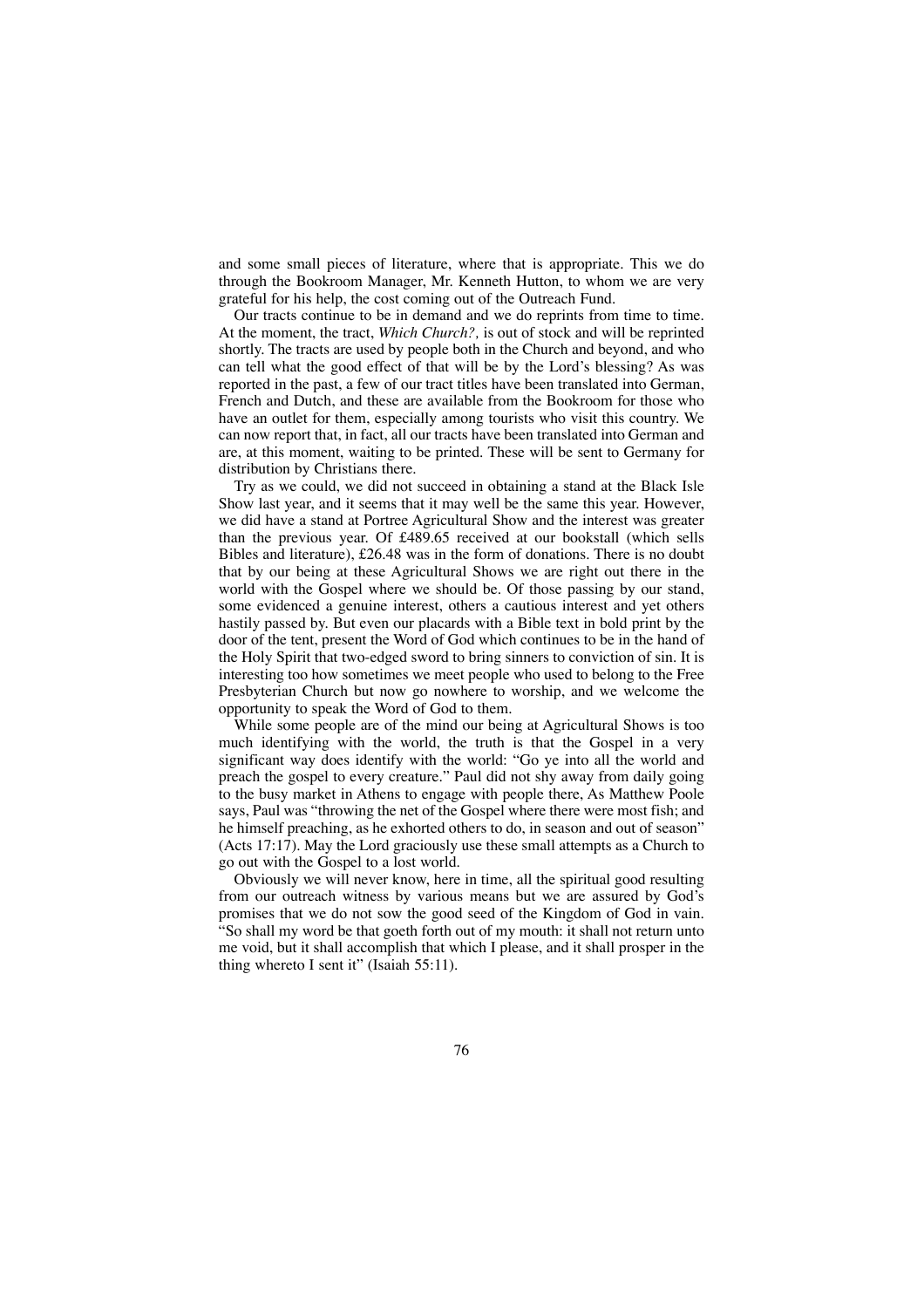and some small pieces of literature, where that is appropriate. This we do through the Bookroom Manager, Mr. Kenneth Hutton, to whom we are very grateful for his help, the cost coming out of the Outreach Fund.

Our tracts continue to be in demand and we do reprints from time to time. At the moment, the tract, *Which Church?,* is out of stock and will be reprinted shortly. The tracts are used by people both in the Church and beyond, and who can tell what the good effect of that will be by the Lord's blessing? As was reported in the past, a few of our tract titles have been translated into German, French and Dutch, and these are available from the Bookroom for those who have an outlet for them, especially among tourists who visit this country. We can now report that, in fact, all our tracts have been translated into German and are, at this moment, waiting to be printed. These will be sent to Germany for distribution by Christians there.

Try as we could, we did not succeed in obtaining a stand at the Black Isle Show last year, and it seems that it may well be the same this year. However, we did have a stand at Portree Agricultural Show and the interest was greater than the previous year. Of £489.65 received at our bookstall (which sells Bibles and literature), £26.48 was in the form of donations. There is no doubt that by our being at these Agricultural Shows we are right out there in the world with the Gospel where we should be. Of those passing by our stand, some evidenced a genuine interest, others a cautious interest and yet others hastily passed by. But even our placards with a Bible text in bold print by the door of the tent, present the Word of God which continues to be in the hand of the Holy Spirit that two-edged sword to bring sinners to conviction of sin. It is interesting too how sometimes we meet people who used to belong to the Free Presbyterian Church but now go nowhere to worship, and we welcome the opportunity to speak the Word of God to them.

While some people are of the mind our being at Agricultural Shows is too much identifying with the world, the truth is that the Gospel in a very significant way does identify with the world: "Go ye into all the world and preach the gospel to every creature." Paul did not shy away from daily going to the busy market in Athens to engage with people there, As Matthew Poole says, Paul was "throwing the net of the Gospel where there were most fish; and he himself preaching, as he exhorted others to do, in season and out of season" (Acts 17:17). May the Lord graciously use these small attempts as a Church to go out with the Gospel to a lost world.

Obviously we will never know, here in time, all the spiritual good resulting from our outreach witness by various means but we are assured by God's promises that we do not sow the good seed of the Kingdom of God in vain. "So shall my word be that goeth forth out of my mouth: it shall not return unto me void, but it shall accomplish that which I please, and it shall prosper in the thing whereto I sent it" (Isaiah 55:11).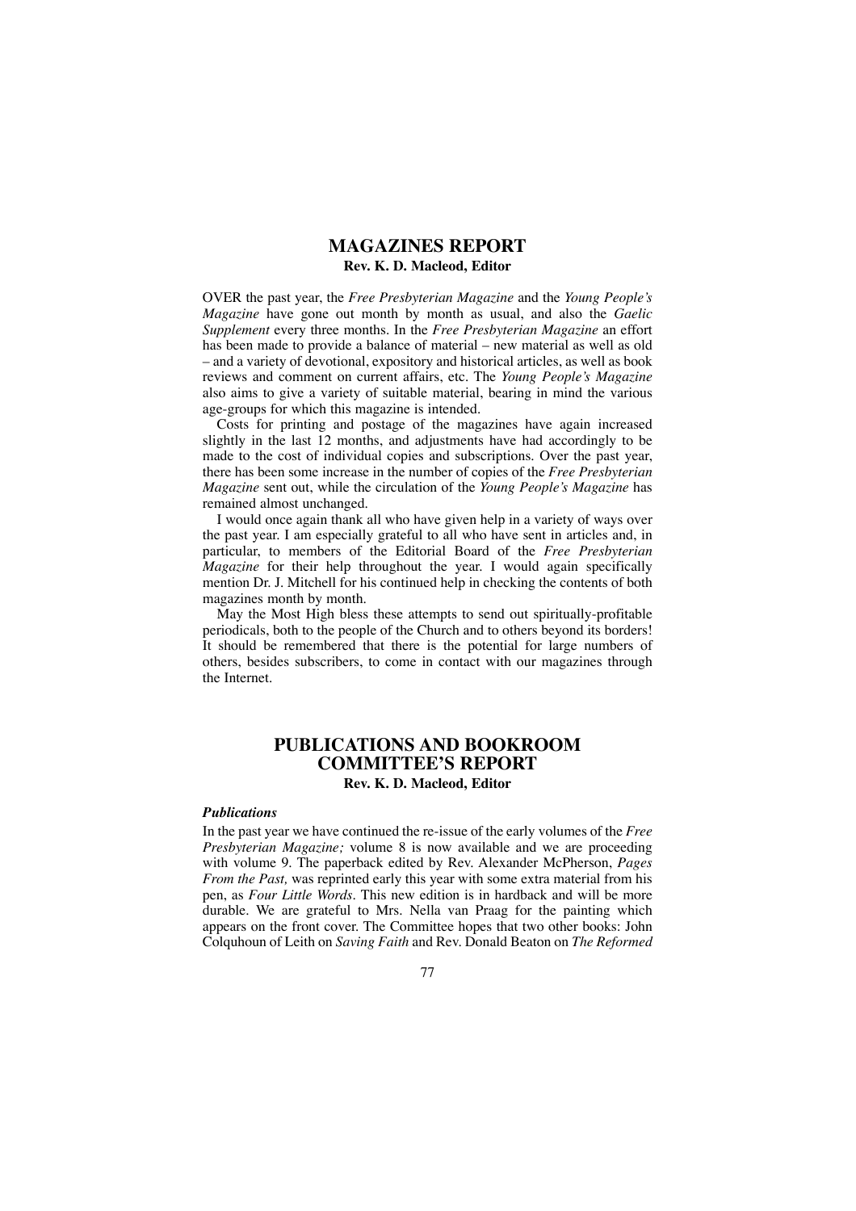## MAGAZINES REPORT

**Rev. K. D. Macleod, Editor**

OVER the past year, the *Free Presbyterian Magazine* and the *Young People's Magazine* have gone out month by month as usual, and also the *Gaelic Supplement* every three months. In the *Free Presbyterian Magazine* an effort has been made to provide a balance of material – new material as well as old – and a variety of devotional, expository and historical articles, as well as book reviews and comment on current affairs, etc. The *Young People's Magazine* also aims to give a variety of suitable material, bearing in mind the various age-groups for which this magazine is intended.

Costs for printing and postage of the magazines have again increased slightly in the last 12 months, and adjustments have had accordingly to be made to the cost of individual copies and subscriptions. Over the past year, there has been some increase in the number of copies of the *Free Presbyterian Magazine* sent out, while the circulation of the *Young People's Magazine* has remained almost unchanged.

I would once again thank all who have given help in a variety of ways over the past year. I am especially grateful to all who have sent in articles and, in particular, to members of the Editorial Board of the *Free Presbyterian Magazine* for their help throughout the year. I would again specifically mention Dr. J. Mitchell for his continued help in checking the contents of both magazines month by month.

May the Most High bless these attempts to send out spiritually-profitable periodicals, both to the people of the Church and to others beyond its borders! It should be remembered that there is the potential for large numbers of others, besides subscribers, to come in contact with our magazines through the Internet.

## PUBLICATIONS AND BOOKROOM COMMITTEE'S REPORT

**Rev. K. D. Macleod, Editor**

### *Publications*

In the past year we have continued the re-issue of the early volumes of the *Free Presbyterian Magazine;* volume 8 is now available and we are proceeding with volume 9. The paperback edited by Rev. Alexander McPherson, *Pages From the Past,* was reprinted early this year with some extra material from his pen, as *Four Little Words*. This new edition is in hardback and will be more durable. We are grateful to Mrs. Nella van Praag for the painting which appears on the front cover. The Committee hopes that two other books: John Colquhoun of Leith on *Saving Faith* and Rev. Donald Beaton on *The Reformed*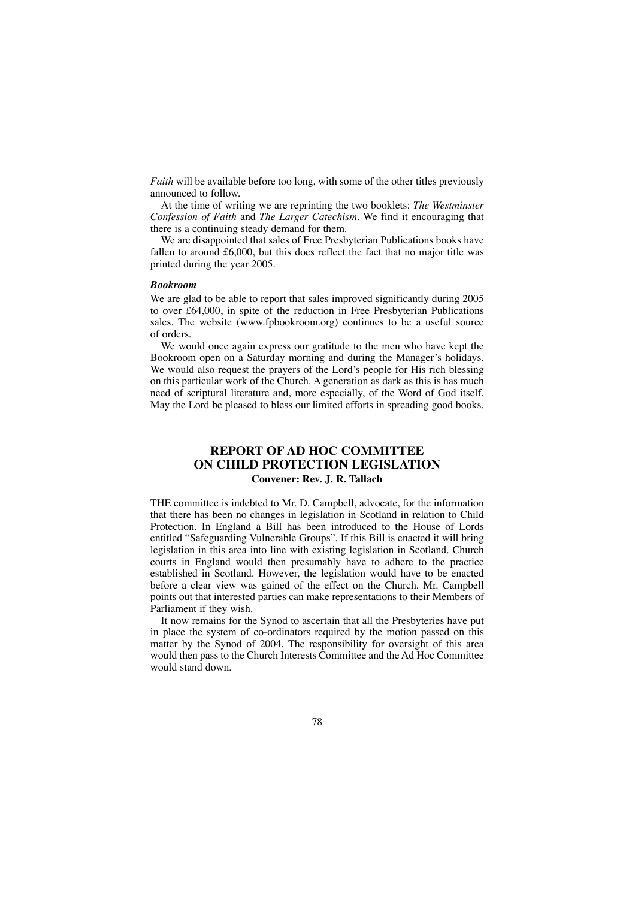*Faith* will be available before too long, with some of the other titles previously announced to follow.

At the time of writing we are reprinting the two booklets: *The Westminster Confession of Faith* and *The Larger Catechism*. We find it encouraging that there is a continuing steady demand for them.

We are disappointed that sales of Free Presbyterian Publications books have fallen to around £6,000, but this does reflect the fact that no major title was printed during the year 2005.

#### *Bookroom*

We are glad to be able to report that sales improved significantly during 2005 to over £64,000, in spite of the reduction in Free Presbyterian Publications sales. The website (www.fpbookroom.org) continues to be a useful source of orders.

We would once again express our gratitude to the men who have kept the Bookroom open on a Saturday morning and during the Manager's holidays. We would also request the prayers of the Lord's people for His rich blessing on this particular work of the Church. A generation as dark as this is has much need of scriptural literature and, more especially, of the Word of God itself. May the Lord be pleased to bless our limited efforts in spreading good books.

## REPORT OF AD HOC COMMITTEE ON CHILD PROTECTION LEGISLATION

**Convener: Rev. J. R. Tallach**

THE committee is indebted to Mr. D. Campbell, advocate, for the information that there has been no changes in legislation in Scotland in relation to Child Protection. In England a Bill has been introduced to the House of Lords entitled "Safeguarding Vulnerable Groups". If this Bill is enacted it will bring legislation in this area into line with existing legislation in Scotland. Church courts in England would then presumably have to adhere to the practice established in Scotland. However, the legislation would have to be enacted before a clear view was gained of the effect on the Church. Mr. Campbell points out that interested parties can make representations to their Members of Parliament if they wish.

It now remains for the Synod to ascertain that all the Presbyteries have put in place the system of co-ordinators required by the motion passed on this matter by the Synod of 2004. The responsibility for oversight of this area would then pass to the Church Interests Committee and the Ad Hoc Committee would stand down.